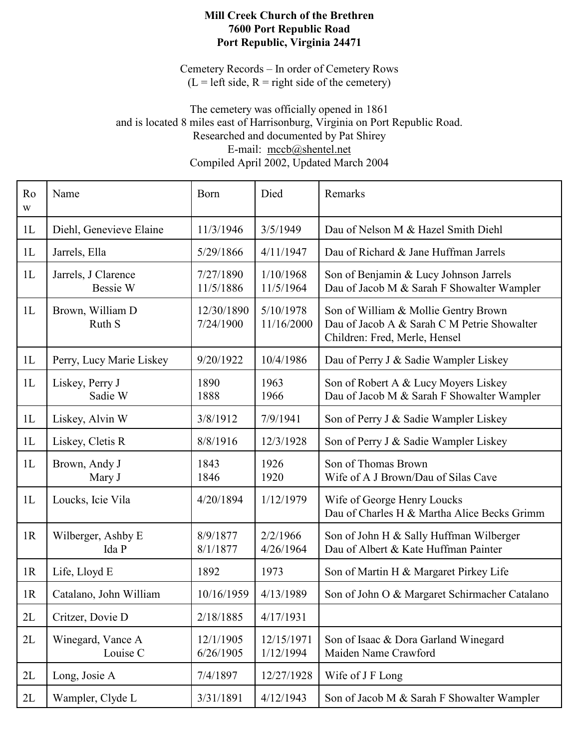**Mill Creek Church of the Brethren**
**7600 Port Republic Road**
**Port Republic, Virginia 24471**

Cemetery Records – In order of Cemetery Rows
(L = left side, R = right side of the cemetery)

The cemetery was officially opened in 1861
and is located 8 miles east of Harrisonburg, Virginia on Port Republic Road.
Researched and documented by Pat Shirey
E-mail: mccb@shentel.net
Compiled April 2002, Updated March 2004

| Row | Name | Born | Died | Remarks |
|---|---|---|---|---|
| 1L | Diehl, Genevieve Elaine | 11/3/1946 | 3/5/1949 | Dau of Nelson M & Hazel Smith Diehl |
| 1L | Jarrels, Ella | 5/29/1866 | 4/11/1947 | Dau of Richard & Jane Huffman Jarrels |
| 1L | Jarrels, J Clarence<br>Bessie W | 7/27/1890<br>11/5/1886 | 1/10/1968<br>11/5/1964 | Son of Benjamin & Lucy Johnson Jarrels<br>Dau of Jacob M & Sarah F Showalter Wampler |
| 1L | Brown, William D<br>Ruth S | 12/30/1890<br>7/24/1900 | 5/10/1978<br>11/16/2000 | Son of William & Mollie Gentry Brown<br>Dau of Jacob A & Sarah C M Petrie Showalter<br>Children: Fred, Merle, Hensel |
| 1L | Perry, Lucy Marie Liskey | 9/20/1922 | 10/4/1986 | Dau of Perry J & Sadie Wampler Liskey |
| 1L | Liskey, Perry J<br>Sadie W | 1890<br>1888 | 1963<br>1966 | Son of Robert A & Lucy Moyers Liskey<br>Dau of Jacob M & Sarah F Showalter Wampler |
| 1L | Liskey, Alvin W | 3/8/1912 | 7/9/1941 | Son of Perry J & Sadie Wampler Liskey |
| 1L | Liskey, Cletis R | 8/8/1916 | 12/3/1928 | Son of Perry J & Sadie Wampler Liskey |
| 1L | Brown, Andy J<br>Mary J | 1843<br>1846 | 1926<br>1920 | Son of Thomas Brown<br>Wife of A J Brown/Dau of Silas Cave |
| 1L | Loucks, Icie Vila | 4/20/1894 | 1/12/1979 | Wife of George Henry Loucks<br>Dau of Charles H & Martha Alice Becks Grimm |
| 1R | Wilberger, Ashby E<br>Ida P | 8/9/1877<br>8/1/1877 | 2/2/1966<br>4/26/1964 | Son of John H & Sally Huffman Wilberger<br>Dau of Albert & Kate Huffman Painter |
| 1R | Life, Lloyd E | 1892 | 1973 | Son of Martin H & Margaret Pirkey Life |
| 1R | Catalano, John William | 10/16/1959 | 4/13/1989 | Son of John O & Margaret Schirmacher Catalano |
| 2L | Critzer, Dovie D | 2/18/1885 | 4/17/1931 | |
| 2L | Winegard, Vance A<br>Louise C | 12/1/1905<br>6/26/1905 | 12/15/1971<br>1/12/1994 | Son of Isaac & Dora Garland Winegard<br>Maiden Name Crawford |
| 2L | Long, Josie A | 7/4/1897 | 12/27/1928 | Wife of J F Long |
| 2L | Wampler, Clyde L | 3/31/1891 | 4/12/1943 | Son of Jacob M & Sarah F Showalter Wampler |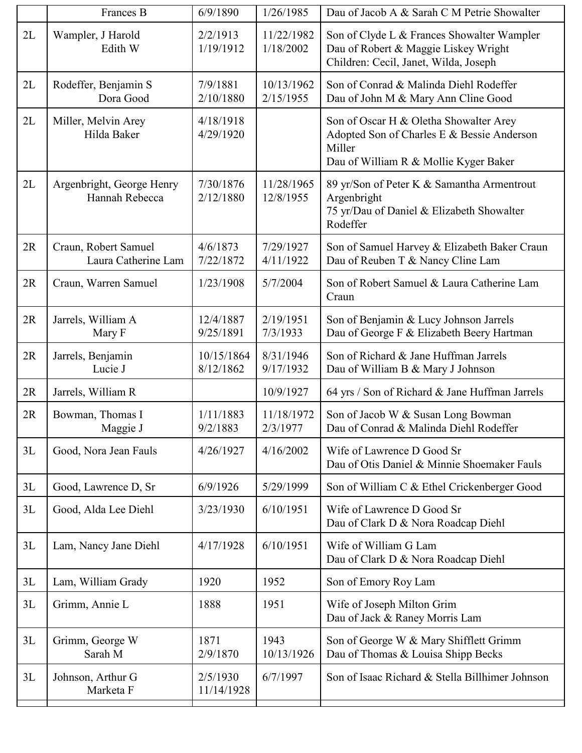| | | | | |
|---|---|---|---|---|
| | Frances B | 6/9/1890 | 1/26/1985 | Dau of Jacob A & Sarah C M Petrie Showalter |
| 2L | Wampler, J Harold<br>Edith W | 2/2/1913<br>1/19/1912 | 11/22/1982<br>1/18/2002 | Son of Clyde L & Frances Showalter Wampler<br>Dau of Robert & Maggie Liskey Wright<br>Children: Cecil, Janet, Wilda, Joseph |
| 2L | Rodeffer, Benjamin S<br>Dora Good | 7/9/1881<br>2/10/1880 | 10/13/1962<br>2/15/1955 | Son of Conrad & Malinda Diehl Rodeffer<br>Dau of John M & Mary Ann Cline Good |
| 2L | Miller, Melvin Arey<br>Hilda Baker | 4/18/1918<br>4/29/1920 | | Son of Oscar H & Oletha Showalter Arey<br>Adopted Son of Charles E & Bessie Anderson Miller<br>Dau of William R & Mollie Kyger Baker |
| 2L | Argenbright, George Henry<br>Hannah Rebecca | 7/30/1876<br>2/12/1880 | 11/28/1965<br>12/8/1955 | 89 yr/Son of Peter K & Samantha Armentrout Argenbright<br>75 yr/Dau of Daniel & Elizabeth Showalter Rodeffer |
| 2R | Craun, Robert Samuel<br>Laura Catherine Lam | 4/6/1873<br>7/22/1872 | 7/29/1927<br>4/11/1922 | Son of Samuel Harvey & Elizabeth Baker Craun<br>Dau of Reuben T & Nancy Cline Lam |
| 2R | Craun, Warren Samuel | 1/23/1908 | 5/7/2004 | Son of Robert Samuel & Laura Catherine Lam Craun |
| 2R | Jarrels, William A<br>Mary F | 12/4/1887<br>9/25/1891 | 2/19/1951<br>7/3/1933 | Son of Benjamin & Lucy Johnson Jarrels<br>Dau of George F & Elizabeth Beery Hartman |
| 2R | Jarrels, Benjamin<br>Lucie J | 10/15/1864<br>8/12/1862 | 8/31/1946<br>9/17/1932 | Son of Richard & Jane Huffman Jarrels<br>Dau of William B & Mary J Johnson |
| 2R | Jarrels, William R | | 10/9/1927 | 64 yrs / Son of Richard & Jane Huffman Jarrels |
| 2R | Bowman, Thomas I<br>Maggie J | 1/11/1883<br>9/2/1883 | 11/18/1972<br>2/3/1977 | Son of Jacob W & Susan Long Bowman<br>Dau of Conrad & Malinda Diehl Rodeffer |
| 3L | Good, Nora Jean Fauls | 4/26/1927 | 4/16/2002 | Wife of Lawrence D Good Sr<br>Dau of Otis Daniel & Minnie Shoemaker Fauls |
| 3L | Good, Lawrence D, Sr | 6/9/1926 | 5/29/1999 | Son of William C & Ethel Crickenberger Good |
| 3L | Good, Alda Lee Diehl | 3/23/1930 | 6/10/1951 | Wife of Lawrence D Good Sr<br>Dau of Clark D & Nora Roadcap Diehl |
| 3L | Lam, Nancy Jane Diehl | 4/17/1928 | 6/10/1951 | Wife of William G Lam<br>Dau of Clark D & Nora Roadcap Diehl |
| 3L | Lam, William Grady | 1920 | 1952 | Son of Emory Roy Lam |
| 3L | Grimm, Annie L | 1888 | 1951 | Wife of Joseph Milton Grim<br>Dau of Jack & Raney Morris Lam |
| 3L | Grimm, George W<br>Sarah M | 1871<br>2/9/1870 | 1943<br>10/13/1926 | Son of George W & Mary Shifflett Grimm<br>Dau of Thomas & Louisa Shipp Becks |
| 3L | Johnson, Arthur G<br>Marketa F | 2/5/1930<br>11/14/1928 | 6/7/1997 | Son of Isaac Richard & Stella Billhimer Johnson |
| | | | | |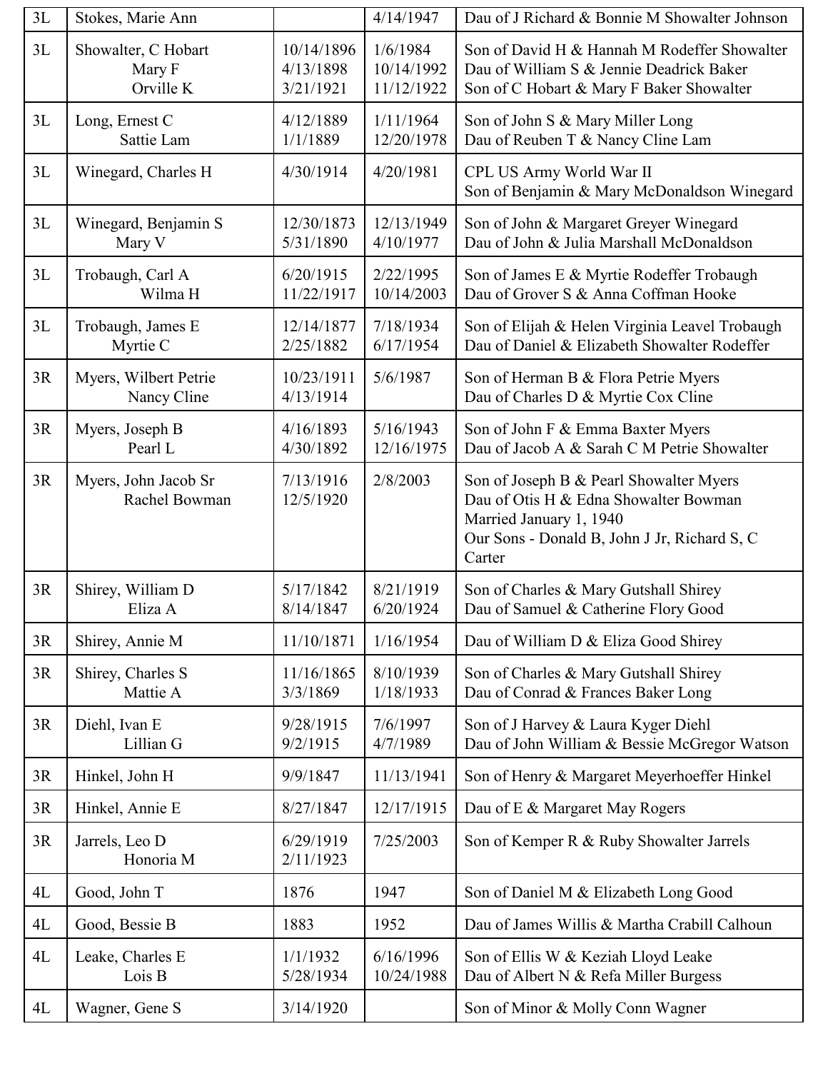| | | | | |
|---|---|---|---|---|
| 3L | Stokes, Marie Ann | | 4/14/1947 | Dau of J Richard & Bonnie M Showalter Johnson |
| 3L | Showalter, C Hobart<br>Mary F<br>Orville K | 10/14/1896<br>4/13/1898<br>3/21/1921 | 1/6/1984<br>10/14/1992<br>11/12/1922 | Son of David H & Hannah M Rodeffer Showalter<br>Dau of William S & Jennie Deadrick Baker<br>Son of C Hobart & Mary F Baker Showalter |
| 3L | Long, Ernest C<br>Sattie Lam | 4/12/1889<br>1/1/1889 | 1/11/1964<br>12/20/1978 | Son of John S & Mary Miller Long<br>Dau of Reuben T & Nancy Cline Lam |
| 3L | Winegard, Charles H | 4/30/1914 | 4/20/1981 | CPL US Army World War II<br>Son of Benjamin & Mary McDonaldson Winegard |
| 3L | Winegard, Benjamin S<br>Mary V | 12/30/1873<br>5/31/1890 | 12/13/1949<br>4/10/1977 | Son of John & Margaret Greyer Winegard<br>Dau of John & Julia Marshall McDonaldson |
| 3L | Trobaugh, Carl A<br>Wilma H | 6/20/1915<br>11/22/1917 | 2/22/1995<br>10/14/2003 | Son of James E & Myrtie Rodeffer Trobaugh<br>Dau of Grover S & Anna Coffman Hooke |
| 3L | Trobaugh, James E<br>Myrtie C | 12/14/1877<br>2/25/1882 | 7/18/1934<br>6/17/1954 | Son of Elijah & Helen Virginia Leavel Trobaugh<br>Dau of Daniel & Elizabeth Showalter Rodeffer |
| 3R | Myers, Wilbert Petrie<br>Nancy Cline | 10/23/1911<br>4/13/1914 | 5/6/1987 | Son of Herman B & Flora Petrie Myers<br>Dau of Charles D & Myrtie Cox Cline |
| 3R | Myers, Joseph B<br>Pearl L | 4/16/1893<br>4/30/1892 | 5/16/1943<br>12/16/1975 | Son of John F & Emma Baxter Myers<br>Dau of Jacob A & Sarah C M Petrie Showalter |
| 3R | Myers, John Jacob Sr<br>Rachel Bowman | 7/13/1916<br>12/5/1920 | 2/8/2003 | Son of Joseph B & Pearl Showalter Myers<br>Dau of Otis H & Edna Showalter Bowman<br>Married January 1, 1940<br>Our Sons - Donald B, John J Jr, Richard S, C Carter |
| 3R | Shirey, William D<br>Eliza A | 5/17/1842<br>8/14/1847 | 8/21/1919<br>6/20/1924 | Son of Charles & Mary Gutshall Shirey<br>Dau of Samuel & Catherine Flory Good |
| 3R | Shirey, Annie M | 11/10/1871 | 1/16/1954 | Dau of William D & Eliza Good Shirey |
| 3R | Shirey, Charles S<br>Mattie A | 11/16/1865<br>3/3/1869 | 8/10/1939<br>1/18/1933 | Son of Charles & Mary Gutshall Shirey<br>Dau of Conrad & Frances Baker Long |
| 3R | Diehl, Ivan E<br>Lillian G | 9/28/1915<br>9/2/1915 | 7/6/1997<br>4/7/1989 | Son of J Harvey & Laura Kyger Diehl<br>Dau of John William & Bessie McGregor Watson |
| 3R | Hinkel, John H | 9/9/1847 | 11/13/1941 | Son of Henry & Margaret Meyerhoeffer Hinkel |
| 3R | Hinkel, Annie E | 8/27/1847 | 12/17/1915 | Dau of E & Margaret May Rogers |
| 3R | Jarrels, Leo D<br>Honoria M | 6/29/1919<br>2/11/1923 | 7/25/2003 | Son of Kemper R & Ruby Showalter Jarrels |
| 4L | Good, John T | 1876 | 1947 | Son of Daniel M & Elizabeth Long Good |
| 4L | Good, Bessie B | 1883 | 1952 | Dau of James Willis & Martha Crabill Calhoun |
| 4L | Leake, Charles E<br>Lois B | 1/1/1932<br>5/28/1934 | 6/16/1996<br>10/24/1988 | Son of Ellis W & Keziah Lloyd Leake<br>Dau of Albert N & Refa Miller Burgess |
| 4L | Wagner, Gene S | 3/14/1920 | | Son of Minor & Molly Conn Wagner |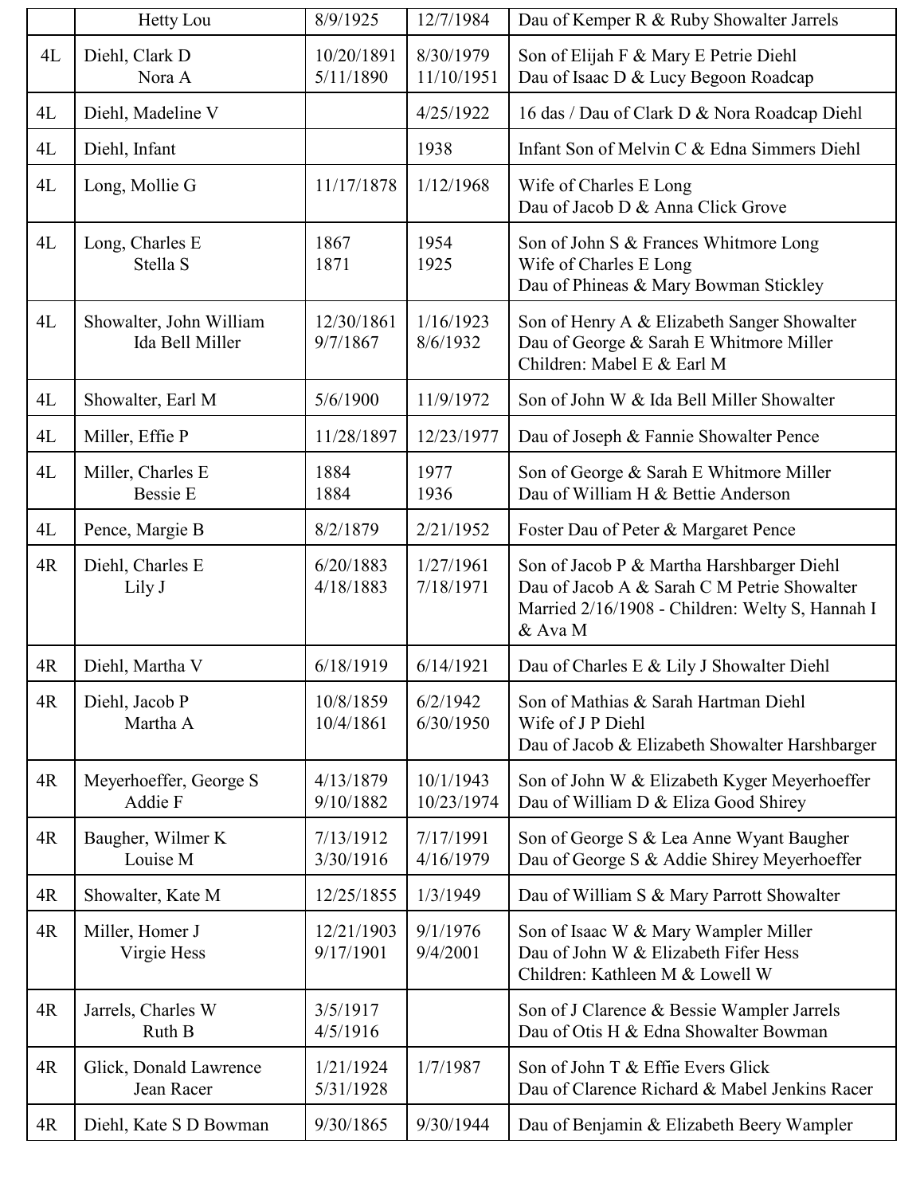| | Name | Born | Died | Notes |
|---|---|---|---|---|
| | Hetty Lou | 8/9/1925 | 12/7/1984 | Dau of Kemper R & Ruby Showalter Jarrels |
| 4L | Diehl, Clark D<br>Nora A | 10/20/1891<br>5/11/1890 | 8/30/1979<br>11/10/1951 | Son of Elijah F & Mary E Petrie Diehl<br>Dau of Isaac D & Lucy Begoon Roadcap |
| 4L | Diehl, Madeline V | | 4/25/1922 | 16 das / Dau of Clark D & Nora Roadcap Diehl |
| 4L | Diehl, Infant | | 1938 | Infant Son of Melvin C & Edna Simmers Diehl |
| 4L | Long, Mollie G | 11/17/1878 | 1/12/1968 | Wife of Charles E Long<br>Dau of Jacob D & Anna Click Grove |
| 4L | Long, Charles E<br>Stella S | 1867<br>1871 | 1954<br>1925 | Son of John S & Frances Whitmore Long<br>Wife of Charles E Long<br>Dau of Phineas & Mary Bowman Stickley |
| 4L | Showalter, John William<br>Ida Bell Miller | 12/30/1861<br>9/7/1867 | 1/16/1923<br>8/6/1932 | Son of Henry A & Elizabeth Sanger Showalter<br>Dau of George & Sarah E Whitmore Miller<br>Children: Mabel E & Earl M |
| 4L | Showalter, Earl M | 5/6/1900 | 11/9/1972 | Son of John W & Ida Bell Miller Showalter |
| 4L | Miller, Effie P | 11/28/1897 | 12/23/1977 | Dau of Joseph & Fannie Showalter Pence |
| 4L | Miller, Charles E<br>Bessie E | 1884<br>1884 | 1977<br>1936 | Son of George & Sarah E Whitmore Miller<br>Dau of William H & Bettie Anderson |
| 4L | Pence, Margie B | 8/2/1879 | 2/21/1952 | Foster Dau of Peter & Margaret Pence |
| 4R | Diehl, Charles E<br>Lily J | 6/20/1883<br>4/18/1883 | 1/27/1961<br>7/18/1971 | Son of Jacob P & Martha Harshbarger Diehl<br>Dau of Jacob A & Sarah C M Petrie Showalter<br>Married 2/16/1908 - Children: Welty S, Hannah I & Ava M |
| 4R | Diehl, Martha V | 6/18/1919 | 6/14/1921 | Dau of Charles E & Lily J Showalter Diehl |
| 4R | Diehl, Jacob P<br>Martha A | 10/8/1859<br>10/4/1861 | 6/2/1942<br>6/30/1950 | Son of Mathias & Sarah Hartman Diehl<br>Wife of J P Diehl<br>Dau of Jacob & Elizabeth Showalter Harshbarger |
| 4R | Meyerhoeffer, George S<br>Addie F | 4/13/1879<br>9/10/1882 | 10/1/1943<br>10/23/1974 | Son of John W & Elizabeth Kyger Meyerhoeffer<br>Dau of William D & Eliza Good Shirey |
| 4R | Baugher, Wilmer K<br>Louise M | 7/13/1912<br>3/30/1916 | 7/17/1991<br>4/16/1979 | Son of George S & Lea Anne Wyant Baugher<br>Dau of George S & Addie Shirey Meyerhoeffer |
| 4R | Showalter, Kate M | 12/25/1855 | 1/3/1949 | Dau of William S & Mary Parrott Showalter |
| 4R | Miller, Homer J<br>Virgie Hess | 12/21/1903<br>9/17/1901 | 9/1/1976<br>9/4/2001 | Son of Isaac W & Mary Wampler Miller<br>Dau of John W & Elizabeth Fifer Hess<br>Children: Kathleen M & Lowell W |
| 4R | Jarrels, Charles W<br>Ruth B | 3/5/1917<br>4/5/1916 | | Son of J Clarence & Bessie Wampler Jarrels<br>Dau of Otis H & Edna Showalter Bowman |
| 4R | Glick, Donald Lawrence<br>Jean Racer | 1/21/1924<br>5/31/1928 | 1/7/1987 | Son of John T & Effie Evers Glick<br>Dau of Clarence Richard & Mabel Jenkins Racer |
| 4R | Diehl, Kate S D Bowman | 9/30/1865 | 9/30/1944 | Dau of Benjamin & Elizabeth Beery Wampler |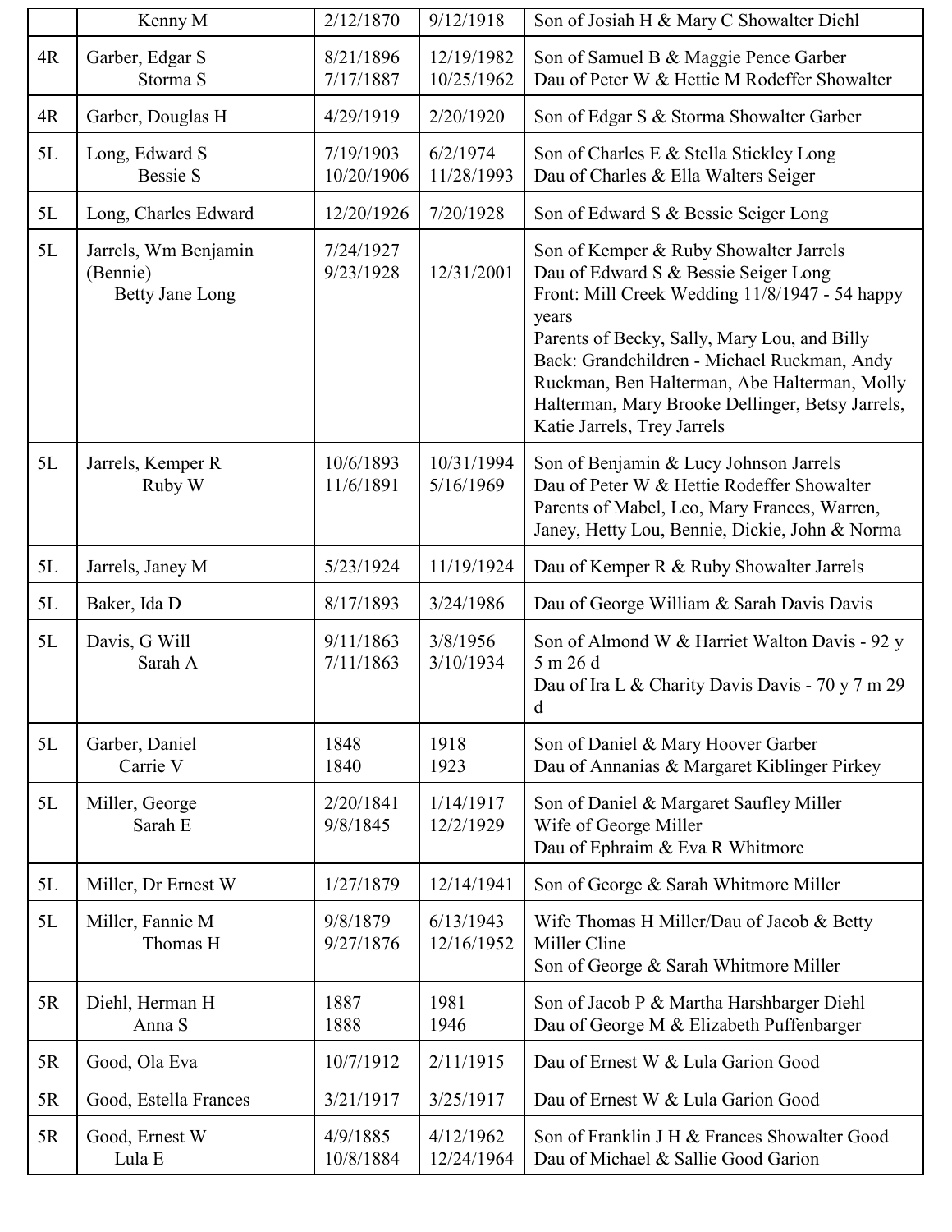| | | | | |
|---|---|---|---|---|
| | Kenny M | 2/12/1870 | 9/12/1918 | Son of Josiah H & Mary C Showalter Diehl |
| 4R | Garber, Edgar S<br>Storma S | 8/21/1896<br>7/17/1887 | 12/19/1982<br>10/25/1962 | Son of Samuel B & Maggie Pence Garber<br>Dau of Peter W & Hettie M Rodeffer Showalter |
| 4R | Garber, Douglas H | 4/29/1919 | 2/20/1920 | Son of Edgar S & Storma Showalter Garber |
| 5L | Long, Edward S<br>Bessie S | 7/19/1903<br>10/20/1906 | 6/2/1974<br>11/28/1993 | Son of Charles E & Stella Stickley Long<br>Dau of Charles & Ella Walters Seiger |
| 5L | Long, Charles Edward | 12/20/1926 | 7/20/1928 | Son of Edward S & Bessie Seiger Long |
| 5L | Jarrels, Wm Benjamin (Bennie)<br>Betty Jane Long | 7/24/1927<br>9/23/1928 | 12/31/2001 | Son of Kemper & Ruby Showalter Jarrels<br>Dau of Edward S & Bessie Seiger Long<br>Front: Mill Creek Wedding 11/8/1947 - 54 happy years<br>Parents of Becky, Sally, Mary Lou, and Billy<br>Back: Grandchildren - Michael Ruckman, Andy Ruckman, Ben Halterman, Abe Halterman, Molly Halterman, Mary Brooke Dellinger, Betsy Jarrels, Katie Jarrels, Trey Jarrels |
| 5L | Jarrels, Kemper R<br>Ruby W | 10/6/1893<br>11/6/1891 | 10/31/1994<br>5/16/1969 | Son of Benjamin & Lucy Johnson Jarrels<br>Dau of Peter W & Hettie Rodeffer Showalter<br>Parents of Mabel, Leo, Mary Frances, Warren, Janey, Hetty Lou, Bennie, Dickie, John & Norma |
| 5L | Jarrels, Janey M | 5/23/1924 | 11/19/1924 | Dau of Kemper R & Ruby Showalter Jarrels |
| 5L | Baker, Ida D | 8/17/1893 | 3/24/1986 | Dau of George William & Sarah Davis Davis |
| 5L | Davis, G Will<br>Sarah A | 9/11/1863<br>7/11/1863 | 3/8/1956<br>3/10/1934 | Son of Almond W & Harriet Walton Davis - 92 y 5 m 26 d<br>Dau of Ira L & Charity Davis Davis - 70 y 7 m 29 d |
| 5L | Garber, Daniel<br>Carrie V | 1848<br>1840 | 1918<br>1923 | Son of Daniel & Mary Hoover Garber<br>Dau of Annanias & Margaret Kiblinger Pirkey |
| 5L | Miller, George<br>Sarah E | 2/20/1841<br>9/8/1845 | 1/14/1917<br>12/2/1929 | Son of Daniel & Margaret Saufley Miller<br>Wife of George Miller<br>Dau of Ephraim & Eva R Whitmore |
| 5L | Miller, Dr Ernest W | 1/27/1879 | 12/14/1941 | Son of George & Sarah Whitmore Miller |
| 5L | Miller, Fannie M<br>Thomas H | 9/8/1879<br>9/27/1876 | 6/13/1943<br>12/16/1952 | Wife Thomas H Miller/Dau of Jacob & Betty Miller Cline<br>Son of George & Sarah Whitmore Miller |
| 5R | Diehl, Herman H<br>Anna S | 1887<br>1888 | 1981<br>1946 | Son of Jacob P & Martha Harshbarger Diehl<br>Dau of George M & Elizabeth Puffenbarger |
| 5R | Good, Ola Eva | 10/7/1912 | 2/11/1915 | Dau of Ernest W & Lula Garion Good |
| 5R | Good, Estella Frances | 3/21/1917 | 3/25/1917 | Dau of Ernest W & Lula Garion Good |
| 5R | Good, Ernest W<br>Lula E | 4/9/1885<br>10/8/1884 | 4/12/1962<br>12/24/1964 | Son of Franklin J H & Frances Showalter Good<br>Dau of Michael & Sallie Good Garion |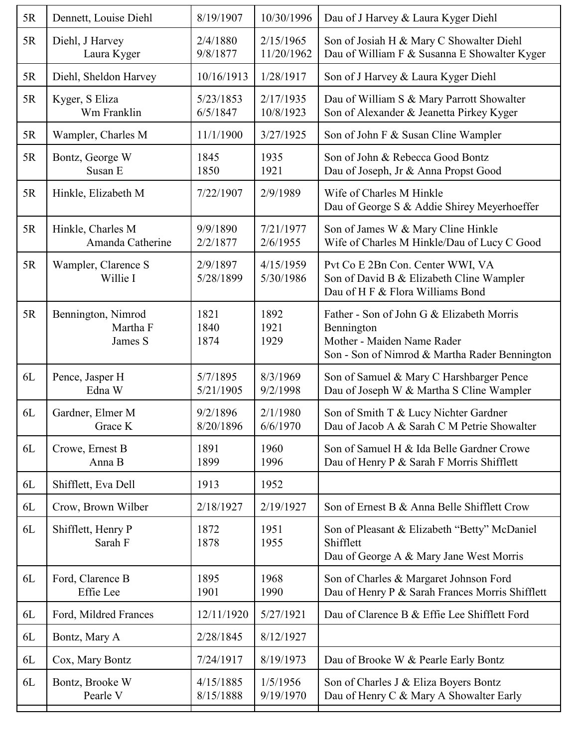| | | | | |
|---|---|---|---|---|
| 5R | Dennett, Louise Diehl | 8/19/1907 | 10/30/1996 | Dau of J Harvey & Laura Kyger Diehl |
| 5R | Diehl, J Harvey<br>Laura Kyger | 2/4/1880<br>9/8/1877 | 2/15/1965<br>11/20/1962 | Son of Josiah H & Mary C Showalter Diehl<br>Dau of William F & Susanna E Showalter Kyger |
| 5R | Diehl, Sheldon Harvey | 10/16/1913 | 1/28/1917 | Son of J Harvey & Laura Kyger Diehl |
| 5R | Kyger, S Eliza<br>Wm Franklin | 5/23/1853<br>6/5/1847 | 2/17/1935<br>10/8/1923 | Dau of William S & Mary Parrott Showalter<br>Son of Alexander & Jeanetta Pirkey Kyger |
| 5R | Wampler, Charles M | 11/1/1900 | 3/27/1925 | Son of John F & Susan Cline Wampler |
| 5R | Bontz, George W<br>Susan E | 1845<br>1850 | 1935<br>1921 | Son of John & Rebecca Good Bontz<br>Dau of Joseph, Jr & Anna Propst Good |
| 5R | Hinkle, Elizabeth M | 7/22/1907 | 2/9/1989 | Wife of Charles M Hinkle<br>Dau of George S & Addie Shirey Meyerhoeffer |
| 5R | Hinkle, Charles M<br>Amanda Catherine | 9/9/1890<br>2/2/1877 | 7/21/1977<br>2/6/1955 | Son of James W & Mary Cline Hinkle<br>Wife of Charles M Hinkle/Dau of Lucy C Good |
| 5R | Wampler, Clarence S<br>Willie I | 2/9/1897<br>5/28/1899 | 4/15/1959<br>5/30/1986 | Pvt Co E 2Bn Con. Center WWI, VA<br>Son of David B & Elizabeth Cline Wampler<br>Dau of H F & Flora Williams Bond |
| 5R | Bennington, Nimrod<br>Martha F<br>James S | 1821<br>1840<br>1874 | 1892<br>1921<br>1929 | Father - Son of John G & Elizabeth Morris Bennington<br>Mother - Maiden Name Rader<br>Son - Son of Nimrod & Martha Rader Bennington |
| 6L | Pence, Jasper H<br>Edna W | 5/7/1895<br>5/21/1905 | 8/3/1969<br>9/2/1998 | Son of Samuel & Mary C Harshbarger Pence<br>Dau of Joseph W & Martha S Cline Wampler |
| 6L | Gardner, Elmer M<br>Grace K | 9/2/1896<br>8/20/1896 | 2/1/1980<br>6/6/1970 | Son of Smith T & Lucy Nichter Gardner<br>Dau of Jacob A & Sarah C M Petrie Showalter |
| 6L | Crowe, Ernest B<br>Anna B | 1891<br>1899 | 1960<br>1996 | Son of Samuel H & Ida Belle Gardner Crowe<br>Dau of Henry P & Sarah F Morris Shifflett |
| 6L | Shifflett, Eva Dell | 1913 | 1952 | |
| 6L | Crow, Brown Wilber | 2/18/1927 | 2/19/1927 | Son of Ernest B & Anna Belle Shifflett Crow |
| 6L | Shifflett, Henry P<br>Sarah F | 1872<br>1878 | 1951<br>1955 | Son of Pleasant & Elizabeth "Betty" McDaniel Shifflett<br>Dau of George A & Mary Jane West Morris |
| 6L | Ford, Clarence B<br>Effie Lee | 1895<br>1901 | 1968<br>1990 | Son of Charles & Margaret Johnson Ford<br>Dau of Henry P & Sarah Frances Morris Shifflett |
| 6L | Ford, Mildred Frances | 12/11/1920 | 5/27/1921 | Dau of Clarence B & Effie Lee Shifflett Ford |
| 6L | Bontz, Mary A | 2/28/1845 | 8/12/1927 | |
| 6L | Cox, Mary Bontz | 7/24/1917 | 8/19/1973 | Dau of Brooke W & Pearle Early Bontz |
| 6L | Bontz, Brooke W<br>Pearle V | 4/15/1885<br>8/15/1888 | 1/5/1956<br>9/19/1970 | Son of Charles J & Eliza Boyers Bontz<br>Dau of Henry C & Mary A Showalter Early |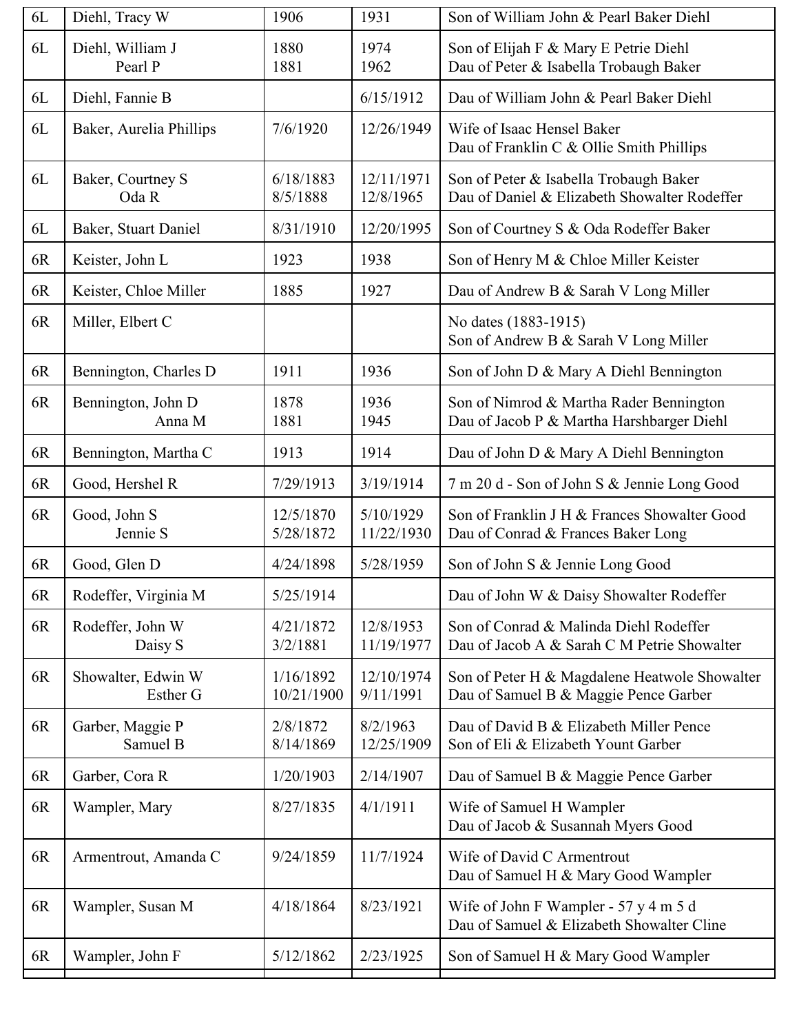| | | | | |
|---|---|---|---|---|
| 6L | Diehl, Tracy W | 1906 | 1931 | Son of William John & Pearl Baker Diehl |
| 6L | Diehl, William J<br>Pearl P | 1880<br>1881 | 1974<br>1962 | Son of Elijah F & Mary E Petrie Diehl<br>Dau of Peter & Isabella Trobaugh Baker |
| 6L | Diehl, Fannie B | | 6/15/1912 | Dau of William John & Pearl Baker Diehl |
| 6L | Baker, Aurelia Phillips | 7/6/1920 | 12/26/1949 | Wife of Isaac Hensel Baker<br>Dau of Franklin C & Ollie Smith Phillips |
| 6L | Baker, Courtney S<br>Oda R | 6/18/1883<br>8/5/1888 | 12/11/1971<br>12/8/1965 | Son of Peter & Isabella Trobaugh Baker<br>Dau of Daniel & Elizabeth Showalter Rodeffer |
| 6L | Baker, Stuart Daniel | 8/31/1910 | 12/20/1995 | Son of Courtney S & Oda Rodeffer Baker |
| 6R | Keister, John L | 1923 | 1938 | Son of Henry M & Chloe Miller Keister |
| 6R | Keister, Chloe Miller | 1885 | 1927 | Dau of Andrew B & Sarah V Long Miller |
| 6R | Miller, Elbert C | | | No dates (1883-1915)<br>Son of Andrew B & Sarah V Long Miller |
| 6R | Bennington, Charles D | 1911 | 1936 | Son of John D & Mary A Diehl Bennington |
| 6R | Bennington, John D<br>Anna M | 1878<br>1881 | 1936<br>1945 | Son of Nimrod & Martha Rader Bennington<br>Dau of Jacob P & Martha Harshbarger Diehl |
| 6R | Bennington, Martha C | 1913 | 1914 | Dau of John D & Mary A Diehl Bennington |
| 6R | Good, Hershel R | 7/29/1913 | 3/19/1914 | 7 m 20 d - Son of John S & Jennie Long Good |
| 6R | Good, John S<br>Jennie S | 12/5/1870<br>5/28/1872 | 5/10/1929<br>11/22/1930 | Son of Franklin J H & Frances Showalter Good<br>Dau of Conrad & Frances Baker Long |
| 6R | Good, Glen D | 4/24/1898 | 5/28/1959 | Son of John S & Jennie Long Good |
| 6R | Rodeffer, Virginia M | 5/25/1914 | | Dau of John W & Daisy Showalter Rodeffer |
| 6R | Rodeffer, John W<br>Daisy S | 4/21/1872<br>3/2/1881 | 12/8/1953<br>11/19/1977 | Son of Conrad & Malinda Diehl Rodeffer<br>Dau of Jacob A & Sarah C M Petrie Showalter |
| 6R | Showalter, Edwin W<br>Esther G | 1/16/1892<br>10/21/1900 | 12/10/1974<br>9/11/1991 | Son of Peter H & Magdalene Heatwole Showalter<br>Dau of Samuel B & Maggie Pence Garber |
| 6R | Garber, Maggie P<br>Samuel B | 2/8/1872<br>8/14/1869 | 8/2/1963<br>12/25/1909 | Dau of David B & Elizabeth Miller Pence<br>Son of Eli & Elizabeth Yount Garber |
| 6R | Garber, Cora R | 1/20/1903 | 2/14/1907 | Dau of Samuel B & Maggie Pence Garber |
| 6R | Wampler, Mary | 8/27/1835 | 4/1/1911 | Wife of Samuel H Wampler<br>Dau of Jacob & Susannah Myers Good |
| 6R | Armentrout, Amanda C | 9/24/1859 | 11/7/1924 | Wife of David C Armentrout<br>Dau of Samuel H & Mary Good Wampler |
| 6R | Wampler, Susan M | 4/18/1864 | 8/23/1921 | Wife of John F Wampler - 57 y 4 m 5 d<br>Dau of Samuel & Elizabeth Showalter Cline |
| 6R | Wampler, John F | 5/12/1862 | 2/23/1925 | Son of Samuel H & Mary Good Wampler |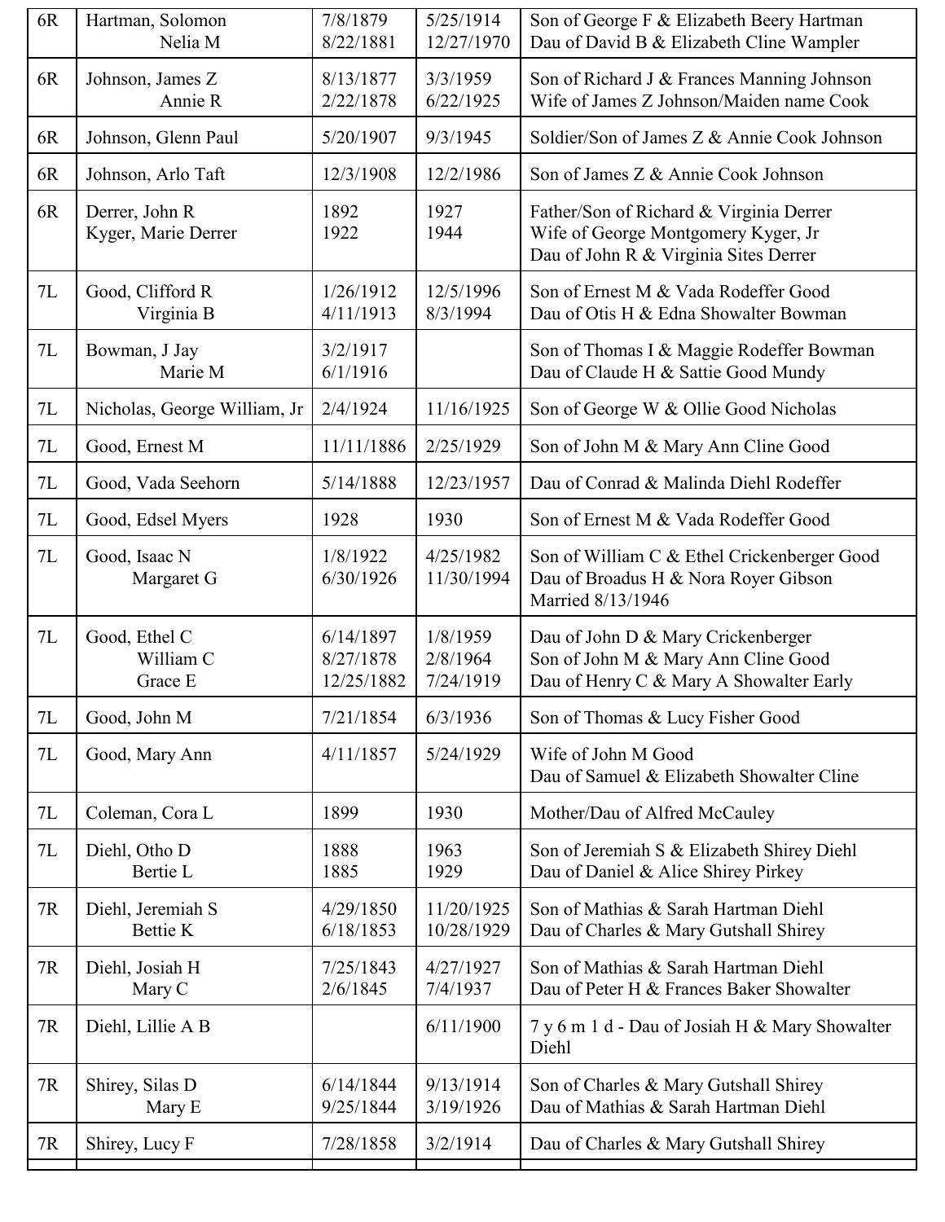| | | | | |
|---|---|---|---|---|
| 6R | Hartman, Solomon<br>Nelia M | 7/8/1879<br>8/22/1881 | 5/25/1914<br>12/27/1970 | Son of George F & Elizabeth Beery Hartman<br>Dau of David B & Elizabeth Cline Wampler |
| 6R | Johnson, James Z<br>Annie R | 8/13/1877<br>2/22/1878 | 3/3/1959<br>6/22/1925 | Son of Richard J & Frances Manning Johnson<br>Wife of James Z Johnson/Maiden name Cook |
| 6R | Johnson, Glenn Paul | 5/20/1907 | 9/3/1945 | Soldier/Son of James Z & Annie Cook Johnson |
| 6R | Johnson, Arlo Taft | 12/3/1908 | 12/2/1986 | Son of James Z & Annie Cook Johnson |
| 6R | Derrer, John R<br>Kyger, Marie Derrer | 1892<br>1922 | 1927<br>1944 | Father/Son of Richard & Virginia Derrer<br>Wife of George Montgomery Kyger, Jr<br>Dau of John R & Virginia Sites Derrer |
| 7L | Good, Clifford R<br>Virginia B | 1/26/1912<br>4/11/1913 | 12/5/1996<br>8/3/1994 | Son of Ernest M & Vada Rodeffer Good<br>Dau of Otis H & Edna Showalter Bowman |
| 7L | Bowman, J Jay<br>Marie M | 3/2/1917<br>6/1/1916 | | Son of Thomas I & Maggie Rodeffer Bowman<br>Dau of Claude H & Sattie Good Mundy |
| 7L | Nicholas, George William, Jr | 2/4/1924 | 11/16/1925 | Son of George W & Ollie Good Nicholas |
| 7L | Good, Ernest M | 11/11/1886 | 2/25/1929 | Son of John M & Mary Ann Cline Good |
| 7L | Good, Vada Seehorn | 5/14/1888 | 12/23/1957 | Dau of Conrad & Malinda Diehl Rodeffer |
| 7L | Good, Edsel Myers | 1928 | 1930 | Son of Ernest M & Vada Rodeffer Good |
| 7L | Good, Isaac N<br>Margaret G | 1/8/1922<br>6/30/1926 | 4/25/1982<br>11/30/1994 | Son of William C & Ethel Crickenberger Good<br>Dau of Broadus H & Nora Royer Gibson<br>Married 8/13/1946 |
| 7L | Good, Ethel C<br>William C<br>Grace E | 6/14/1897<br>8/27/1878<br>12/25/1882 | 1/8/1959<br>2/8/1964<br>7/24/1919 | Dau of John D & Mary Crickenberger<br>Son of John M & Mary Ann Cline Good<br>Dau of Henry C & Mary A Showalter Early |
| 7L | Good, John M | 7/21/1854 | 6/3/1936 | Son of Thomas & Lucy Fisher Good |
| 7L | Good, Mary Ann | 4/11/1857 | 5/24/1929 | Wife of John M Good<br>Dau of Samuel & Elizabeth Showalter Cline |
| 7L | Coleman, Cora L | 1899 | 1930 | Mother/Dau of Alfred McCauley |
| 7L | Diehl, Otho D<br>Bertie L | 1888<br>1885 | 1963<br>1929 | Son of Jeremiah S & Elizabeth Shirey Diehl<br>Dau of Daniel & Alice Shirey Pirkey |
| 7R | Diehl, Jeremiah S<br>Bettie K | 4/29/1850<br>6/18/1853 | 11/20/1925<br>10/28/1929 | Son of Mathias & Sarah Hartman Diehl<br>Dau of Charles & Mary Gutshall Shirey |
| 7R | Diehl, Josiah H<br>Mary C | 7/25/1843<br>2/6/1845 | 4/27/1927<br>7/4/1937 | Son of Mathias & Sarah Hartman Diehl<br>Dau of Peter H & Frances Baker Showalter |
| 7R | Diehl, Lillie A B | | 6/11/1900 | 7 y 6 m 1 d - Dau of Josiah H & Mary Showalter Diehl |
| 7R | Shirey, Silas D<br>Mary E | 6/14/1844<br>9/25/1844 | 9/13/1914<br>3/19/1926 | Son of Charles & Mary Gutshall Shirey<br>Dau of Mathias & Sarah Hartman Diehl |
| 7R | Shirey, Lucy F | 7/28/1858 | 3/2/1914 | Dau of Charles & Mary Gutshall Shirey |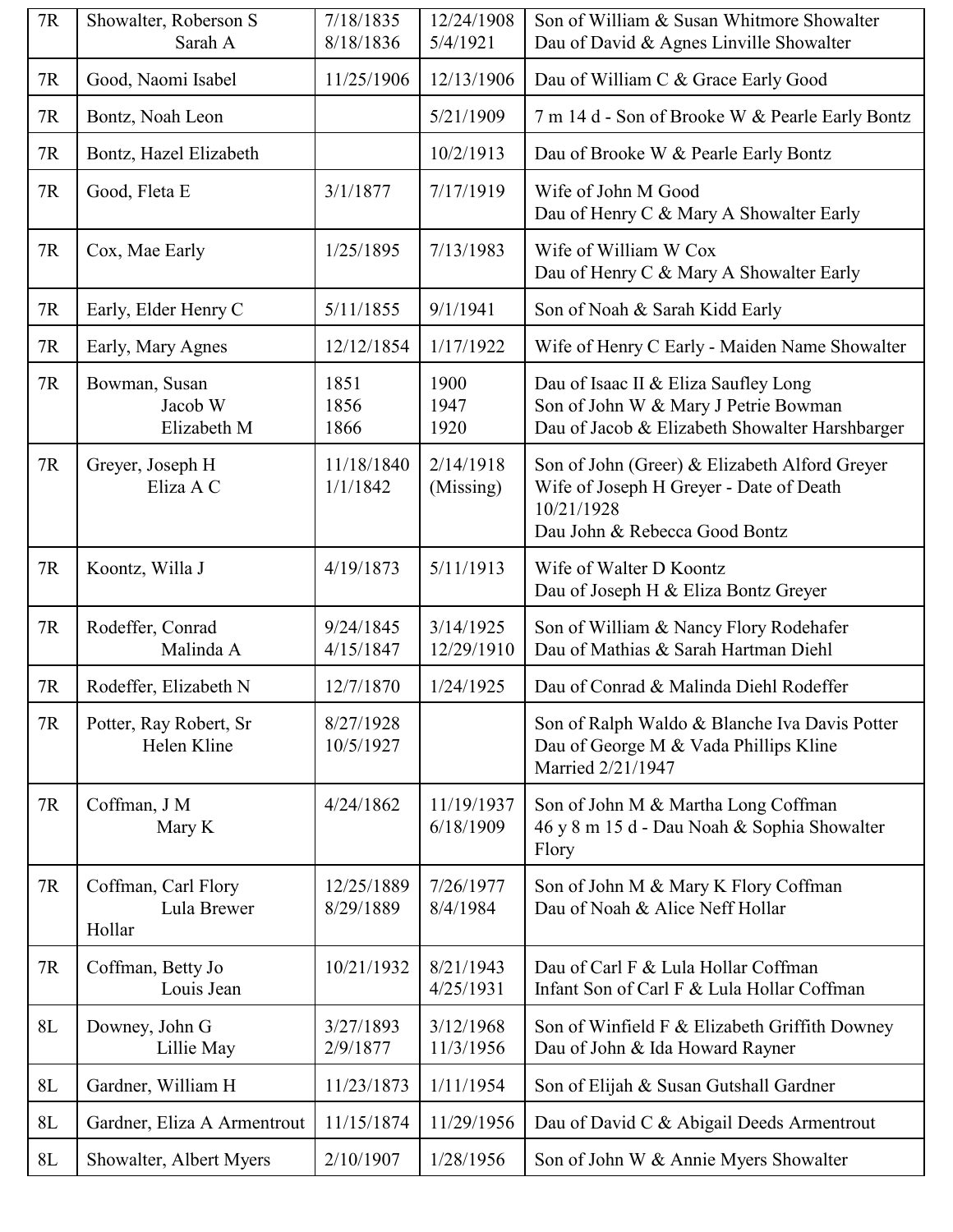| 7R | Showalter, Roberson S<br>Sarah A | 7/18/1835<br>8/18/1836 | 12/24/1908<br>5/4/1921 | Son of William & Susan Whitmore Showalter<br>Dau of David & Agnes Linville Showalter |
|---|---|---|---|---|
| 7R | Good, Naomi Isabel | 11/25/1906 | 12/13/1906 | Dau of William C & Grace Early Good |
| 7R | Bontz, Noah Leon | | 5/21/1909 | 7 m 14 d - Son of Brooke W & Pearle Early Bontz |
| 7R | Bontz, Hazel Elizabeth | | 10/2/1913 | Dau of Brooke W & Pearle Early Bontz |
| 7R | Good, Fleta E | 3/1/1877 | 7/17/1919 | Wife of John M Good<br>Dau of Henry C & Mary A Showalter Early |
| 7R | Cox, Mae Early | 1/25/1895 | 7/13/1983 | Wife of William W Cox<br>Dau of Henry C & Mary A Showalter Early |
| 7R | Early, Elder Henry C | 5/11/1855 | 9/1/1941 | Son of Noah & Sarah Kidd Early |
| 7R | Early, Mary Agnes | 12/12/1854 | 1/17/1922 | Wife of Henry C Early - Maiden Name Showalter |
| 7R | Bowman, Susan<br>Jacob W<br>Elizabeth M | 1851<br>1856<br>1866 | 1900<br>1947<br>1920 | Dau of Isaac II & Eliza Saufley Long<br>Son of John W & Mary J Petrie Bowman<br>Dau of Jacob & Elizabeth Showalter Harshbarger |
| 7R | Greyer, Joseph H<br>Eliza A C | 11/18/1840<br>1/1/1842 | 2/14/1918<br>(Missing) | Son of John (Greer) & Elizabeth Alford Greyer<br>Wife of Joseph H Greyer - Date of Death 10/21/1928<br>Dau John & Rebecca Good Bontz |
| 7R | Koontz, Willa J | 4/19/1873 | 5/11/1913 | Wife of Walter D Koontz<br>Dau of Joseph H & Eliza Bontz Greyer |
| 7R | Rodeffer, Conrad<br>Malinda A | 9/24/1845<br>4/15/1847 | 3/14/1925<br>12/29/1910 | Son of William & Nancy Flory Rodehafer<br>Dau of Mathias & Sarah Hartman Diehl |
| 7R | Rodeffer, Elizabeth N | 12/7/1870 | 1/24/1925 | Dau of Conrad & Malinda Diehl Rodeffer |
| 7R | Potter, Ray Robert, Sr<br>Helen Kline | 8/27/1928<br>10/5/1927 | | Son of Ralph Waldo & Blanche Iva Davis Potter<br>Dau of George M & Vada Phillips Kline<br>Married 2/21/1947 |
| 7R | Coffman, J M<br>Mary K | 4/24/1862 | 11/19/1937<br>6/18/1909 | Son of John M & Martha Long Coffman<br>46 y 8 m 15 d - Dau Noah & Sophia Showalter Flory |
| 7R | Coffman, Carl Flory<br>Lula Brewer Hollar | 12/25/1889<br>8/29/1889 | 7/26/1977<br>8/4/1984 | Son of John M & Mary K Flory Coffman<br>Dau of Noah & Alice Neff Hollar |
| 7R | Coffman, Betty Jo<br>Louis Jean | 10/21/1932 | 8/21/1943<br>4/25/1931 | Dau of Carl F & Lula Hollar Coffman<br>Infant Son of Carl F & Lula Hollar Coffman |
| 8L | Downey, John G<br>Lillie May | 3/27/1893<br>2/9/1877 | 3/12/1968<br>11/3/1956 | Son of Winfield F & Elizabeth Griffith Downey<br>Dau of John & Ida Howard Rayner |
| 8L | Gardner, William H | 11/23/1873 | 1/11/1954 | Son of Elijah & Susan Gutshall Gardner |
| 8L | Gardner, Eliza A Armentrout | 11/15/1874 | 11/29/1956 | Dau of David C & Abigail Deeds Armentrout |
| 8L | Showalter, Albert Myers | 2/10/1907 | 1/28/1956 | Son of John W & Annie Myers Showalter |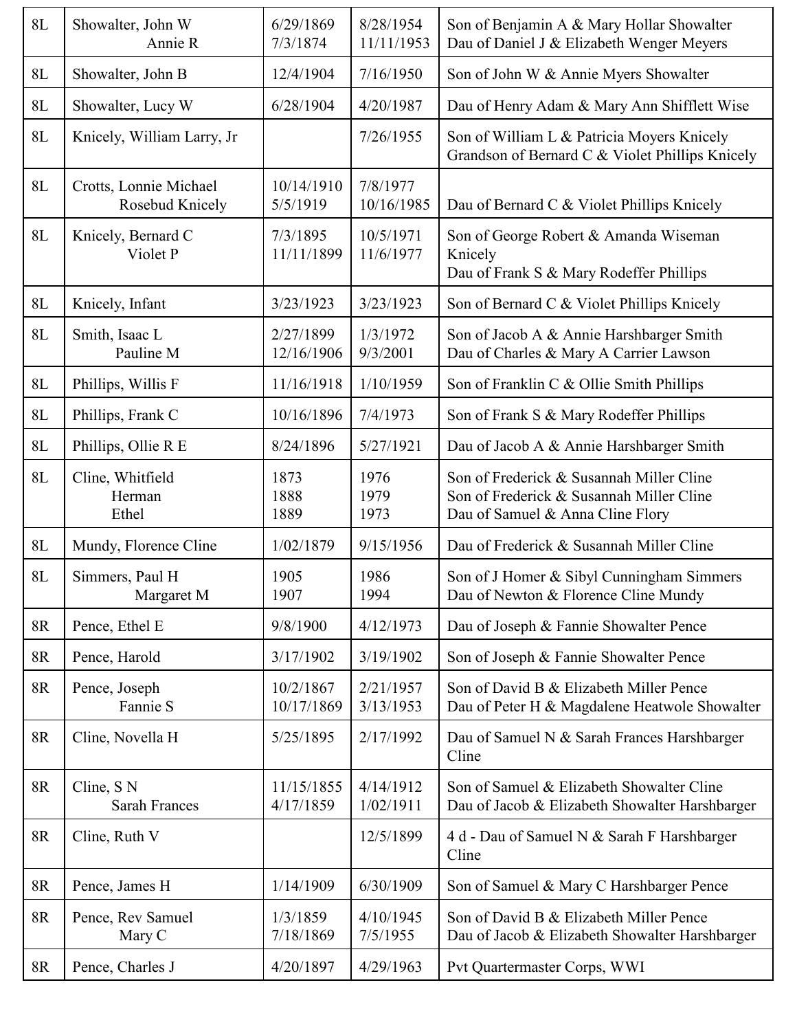| | | | | |
|---|---|---|---|---|
| 8L | Showalter, John W<br>Annie R | 6/29/1869<br>7/3/1874 | 8/28/1954<br>11/11/1953 | Son of Benjamin A & Mary Hollar Showalter<br>Dau of Daniel J & Elizabeth Wenger Meyers |
| 8L | Showalter, John B | 12/4/1904 | 7/16/1950 | Son of John W & Annie Myers Showalter |
| 8L | Showalter, Lucy W | 6/28/1904 | 4/20/1987 | Dau of Henry Adam & Mary Ann Shifflett Wise |
| 8L | Knicely, William Larry, Jr | | 7/26/1955 | Son of William L & Patricia Moyers Knicely<br>Grandson of Bernard C & Violet Phillips Knicely |
| 8L | Crotts, Lonnie Michael<br>Rosebud Knicely | 10/14/1910<br>5/5/1919 | 7/8/1977<br>10/16/1985 | <br>Dau of Bernard C & Violet Phillips Knicely |
| 8L | Knicely, Bernard C<br>Violet P | 7/3/1895<br>11/11/1899 | 10/5/1971<br>11/6/1977 | Son of George Robert & Amanda Wiseman Knicely<br>Dau of Frank S & Mary Rodeffer Phillips |
| 8L | Knicely, Infant | 3/23/1923 | 3/23/1923 | Son of Bernard C & Violet Phillips Knicely |
| 8L | Smith, Isaac L<br>Pauline M | 2/27/1899<br>12/16/1906 | 1/3/1972<br>9/3/2001 | Son of Jacob A & Annie Harshbarger Smith<br>Dau of Charles & Mary A Carrier Lawson |
| 8L | Phillips, Willis F | 11/16/1918 | 1/10/1959 | Son of Franklin C & Ollie Smith Phillips |
| 8L | Phillips, Frank C | 10/16/1896 | 7/4/1973 | Son of Frank S & Mary Rodeffer Phillips |
| 8L | Phillips, Ollie R E | 8/24/1896 | 5/27/1921 | Dau of Jacob A & Annie Harshbarger Smith |
| 8L | Cline, Whitfield<br>Herman<br>Ethel | 1873<br>1888<br>1889 | 1976<br>1979<br>1973 | Son of Frederick & Susannah Miller Cline<br>Son of Frederick & Susannah Miller Cline<br>Dau of Samuel & Anna Cline Flory |
| 8L | Mundy, Florence Cline | 1/02/1879 | 9/15/1956 | Dau of Frederick & Susannah Miller Cline |
| 8L | Simmers, Paul H<br>Margaret M | 1905<br>1907 | 1986<br>1994 | Son of J Homer & Sibyl Cunningham Simmers<br>Dau of Newton & Florence Cline Mundy |
| 8R | Pence, Ethel E | 9/8/1900 | 4/12/1973 | Dau of Joseph & Fannie Showalter Pence |
| 8R | Pence, Harold | 3/17/1902 | 3/19/1902 | Son of Joseph & Fannie Showalter Pence |
| 8R | Pence, Joseph<br>Fannie S | 10/2/1867<br>10/17/1869 | 2/21/1957<br>3/13/1953 | Son of David B & Elizabeth Miller Pence<br>Dau of Peter H & Magdalene Heatwole Showalter |
| 8R | Cline, Novella H | 5/25/1895 | 2/17/1992 | Dau of Samuel N & Sarah Frances Harshbarger Cline |
| 8R | Cline, S N<br>Sarah Frances | 11/15/1855<br>4/17/1859 | 4/14/1912<br>1/02/1911 | Son of Samuel & Elizabeth Showalter Cline<br>Dau of Jacob & Elizabeth Showalter Harshbarger |
| 8R | Cline, Ruth V | | 12/5/1899 | 4 d - Dau of Samuel N & Sarah F Harshbarger Cline |
| 8R | Pence, James H | 1/14/1909 | 6/30/1909 | Son of Samuel & Mary C Harshbarger Pence |
| 8R | Pence, Rev Samuel<br>Mary C | 1/3/1859<br>7/18/1869 | 4/10/1945<br>7/5/1955 | Son of David B & Elizabeth Miller Pence<br>Dau of Jacob & Elizabeth Showalter Harshbarger |
| 8R | Pence, Charles J | 4/20/1897 | 4/29/1963 | Pvt Quartermaster Corps, WWI |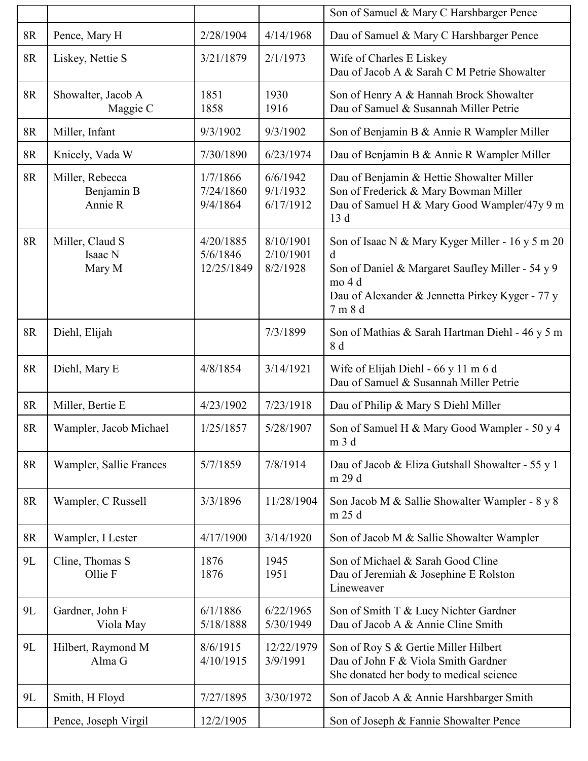| | | | | |
|---|---|---|---|---|
| | | | | Son of Samuel & Mary C Harshbarger Pence |
| 8R | Pence, Mary H | 2/28/1904 | 4/14/1968 | Dau of Samuel & Mary C Harshbarger Pence |
| 8R | Liskey, Nettie S | 3/21/1879 | 2/1/1973 | Wife of Charles E Liskey<br>Dau of Jacob A & Sarah C M Petrie Showalter |
| 8R | Showalter, Jacob A<br>Maggie C | 1851<br>1858 | 1930<br>1916 | Son of Henry A & Hannah Brock Showalter<br>Dau of Samuel & Susannah Miller Petrie |
| 8R | Miller, Infant | 9/3/1902 | 9/3/1902 | Son of Benjamin B & Annie R Wampler Miller |
| 8R | Knicely, Vada W | 7/30/1890 | 6/23/1974 | Dau of Benjamin B & Annie R Wampler Miller |
| 8R | Miller, Rebecca<br>Benjamin B<br>Annie R | 1/7/1866<br>7/24/1860<br>9/4/1864 | 6/6/1942<br>9/1/1932<br>6/17/1912 | Dau of Benjamin & Hettie Showalter Miller<br>Son of Frederick & Mary Bowman Miller<br>Dau of Samuel H & Mary Good Wampler/47y 9 m 13 d |
| 8R | Miller, Claud S<br>Isaac N<br>Mary M | 4/20/1885<br>5/6/1846<br>12/25/1849 | 8/10/1901<br>2/10/1901<br>8/2/1928 | Son of Isaac N & Mary Kyger Miller - 16 y 5 m 20 d<br>Son of Daniel & Margaret Saufley Miller - 54 y 9 mo 4 d<br>Dau of Alexander & Jennetta Pirkey Kyger - 77 y 7 m 8 d |
| 8R | Diehl, Elijah | | 7/3/1899 | Son of Mathias & Sarah Hartman Diehl - 46 y 5 m 8 d |
| 8R | Diehl, Mary E | 4/8/1854 | 3/14/1921 | Wife of Elijah Diehl - 66 y 11 m 6 d<br>Dau of Samuel & Susannah Miller Petrie |
| 8R | Miller, Bertie E | 4/23/1902 | 7/23/1918 | Dau of Philip & Mary S Diehl Miller |
| 8R | Wampler, Jacob Michael | 1/25/1857 | 5/28/1907 | Son of Samuel H & Mary Good Wampler - 50 y 4 m 3 d |
| 8R | Wampler, Sallie Frances | 5/7/1859 | 7/8/1914 | Dau of Jacob & Eliza Gutshall Showalter - 55 y 1 m 29 d |
| 8R | Wampler, C Russell | 3/3/1896 | 11/28/1904 | Son Jacob M & Sallie Showalter Wampler - 8 y 8 m 25 d |
| 8R | Wampler, I Lester | 4/17/1900 | 3/14/1920 | Son of Jacob M & Sallie Showalter Wampler |
| 9L | Cline, Thomas S<br>Ollie F | 1876<br>1876 | 1945<br>1951 | Son of Michael & Sarah Good Cline<br>Dau of Jeremiah & Josephine E Rolston Lineweaver |
| 9L | Gardner, John F<br>Viola May | 6/1/1886<br>5/18/1888 | 6/22/1965<br>5/30/1949 | Son of Smith T & Lucy Nichter Gardner<br>Dau of Jacob A & Annie Cline Smith |
| 9L | Hilbert, Raymond M<br>Alma G | 8/6/1915<br>4/10/1915 | 12/22/1979<br>3/9/1991 | Son of Roy S & Gertie Miller Hilbert<br>Dau of John F & Viola Smith Gardner<br>She donated her body to medical science |
| 9L | Smith, H Floyd | 7/27/1895 | 3/30/1972 | Son of Jacob A & Annie Harshbarger Smith |
| | Pence, Joseph Virgil | 12/2/1905 | | Son of Joseph & Fannie Showalter Pence |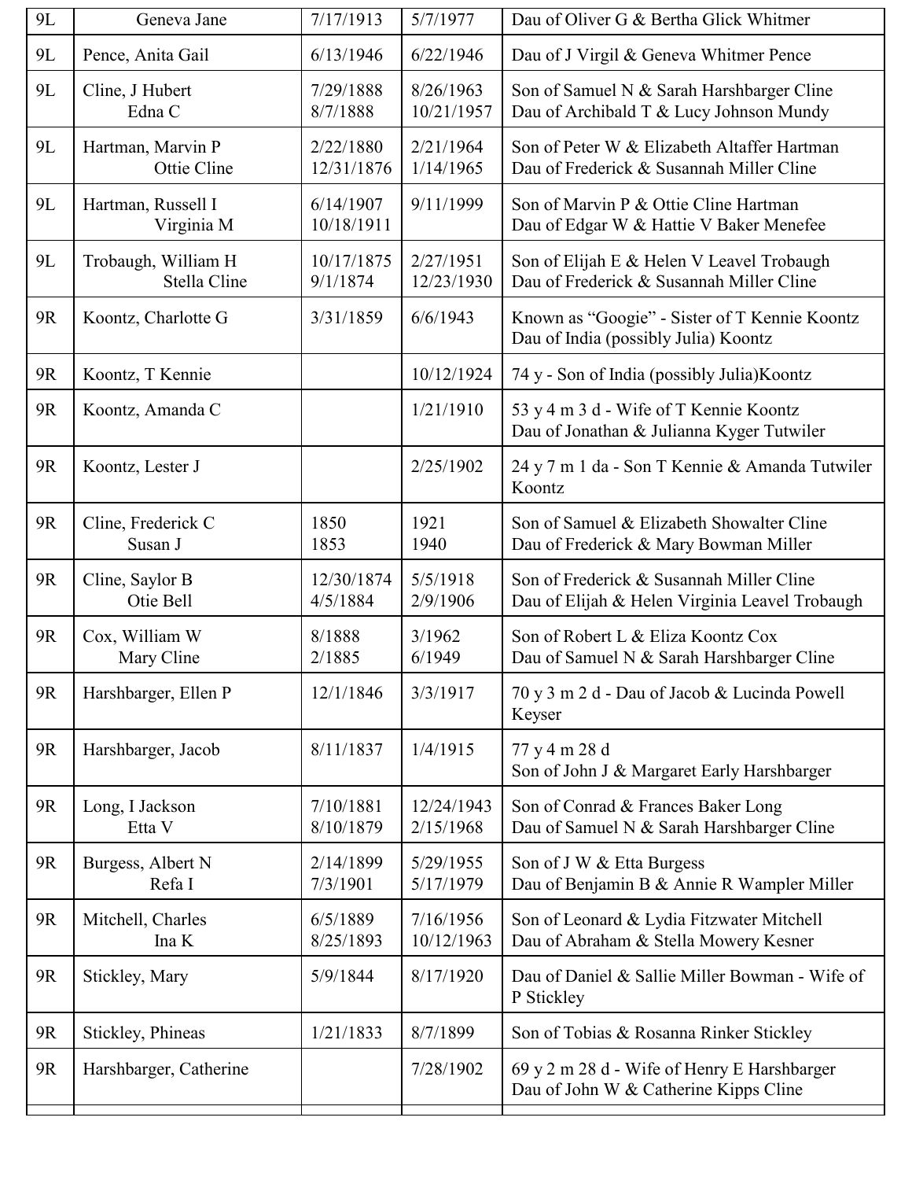| 9L | Geneva Jane | 7/17/1913 | 5/7/1977 | Dau of Oliver G & Bertha Glick Whitmer |
|---|---|---|---|---|
| 9L | Pence, Anita Gail | 6/13/1946 | 6/22/1946 | Dau of J Virgil & Geneva Whitmer Pence |
| 9L | Cline, J Hubert<br>Edna C | 7/29/1888<br>8/7/1888 | 8/26/1963<br>10/21/1957 | Son of Samuel N & Sarah Harshbarger Cline<br>Dau of Archibald T & Lucy Johnson Mundy |
| 9L | Hartman, Marvin P<br>Ottie Cline | 2/22/1880<br>12/31/1876 | 2/21/1964<br>1/14/1965 | Son of Peter W & Elizabeth Altaffer Hartman<br>Dau of Frederick & Susannah Miller Cline |
| 9L | Hartman, Russell I<br>Virginia M | 6/14/1907<br>10/18/1911 | 9/11/1999 | Son of Marvin P & Ottie Cline Hartman<br>Dau of Edgar W & Hattie V Baker Menefee |
| 9L | Trobaugh, William H<br>Stella Cline | 10/17/1875<br>9/1/1874 | 2/27/1951<br>12/23/1930 | Son of Elijah E & Helen V Leavel Trobaugh<br>Dau of Frederick & Susannah Miller Cline |
| 9R | Koontz, Charlotte G | 3/31/1859 | 6/6/1943 | Known as "Googie" - Sister of T Kennie Koontz<br>Dau of India (possibly Julia) Koontz |
| 9R | Koontz, T Kennie | | 10/12/1924 | 74 y - Son of India (possibly Julia)Koontz |
| 9R | Koontz, Amanda C | | 1/21/1910 | 53 y 4 m 3 d - Wife of T Kennie Koontz<br>Dau of Jonathan & Julianna Kyger Tutwiler |
| 9R | Koontz, Lester J | | 2/25/1902 | 24 y 7 m 1 da - Son T Kennie & Amanda Tutwiler Koontz |
| 9R | Cline, Frederick C<br>Susan J | 1850<br>1853 | 1921<br>1940 | Son of Samuel & Elizabeth Showalter Cline<br>Dau of Frederick & Mary Bowman Miller |
| 9R | Cline, Saylor B<br>Otie Bell | 12/30/1874<br>4/5/1884 | 5/5/1918<br>2/9/1906 | Son of Frederick & Susannah Miller Cline<br>Dau of Elijah & Helen Virginia Leavel Trobaugh |
| 9R | Cox, William W<br>Mary Cline | 8/1888<br>2/1885 | 3/1962<br>6/1949 | Son of Robert L & Eliza Koontz Cox<br>Dau of Samuel N & Sarah Harshbarger Cline |
| 9R | Harshbarger, Ellen P | 12/1/1846 | 3/3/1917 | 70 y 3 m 2 d - Dau of Jacob & Lucinda Powell Keyser |
| 9R | Harshbarger, Jacob | 8/11/1837 | 1/4/1915 | 77 y 4 m 28 d<br>Son of John J & Margaret Early Harshbarger |
| 9R | Long, I Jackson<br>Etta V | 7/10/1881<br>8/10/1879 | 12/24/1943<br>2/15/1968 | Son of Conrad & Frances Baker Long<br>Dau of Samuel N & Sarah Harshbarger Cline |
| 9R | Burgess, Albert N<br>Refa I | 2/14/1899<br>7/3/1901 | 5/29/1955<br>5/17/1979 | Son of J W & Etta Burgess<br>Dau of Benjamin B & Annie R Wampler Miller |
| 9R | Mitchell, Charles<br>Ina K | 6/5/1889<br>8/25/1893 | 7/16/1956<br>10/12/1963 | Son of Leonard & Lydia Fitzwater Mitchell<br>Dau of Abraham & Stella Mowery Kesner |
| 9R | Stickley, Mary | 5/9/1844 | 8/17/1920 | Dau of Daniel & Sallie Miller Bowman - Wife of P Stickley |
| 9R | Stickley, Phineas | 1/21/1833 | 8/7/1899 | Son of Tobias & Rosanna Rinker Stickley |
| 9R | Harshbarger, Catherine | | 7/28/1902 | 69 y 2 m 28 d - Wife of Henry E Harshbarger<br>Dau of John W & Catherine Kipps Cline |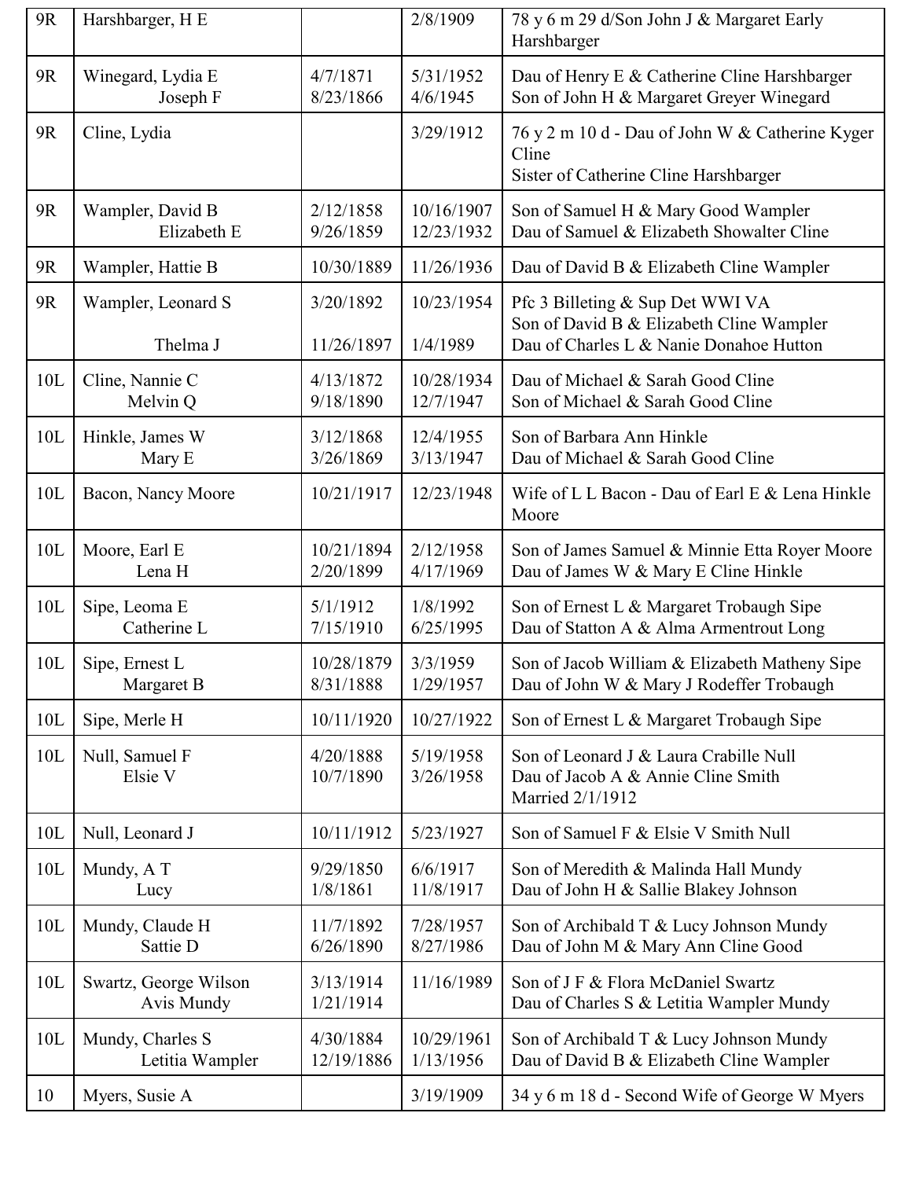| 9R | Harshbarger, H E | | 2/8/1909 | 78 y 6 m 29 d/Son John J & Margaret Early Harshbarger |
|---|---|---|---|---|
| 9R | Winegard, Lydia E<br>Joseph F | 4/7/1871<br>8/23/1866 | 5/31/1952<br>4/6/1945 | Dau of Henry E & Catherine Cline Harshbarger<br>Son of John H & Margaret Greyer Winegard |
| 9R | Cline, Lydia | | 3/29/1912 | 76 y 2 m 10 d - Dau of John W & Catherine Kyger Cline<br>Sister of Catherine Cline Harshbarger |
| 9R | Wampler, David B<br>Elizabeth E | 2/12/1858<br>9/26/1859 | 10/16/1907<br>12/23/1932 | Son of Samuel H & Mary Good Wampler<br>Dau of Samuel & Elizabeth Showalter Cline |
| 9R | Wampler, Hattie B | 10/30/1889 | 11/26/1936 | Dau of David B & Elizabeth Cline Wampler |
| 9R | Wampler, Leonard S<br><br>Thelma J | 3/20/1892<br><br>11/26/1897 | 10/23/1954<br><br>1/4/1989 | Pfc 3 Billeting & Sup Det WWI VA<br>Son of David B & Elizabeth Cline Wampler<br>Dau of Charles L & Nanie Donahoe Hutton |
| 10L | Cline, Nannie C<br>Melvin Q | 4/13/1872<br>9/18/1890 | 10/28/1934<br>12/7/1947 | Dau of Michael & Sarah Good Cline<br>Son of Michael & Sarah Good Cline |
| 10L | Hinkle, James W<br>Mary E | 3/12/1868<br>3/26/1869 | 12/4/1955<br>3/13/1947 | Son of Barbara Ann Hinkle<br>Dau of Michael & Sarah Good Cline |
| 10L | Bacon, Nancy Moore | 10/21/1917 | 12/23/1948 | Wife of L L Bacon - Dau of Earl E & Lena Hinkle Moore |
| 10L | Moore, Earl E<br>Lena H | 10/21/1894<br>2/20/1899 | 2/12/1958<br>4/17/1969 | Son of James Samuel & Minnie Etta Royer Moore<br>Dau of James W & Mary E Cline Hinkle |
| 10L | Sipe, Leoma E<br>Catherine L | 5/1/1912<br>7/15/1910 | 1/8/1992<br>6/25/1995 | Son of Ernest L & Margaret Trobaugh Sipe<br>Dau of Statton A & Alma Armentrout Long |
| 10L | Sipe, Ernest L<br>Margaret B | 10/28/1879<br>8/31/1888 | 3/3/1959<br>1/29/1957 | Son of Jacob William & Elizabeth Matheny Sipe<br>Dau of John W & Mary J Rodeffer Trobaugh |
| 10L | Sipe, Merle H | 10/11/1920 | 10/27/1922 | Son of Ernest L & Margaret Trobaugh Sipe |
| 10L | Null, Samuel F<br>Elsie V | 4/20/1888<br>10/7/1890 | 5/19/1958<br>3/26/1958 | Son of Leonard J & Laura Crabille Null<br>Dau of Jacob A & Annie Cline Smith<br>Married 2/1/1912 |
| 10L | Null, Leonard J | 10/11/1912 | 5/23/1927 | Son of Samuel F & Elsie V Smith Null |
| 10L | Mundy, A T<br>Lucy | 9/29/1850<br>1/8/1861 | 6/6/1917<br>11/8/1917 | Son of Meredith & Malinda Hall Mundy<br>Dau of John H & Sallie Blakey Johnson |
| 10L | Mundy, Claude H<br>Sattie D | 11/7/1892<br>6/26/1890 | 7/28/1957<br>8/27/1986 | Son of Archibald T & Lucy Johnson Mundy<br>Dau of John M & Mary Ann Cline Good |
| 10L | Swartz, George Wilson<br>Avis Mundy | 3/13/1914<br>1/21/1914 | 11/16/1989 | Son of J F & Flora McDaniel Swartz<br>Dau of Charles S & Letitia Wampler Mundy |
| 10L | Mundy, Charles S<br>Letitia Wampler | 4/30/1884<br>12/19/1886 | 10/29/1961<br>1/13/1956 | Son of Archibald T & Lucy Johnson Mundy<br>Dau of David B & Elizabeth Cline Wampler |
| 10 | Myers, Susie A | | 3/19/1909 | 34 y 6 m 18 d - Second Wife of George W Myers |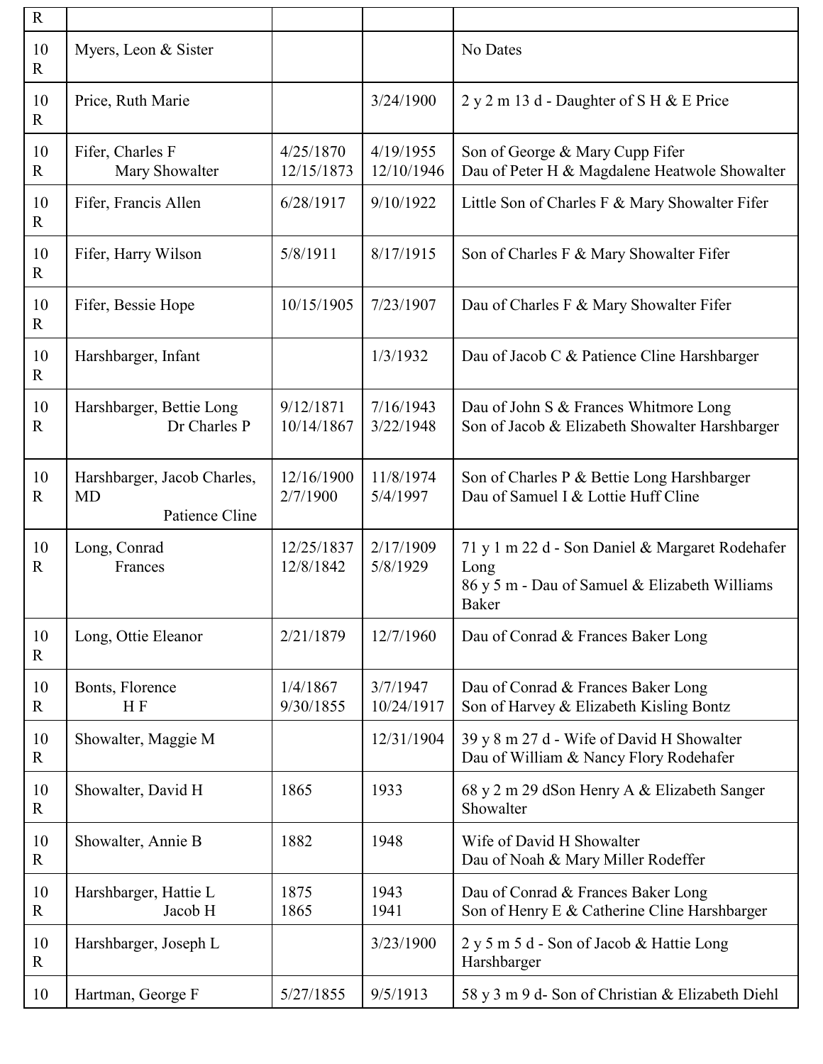| R | | | | |
|---|---|---|---|---|
| 10 R | Myers, Leon & Sister | | | No Dates |
| 10 R | Price, Ruth Marie | | 3/24/1900 | 2 y 2 m 13 d - Daughter of S H & E Price |
| 10 R | Fifer, Charles F<br>Mary Showalter | 4/25/1870<br>12/15/1873 | 4/19/1955<br>12/10/1946 | Son of George & Mary Cupp Fifer<br>Dau of Peter H & Magdalene Heatwole Showalter |
| 10 R | Fifer, Francis Allen | 6/28/1917 | 9/10/1922 | Little Son of Charles F & Mary Showalter Fifer |
| 10 R | Fifer, Harry Wilson | 5/8/1911 | 8/17/1915 | Son of Charles F & Mary Showalter Fifer |
| 10 R | Fifer, Bessie Hope | 10/15/1905 | 7/23/1907 | Dau of Charles F & Mary Showalter Fifer |
| 10 R | Harshbarger, Infant | | 1/3/1932 | Dau of Jacob C & Patience Cline Harshbarger |
| 10 R | Harshbarger, Bettie Long<br>Dr Charles P | 9/12/1871<br>10/14/1867 | 7/16/1943<br>3/22/1948 | Dau of John S & Frances Whitmore Long<br>Son of Jacob & Elizabeth Showalter Harshbarger |
| 10 R | Harshbarger, Jacob Charles, MD<br>Patience Cline | 12/16/1900<br>2/7/1900 | 11/8/1974<br>5/4/1997 | Son of Charles P & Bettie Long Harshbarger<br>Dau of Samuel I & Lottie Huff Cline |
| 10 R | Long, Conrad<br>Frances | 12/25/1837<br>12/8/1842 | 2/17/1909<br>5/8/1929 | 71 y 1 m 22 d - Son Daniel & Margaret Rodehafer Long<br>86 y 5 m - Dau of Samuel & Elizabeth Williams Baker |
| 10 R | Long, Ottie Eleanor | 2/21/1879 | 12/7/1960 | Dau of Conrad & Frances Baker Long |
| 10 R | Bonts, Florence<br>H F | 1/4/1867<br>9/30/1855 | 3/7/1947<br>10/24/1917 | Dau of Conrad & Frances Baker Long<br>Son of Harvey & Elizabeth Kisling Bontz |
| 10 R | Showalter, Maggie M | | 12/31/1904 | 39 y 8 m 27 d - Wife of David H Showalter<br>Dau of William & Nancy Flory Rodehafer |
| 10 R | Showalter, David H | 1865 | 1933 | 68 y 2 m 29 dSon Henry A & Elizabeth Sanger Showalter |
| 10 R | Showalter, Annie B | 1882 | 1948 | Wife of David H Showalter<br>Dau of Noah & Mary Miller Rodeffer |
| 10 R | Harshbarger, Hattie L<br>Jacob H | 1875<br>1865 | 1943<br>1941 | Dau of Conrad & Frances Baker Long<br>Son of Henry E & Catherine Cline Harshbarger |
| 10 R | Harshbarger, Joseph L | | 3/23/1900 | 2 y 5 m 5 d - Son of Jacob & Hattie Long Harshbarger |
| 10 | Hartman, George F | 5/27/1855 | 9/5/1913 | 58 y 3 m 9 d- Son of Christian & Elizabeth Diehl |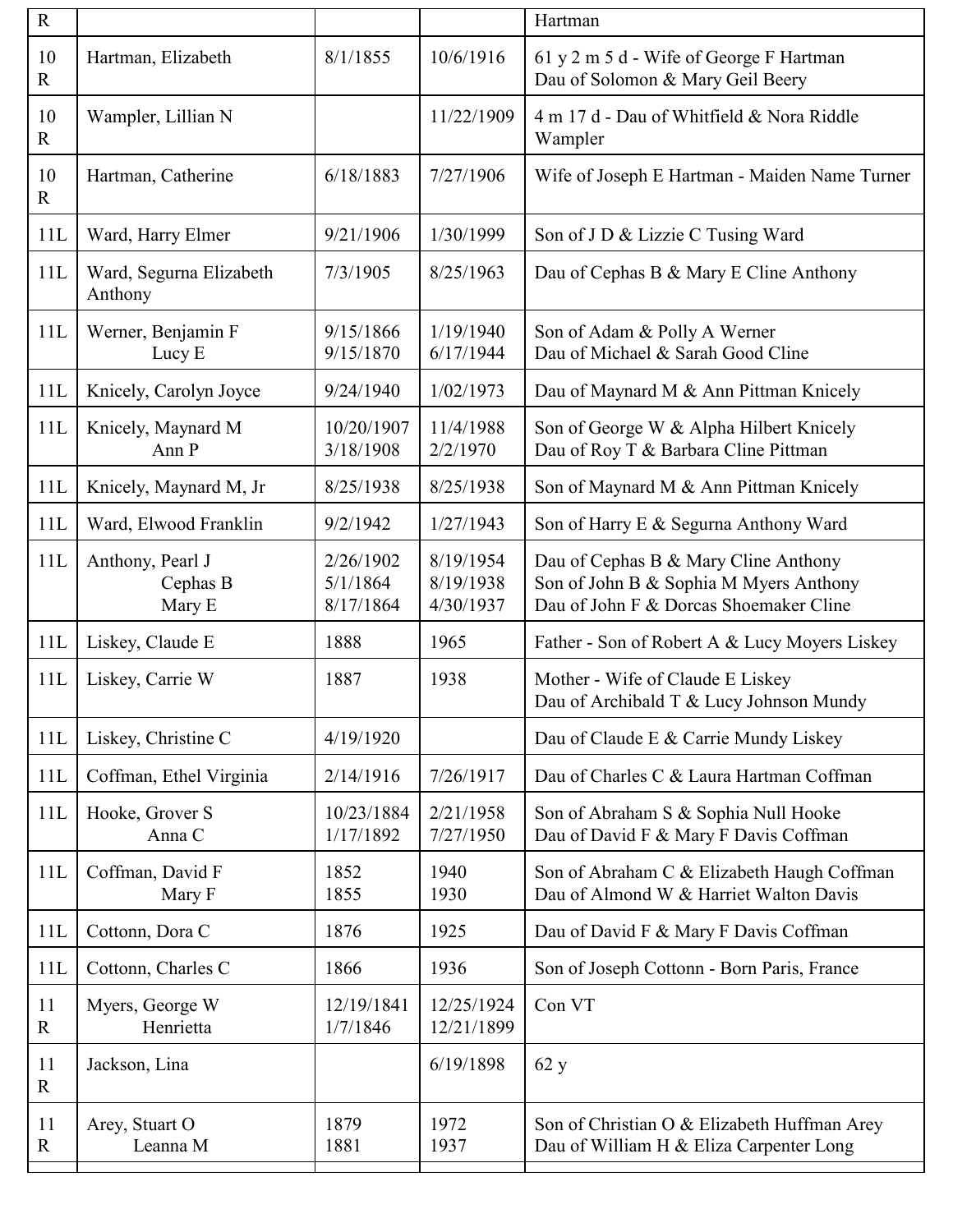| | | | | |
|---|---|---|---|---|
| R | | | | Hartman |
| 10 R | Hartman, Elizabeth | 8/1/1855 | 10/6/1916 | 61 y 2 m 5 d - Wife of George F Hartman<br>Dau of Solomon & Mary Geil Beery |
| 10 R | Wampler, Lillian N | | 11/22/1909 | 4 m 17 d - Dau of Whitfield & Nora Riddle Wampler |
| 10 R | Hartman, Catherine | 6/18/1883 | 7/27/1906 | Wife of Joseph E Hartman - Maiden Name Turner |
| 11L | Ward, Harry Elmer | 9/21/1906 | 1/30/1999 | Son of J D & Lizzie C Tusing Ward |
| 11L | Ward, Segurna Elizabeth Anthony | 7/3/1905 | 8/25/1963 | Dau of Cephas B & Mary E Cline Anthony |
| 11L | Werner, Benjamin F<br>Lucy E | 9/15/1866<br>9/15/1870 | 1/19/1940<br>6/17/1944 | Son of Adam & Polly A Werner<br>Dau of Michael & Sarah Good Cline |
| 11L | Knicely, Carolyn Joyce | 9/24/1940 | 1/02/1973 | Dau of Maynard M & Ann Pittman Knicely |
| 11L | Knicely, Maynard M<br>Ann P | 10/20/1907<br>3/18/1908 | 11/4/1988<br>2/2/1970 | Son of George W & Alpha Hilbert Knicely<br>Dau of Roy T & Barbara Cline Pittman |
| 11L | Knicely, Maynard M, Jr | 8/25/1938 | 8/25/1938 | Son of Maynard M & Ann Pittman Knicely |
| 11L | Ward, Elwood Franklin | 9/2/1942 | 1/27/1943 | Son of Harry E & Segurna Anthony Ward |
| 11L | Anthony, Pearl J<br>Cephas B<br>Mary E | 2/26/1902<br>5/1/1864<br>8/17/1864 | 8/19/1954<br>8/19/1938<br>4/30/1937 | Dau of Cephas B & Mary Cline Anthony<br>Son of John B & Sophia M Myers Anthony<br>Dau of John F & Dorcas Shoemaker Cline |
| 11L | Liskey, Claude E | 1888 | 1965 | Father - Son of Robert A & Lucy Moyers Liskey |
| 11L | Liskey, Carrie W | 1887 | 1938 | Mother - Wife of Claude E Liskey<br>Dau of Archibald T & Lucy Johnson Mundy |
| 11L | Liskey, Christine C | 4/19/1920 | | Dau of Claude E & Carrie Mundy Liskey |
| 11L | Coffman, Ethel Virginia | 2/14/1916 | 7/26/1917 | Dau of Charles C & Laura Hartman Coffman |
| 11L | Hooke, Grover S<br>Anna C | 10/23/1884<br>1/17/1892 | 2/21/1958<br>7/27/1950 | Son of Abraham S & Sophia Null Hooke<br>Dau of David F & Mary F Davis Coffman |
| 11L | Coffman, David F<br>Mary F | 1852<br>1855 | 1940<br>1930 | Son of Abraham C & Elizabeth Haugh Coffman<br>Dau of Almond W & Harriet Walton Davis |
| 11L | Cottonn, Dora C | 1876 | 1925 | Dau of David F & Mary F Davis Coffman |
| 11L | Cottonn, Charles C | 1866 | 1936 | Son of Joseph Cottonn - Born Paris, France |
| 11 R | Myers, George W<br>Henrietta | 12/19/1841<br>1/7/1846 | 12/25/1924<br>12/21/1899 | Con VT |
| 11 R | Jackson, Lina | | 6/19/1898 | 62 y |
| 11 R | Arey, Stuart O<br>Leanna M | 1879<br>1881 | 1972<br>1937 | Son of Christian O & Elizabeth Huffman Arey<br>Dau of William H & Eliza Carpenter Long |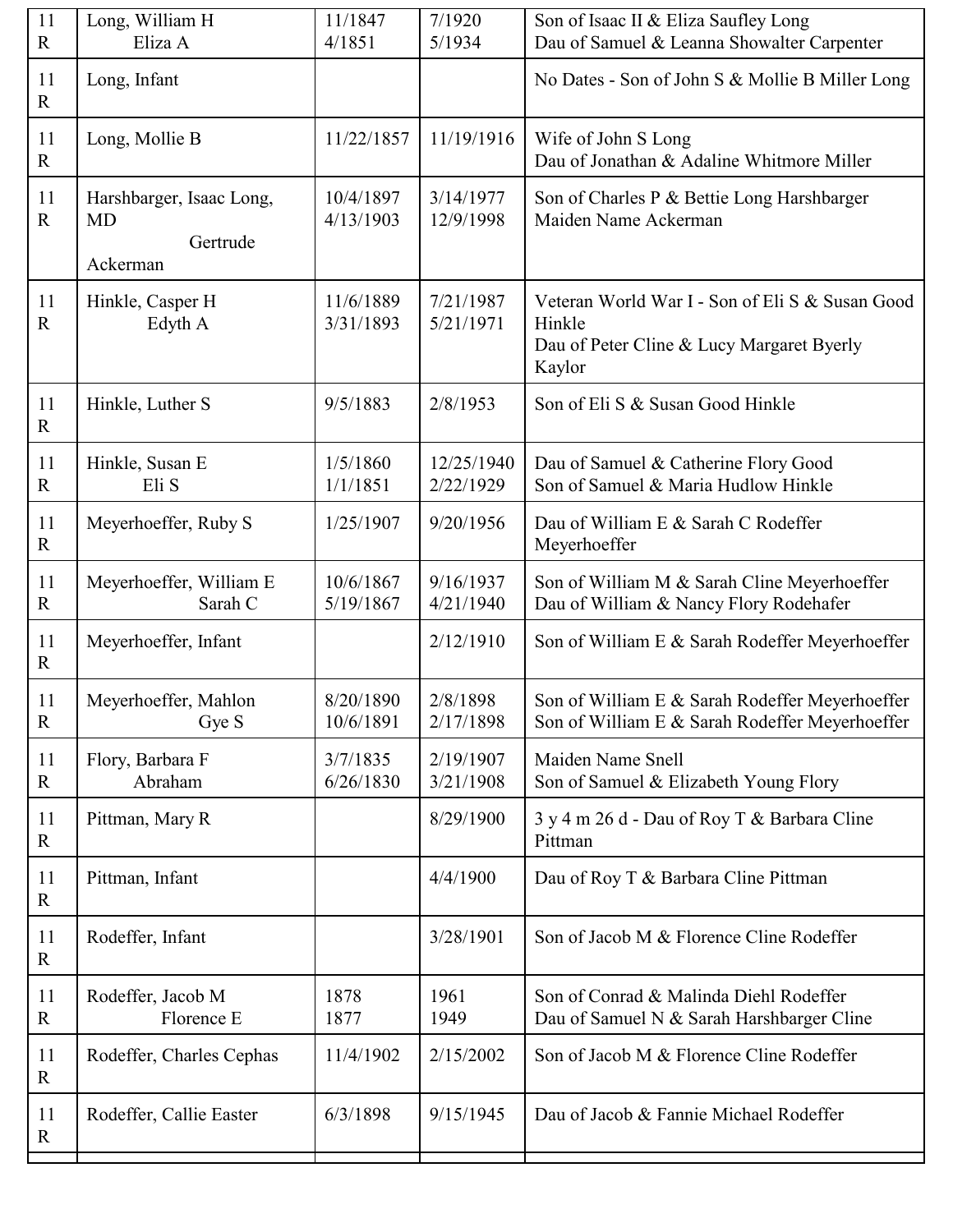| 11 R | Long, William H<br>Eliza A | 11/1847<br>4/1851 | 7/1920<br>5/1934 | Son of Isaac II & Eliza Saufley Long<br>Dau of Samuel & Leanna Showalter Carpenter |
|---|---|---|---|---|
| 11 R | Long, Infant | | | No Dates - Son of John S & Mollie B Miller Long |
| 11 R | Long, Mollie B | 11/22/1857 | 11/19/1916 | Wife of John S Long<br>Dau of Jonathan & Adaline Whitmore Miller |
| 11 R | Harshbarger, Isaac Long, MD<br>Gertrude Ackerman | 10/4/1897<br>4/13/1903 | 3/14/1977<br>12/9/1998 | Son of Charles P & Bettie Long Harshbarger<br>Maiden Name Ackerman |
| 11 R | Hinkle, Casper H<br>Edyth A | 11/6/1889<br>3/31/1893 | 7/21/1987<br>5/21/1971 | Veteran World War I - Son of Eli S & Susan Good Hinkle<br>Dau of Peter Cline & Lucy Margaret Byerly Kaylor |
| 11 R | Hinkle, Luther S | 9/5/1883 | 2/8/1953 | Son of Eli S & Susan Good Hinkle |
| 11 R | Hinkle, Susan E<br>Eli S | 1/5/1860<br>1/1/1851 | 12/25/1940<br>2/22/1929 | Dau of Samuel & Catherine Flory Good<br>Son of Samuel & Maria Hudlow Hinkle |
| 11 R | Meyerhoeffer, Ruby S | 1/25/1907 | 9/20/1956 | Dau of William E & Sarah C Rodeffer Meyerhoeffer |
| 11 R | Meyerhoeffer, William E<br>Sarah C | 10/6/1867<br>5/19/1867 | 9/16/1937<br>4/21/1940 | Son of William M & Sarah Cline Meyerhoeffer<br>Dau of William & Nancy Flory Rodehafer |
| 11 R | Meyerhoeffer, Infant | | 2/12/1910 | Son of William E & Sarah Rodeffer Meyerhoeffer |
| 11 R | Meyerhoeffer, Mahlon<br>Gye S | 8/20/1890<br>10/6/1891 | 2/8/1898<br>2/17/1898 | Son of William E & Sarah Rodeffer Meyerhoeffer<br>Son of William E & Sarah Rodeffer Meyerhoeffer |
| 11 R | Flory, Barbara F<br>Abraham | 3/7/1835<br>6/26/1830 | 2/19/1907<br>3/21/1908 | Maiden Name Snell<br>Son of Samuel & Elizabeth Young Flory |
| 11 R | Pittman, Mary R | | 8/29/1900 | 3 y 4 m 26 d - Dau of Roy T & Barbara Cline Pittman |
| 11 R | Pittman, Infant | | 4/4/1900 | Dau of Roy T & Barbara Cline Pittman |
| 11 R | Rodeffer, Infant | | 3/28/1901 | Son of Jacob M & Florence Cline Rodeffer |
| 11 R | Rodeffer, Jacob M<br>Florence E | 1878<br>1877 | 1961<br>1949 | Son of Conrad & Malinda Diehl Rodeffer<br>Dau of Samuel N & Sarah Harshbarger Cline |
| 11 R | Rodeffer, Charles Cephas | 11/4/1902 | 2/15/2002 | Son of Jacob M & Florence Cline Rodeffer |
| 11 R | Rodeffer, Callie Easter | 6/3/1898 | 9/15/1945 | Dau of Jacob & Fannie Michael Rodeffer |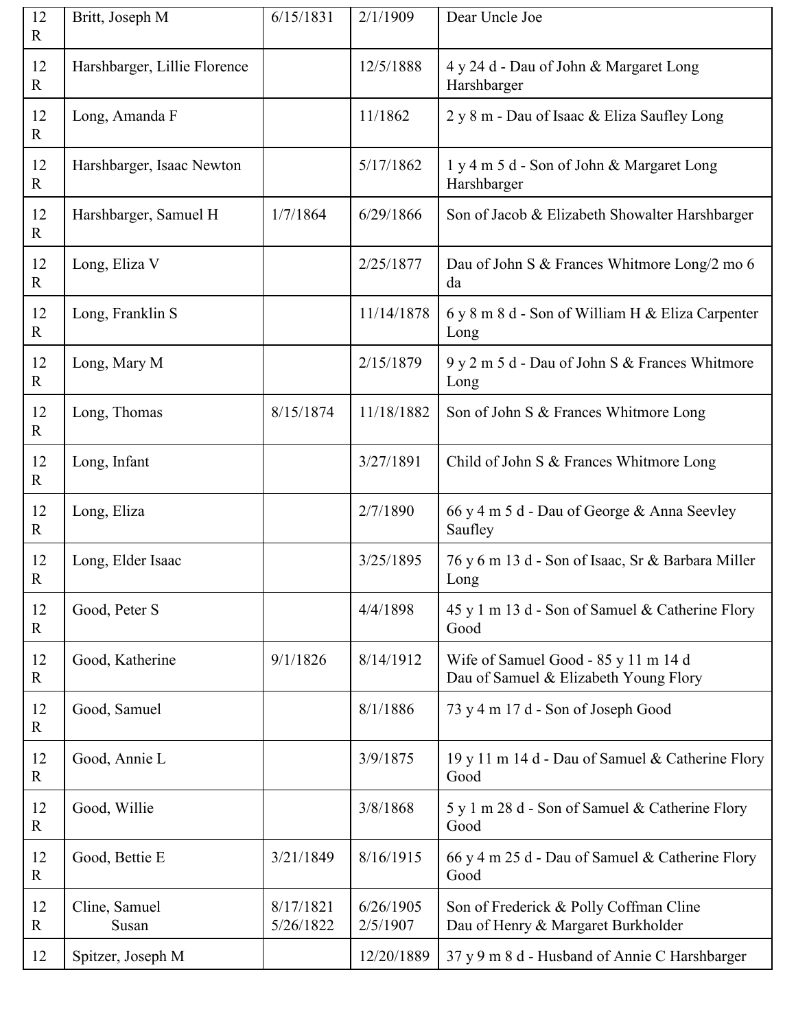| | | | | |
|---|---|---|---|---|
| 12 R | Britt, Joseph M | 6/15/1831 | 2/1/1909 | Dear Uncle Joe |
| 12 R | Harshbarger, Lillie Florence | | 12/5/1888 | 4 y 24 d - Dau of John & Margaret Long Harshbarger |
| 12 R | Long, Amanda F | | 11/1862 | 2 y 8 m - Dau of Isaac & Eliza Saufley Long |
| 12 R | Harshbarger, Isaac Newton | | 5/17/1862 | 1 y 4 m 5 d - Son of John & Margaret Long Harshbarger |
| 12 R | Harshbarger, Samuel H | 1/7/1864 | 6/29/1866 | Son of Jacob & Elizabeth Showalter Harshbarger |
| 12 R | Long, Eliza V | | 2/25/1877 | Dau of John S & Frances Whitmore Long/2 mo 6 da |
| 12 R | Long, Franklin S | | 11/14/1878 | 6 y 8 m 8 d - Son of William H & Eliza Carpenter Long |
| 12 R | Long, Mary M | | 2/15/1879 | 9 y 2 m 5 d - Dau of John S & Frances Whitmore Long |
| 12 R | Long, Thomas | 8/15/1874 | 11/18/1882 | Son of John S & Frances Whitmore Long |
| 12 R | Long, Infant | | 3/27/1891 | Child of John S & Frances Whitmore Long |
| 12 R | Long, Eliza | | 2/7/1890 | 66 y 4 m 5 d - Dau of George & Anna Seevley Saufley |
| 12 R | Long, Elder Isaac | | 3/25/1895 | 76 y 6 m 13 d - Son of Isaac, Sr & Barbara Miller Long |
| 12 R | Good, Peter S | | 4/4/1898 | 45 y 1 m 13 d - Son of Samuel & Catherine Flory Good |
| 12 R | Good, Katherine | 9/1/1826 | 8/14/1912 | Wife of Samuel Good - 85 y 11 m 14 d<br>Dau of Samuel & Elizabeth Young Flory |
| 12 R | Good, Samuel | | 8/1/1886 | 73 y 4 m 17 d - Son of Joseph Good |
| 12 R | Good, Annie L | | 3/9/1875 | 19 y 11 m 14 d - Dau of Samuel & Catherine Flory Good |
| 12 R | Good, Willie | | 3/8/1868 | 5 y 1 m 28 d - Son of Samuel & Catherine Flory Good |
| 12 R | Good, Bettie E | 3/21/1849 | 8/16/1915 | 66 y 4 m 25 d - Dau of Samuel & Catherine Flory Good |
| 12 R | Cline, Samuel<br>Susan | 8/17/1821<br>5/26/1822 | 6/26/1905<br>2/5/1907 | Son of Frederick & Polly Coffman Cline<br>Dau of Henry & Margaret Burkholder |
| 12 | Spitzer, Joseph M | | 12/20/1889 | 37 y 9 m 8 d - Husband of Annie C Harshbarger |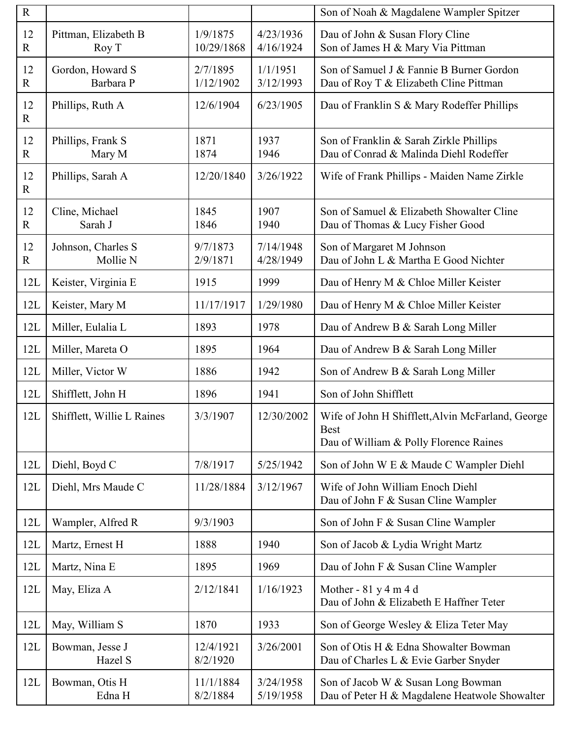| R | | | | Son of Noah & Magdalene Wampler Spitzer |
|---|---|---|---|---|
| 12 R | Pittman, Elizabeth B<br>Roy T | 1/9/1875<br>10/29/1868 | 4/23/1936<br>4/16/1924 | Dau of John & Susan Flory Cline<br>Son of James H & Mary Via Pittman |
| 12 R | Gordon, Howard S<br>Barbara P | 2/7/1895<br>1/12/1902 | 1/1/1951<br>3/12/1993 | Son of Samuel J & Fannie B Burner Gordon<br>Dau of Roy T & Elizabeth Cline Pittman |
| 12 R | Phillips, Ruth A | 12/6/1904 | 6/23/1905 | Dau of Franklin S & Mary Rodeffer Phillips |
| 12 R | Phillips, Frank S<br>Mary M | 1871<br>1874 | 1937<br>1946 | Son of Franklin & Sarah Zirkle Phillips<br>Dau of Conrad & Malinda Diehl Rodeffer |
| 12 R | Phillips, Sarah A | 12/20/1840 | 3/26/1922 | Wife of Frank Phillips - Maiden Name Zirkle |
| 12 R | Cline, Michael<br>Sarah J | 1845<br>1846 | 1907<br>1940 | Son of Samuel & Elizabeth Showalter Cline<br>Dau of Thomas & Lucy Fisher Good |
| 12 R | Johnson, Charles S<br>Mollie N | 9/7/1873<br>2/9/1871 | 7/14/1948<br>4/28/1949 | Son of Margaret M Johnson<br>Dau of John L & Martha E Good Nichter |
| 12L | Keister, Virginia E | 1915 | 1999 | Dau of Henry M & Chloe Miller Keister |
| 12L | Keister, Mary M | 11/17/1917 | 1/29/1980 | Dau of Henry M & Chloe Miller Keister |
| 12L | Miller, Eulalia L | 1893 | 1978 | Dau of Andrew B & Sarah Long Miller |
| 12L | Miller, Mareta O | 1895 | 1964 | Dau of Andrew B & Sarah Long Miller |
| 12L | Miller, Victor W | 1886 | 1942 | Son of Andrew B & Sarah Long Miller |
| 12L | Shifflett, John H | 1896 | 1941 | Son of John Shifflett |
| 12L | Shifflett, Willie L Raines | 3/3/1907 | 12/30/2002 | Wife of John H Shifflett,Alvin McFarland, George Best<br>Dau of William & Polly Florence Raines |
| 12L | Diehl, Boyd C | 7/8/1917 | 5/25/1942 | Son of John W E & Maude C Wampler Diehl |
| 12L | Diehl, Mrs Maude C | 11/28/1884 | 3/12/1967 | Wife of John William Enoch Diehl<br>Dau of John F & Susan Cline Wampler |
| 12L | Wampler, Alfred R | 9/3/1903 | | Son of John F & Susan Cline Wampler |
| 12L | Martz, Ernest H | 1888 | 1940 | Son of Jacob & Lydia Wright Martz |
| 12L | Martz, Nina E | 1895 | 1969 | Dau of John F & Susan Cline Wampler |
| 12L | May, Eliza A | 2/12/1841 | 1/16/1923 | Mother - 81 y 4 m 4 d<br>Dau of John & Elizabeth E Haffner Teter |
| 12L | May, William S | 1870 | 1933 | Son of George Wesley & Eliza Teter May |
| 12L | Bowman, Jesse J<br>Hazel S | 12/4/1921<br>8/2/1920 | 3/26/2001 | Son of Otis H & Edna Showalter Bowman<br>Dau of Charles L & Evie Garber Snyder |
| 12L | Bowman, Otis H<br>Edna H | 11/1/1884<br>8/2/1884 | 3/24/1958<br>5/19/1958 | Son of Jacob W & Susan Long Bowman<br>Dau of Peter H & Magdalene Heatwole Showalter |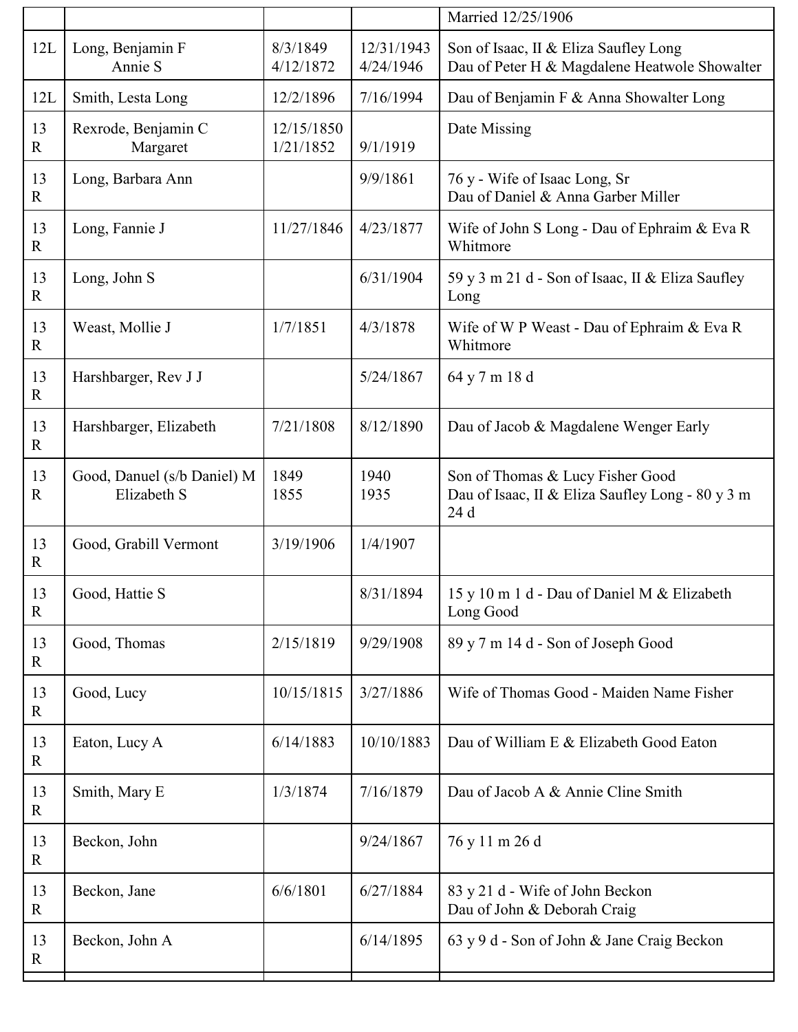| | | | | |
|---|---|---|---|---|
| | | | | Married 12/25/1906 |
| 12L | Long, Benjamin F<br>Annie S | 8/3/1849<br>4/12/1872 | 12/31/1943<br>4/24/1946 | Son of Isaac, II & Eliza Saufley Long<br>Dau of Peter H & Magdalene Heatwole Showalter |
| 12L | Smith, Lesta Long | 12/2/1896 | 7/16/1994 | Dau of Benjamin F & Anna Showalter Long |
| 13 R | Rexrode, Benjamin C<br>Margaret | 12/15/1850<br>1/21/1852 | <br>9/1/1919 | Date Missing |
| 13 R | Long, Barbara Ann | | 9/9/1861 | 76 y - Wife of Isaac Long, Sr<br>Dau of Daniel & Anna Garber Miller |
| 13 R | Long, Fannie J | 11/27/1846 | 4/23/1877 | Wife of John S Long - Dau of Ephraim & Eva R Whitmore |
| 13 R | Long, John S | | 6/31/1904 | 59 y 3 m 21 d - Son of Isaac, II & Eliza Saufley Long |
| 13 R | Weast, Mollie J | 1/7/1851 | 4/3/1878 | Wife of W P Weast - Dau of Ephraim & Eva R Whitmore |
| 13 R | Harshbarger, Rev J J | | 5/24/1867 | 64 y 7 m 18 d |
| 13 R | Harshbarger, Elizabeth | 7/21/1808 | 8/12/1890 | Dau of Jacob & Magdalene Wenger Early |
| 13 R | Good, Danuel (s/b Daniel) M<br>Elizabeth S | 1849<br>1855 | 1940<br>1935 | Son of Thomas & Lucy Fisher Good<br>Dau of Isaac, II & Eliza Saufley Long - 80 y 3 m 24 d |
| 13 R | Good, Grabill Vermont | 3/19/1906 | 1/4/1907 | |
| 13 R | Good, Hattie S | | 8/31/1894 | 15 y 10 m 1 d - Dau of Daniel M & Elizabeth Long Good |
| 13 R | Good, Thomas | 2/15/1819 | 9/29/1908 | 89 y 7 m 14 d - Son of Joseph Good |
| 13 R | Good, Lucy | 10/15/1815 | 3/27/1886 | Wife of Thomas Good - Maiden Name Fisher |
| 13 R | Eaton, Lucy A | 6/14/1883 | 10/10/1883 | Dau of William E & Elizabeth Good Eaton |
| 13 R | Smith, Mary E | 1/3/1874 | 7/16/1879 | Dau of Jacob A & Annie Cline Smith |
| 13 R | Beckon, John | | 9/24/1867 | 76 y 11 m 26 d |
| 13 R | Beckon, Jane | 6/6/1801 | 6/27/1884 | 83 y 21 d - Wife of John Beckon<br>Dau of John & Deborah Craig |
| 13 R | Beckon, John A | | 6/14/1895 | 63 y 9 d - Son of John & Jane Craig Beckon |
| | | | | |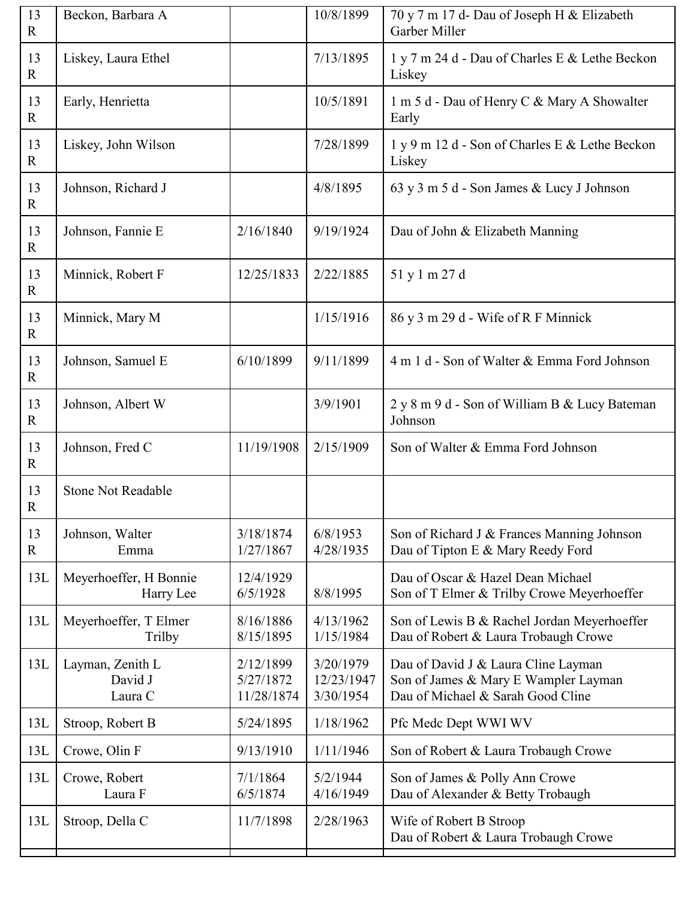| 13 R | Beckon, Barbara A | | 10/8/1899 | 70 y 7 m 17 d- Dau of Joseph H & Elizabeth Garber Miller |
|---|---|---|---|---|
| 13 R | Liskey, Laura Ethel | | 7/13/1895 | 1 y 7 m 24 d - Dau of Charles E & Lethe Beckon Liskey |
| 13 R | Early, Henrietta | | 10/5/1891 | 1 m 5 d - Dau of Henry C & Mary A Showalter Early |
| 13 R | Liskey, John Wilson | | 7/28/1899 | 1 y 9 m 12 d - Son of Charles E & Lethe Beckon Liskey |
| 13 R | Johnson, Richard J | | 4/8/1895 | 63 y 3 m 5 d - Son James & Lucy J Johnson |
| 13 R | Johnson, Fannie E | 2/16/1840 | 9/19/1924 | Dau of John & Elizabeth Manning |
| 13 R | Minnick, Robert F | 12/25/1833 | 2/22/1885 | 51 y 1 m 27 d |
| 13 R | Minnick, Mary M | | 1/15/1916 | 86 y 3 m 29 d - Wife of R F Minnick |
| 13 R | Johnson, Samuel E | 6/10/1899 | 9/11/1899 | 4 m 1 d - Son of Walter & Emma Ford Johnson |
| 13 R | Johnson, Albert W | | 3/9/1901 | 2 y 8 m 9 d - Son of William B & Lucy Bateman Johnson |
| 13 R | Johnson, Fred C | 11/19/1908 | 2/15/1909 | Son of Walter & Emma Ford Johnson |
| 13 R | Stone Not Readable | | | |
| 13 R | Johnson, Walter<br>Emma | 3/18/1874<br>1/27/1867 | 6/8/1953<br>4/28/1935 | Son of Richard J & Frances Manning Johnson<br>Dau of Tipton E & Mary Reedy Ford |
| 13L | Meyerhoeffer, H Bonnie<br>Harry Lee | 12/4/1929<br>6/5/1928 | <br>8/8/1995 | Dau of Oscar & Hazel Dean Michael<br>Son of T Elmer & Trilby Crowe Meyerhoeffer |
| 13L | Meyerhoeffer, T Elmer<br>Trilby | 8/16/1886<br>8/15/1895 | 4/13/1962<br>1/15/1984 | Son of Lewis B & Rachel Jordan Meyerhoeffer<br>Dau of Robert & Laura Trobaugh Crowe |
| 13L | Layman, Zenith L<br>David J<br>Laura C | 2/12/1899<br>5/27/1872<br>11/28/1874 | 3/20/1979<br>12/23/1947<br>3/30/1954 | Dau of David J & Laura Cline Layman<br>Son of James & Mary E Wampler Layman<br>Dau of Michael & Sarah Good Cline |
| 13L | Stroop, Robert B | 5/24/1895 | 1/18/1962 | Pfc Medc Dept WWI WV |
| 13L | Crowe, Olin F | 9/13/1910 | 1/11/1946 | Son of Robert & Laura Trobaugh Crowe |
| 13L | Crowe, Robert<br>Laura F | 7/1/1864<br>6/5/1874 | 5/2/1944<br>4/16/1949 | Son of James & Polly Ann Crowe<br>Dau of Alexander & Betty Trobaugh |
| 13L | Stroop, Della C | 11/7/1898 | 2/28/1963 | Wife of Robert B Stroop<br>Dau of Robert & Laura Trobaugh Crowe |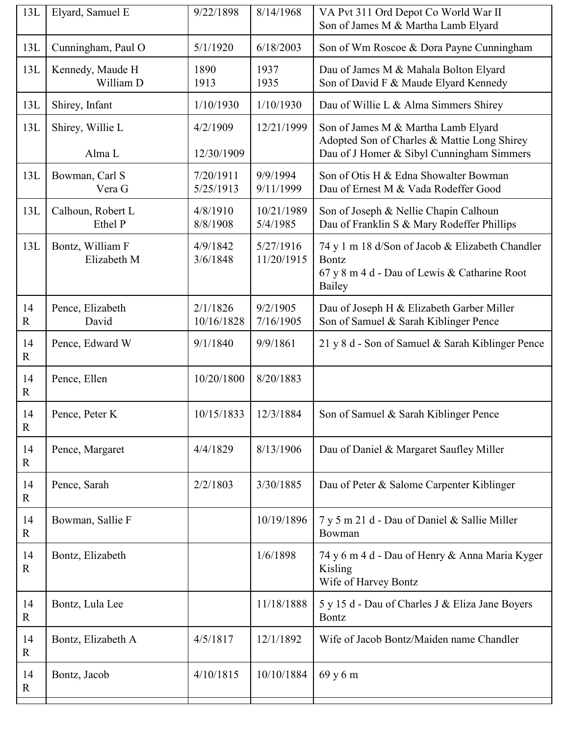| 13L | Elyard, Samuel E | 9/22/1898 | 8/14/1968 | VA Pvt 311 Ord Depot Co World War II<br>Son of James M & Martha Lamb Elyard |
|---|---|---|---|---|
| 13L | Cunningham, Paul O | 5/1/1920 | 6/18/2003 | Son of Wm Roscoe & Dora Payne Cunningham |
| 13L | Kennedy, Maude H<br>William D | 1890<br>1913 | 1937<br>1935 | Dau of James M & Mahala Bolton Elyard<br>Son of David F & Maude Elyard Kennedy |
| 13L | Shirey, Infant | 1/10/1930 | 1/10/1930 | Dau of Willie L & Alma Simmers Shirey |
| 13L | Shirey, Willie L<br><br>Alma L | 4/2/1909<br><br>12/30/1909 | 12/21/1999 | Son of James M & Martha Lamb Elyard<br>Adopted Son of Charles & Mattie Long Shirey<br>Dau of J Homer & Sibyl Cunningham Simmers |
| 13L | Bowman, Carl S<br>Vera G | 7/20/1911<br>5/25/1913 | 9/9/1994<br>9/11/1999 | Son of Otis H & Edna Showalter Bowman<br>Dau of Ernest M & Vada Rodeffer Good |
| 13L | Calhoun, Robert L<br>Ethel P | 4/8/1910<br>8/8/1908 | 10/21/1989<br>5/4/1985 | Son of Joseph & Nellie Chapin Calhoun<br>Dau of Franklin S & Mary Rodeffer Phillips |
| 13L | Bontz, William F<br>Elizabeth M | 4/9/1842<br>3/6/1848 | 5/27/1916<br>11/20/1915 | 74 y 1 m 18 d/Son of Jacob & Elizabeth Chandler Bontz<br>67 y 8 m 4 d - Dau of Lewis & Catharine Root Bailey |
| 14 R | Pence, Elizabeth<br>David | 2/1/1826<br>10/16/1828 | 9/2/1905<br>7/16/1905 | Dau of Joseph H & Elizabeth Garber Miller<br>Son of Samuel & Sarah Kiblinger Pence |
| 14 R | Pence, Edward W | 9/1/1840 | 9/9/1861 | 21 y 8 d - Son of Samuel & Sarah Kiblinger Pence |
| 14 R | Pence, Ellen | 10/20/1800 | 8/20/1883 | |
| 14 R | Pence, Peter K | 10/15/1833 | 12/3/1884 | Son of Samuel & Sarah Kiblinger Pence |
| 14 R | Pence, Margaret | 4/4/1829 | 8/13/1906 | Dau of Daniel & Margaret Saufley Miller |
| 14 R | Pence, Sarah | 2/2/1803 | 3/30/1885 | Dau of Peter & Salome Carpenter Kiblinger |
| 14 R | Bowman, Sallie F | | 10/19/1896 | 7 y 5 m 21 d - Dau of Daniel & Sallie Miller Bowman |
| 14 R | Bontz, Elizabeth | | 1/6/1898 | 74 y 6 m 4 d - Dau of Henry & Anna Maria Kyger Kisling<br>Wife of Harvey Bontz |
| 14 R | Bontz, Lula Lee | | 11/18/1888 | 5 y 15 d - Dau of Charles J & Eliza Jane Boyers Bontz |
| 14 R | Bontz, Elizabeth A | 4/5/1817 | 12/1/1892 | Wife of Jacob Bontz/Maiden name Chandler |
| 14 R | Bontz, Jacob | 4/10/1815 | 10/10/1884 | 69 y 6 m |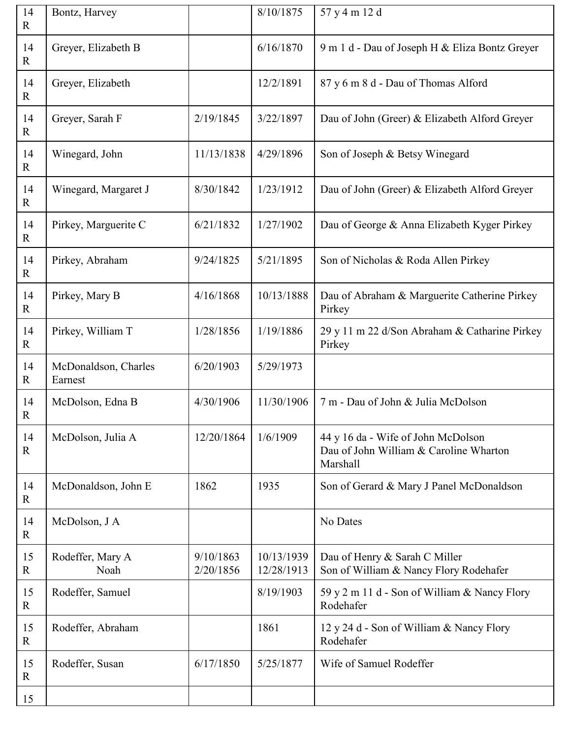| | | | | |
|---|---|---|---|---|
| 14 R | Bontz, Harvey | | 8/10/1875 | 57 y 4 m 12 d |
| 14 R | Greyer, Elizabeth B | | 6/16/1870 | 9 m 1 d - Dau of Joseph H & Eliza Bontz Greyer |
| 14 R | Greyer, Elizabeth | | 12/2/1891 | 87 y 6 m 8 d - Dau of Thomas Alford |
| 14 R | Greyer, Sarah F | 2/19/1845 | 3/22/1897 | Dau of John (Greer) & Elizabeth Alford Greyer |
| 14 R | Winegard, John | 11/13/1838 | 4/29/1896 | Son of Joseph & Betsy Winegard |
| 14 R | Winegard, Margaret J | 8/30/1842 | 1/23/1912 | Dau of John (Greer) & Elizabeth Alford Greyer |
| 14 R | Pirkey, Marguerite C | 6/21/1832 | 1/27/1902 | Dau of George & Anna Elizabeth Kyger Pirkey |
| 14 R | Pirkey, Abraham | 9/24/1825 | 5/21/1895 | Son of Nicholas & Roda Allen Pirkey |
| 14 R | Pirkey, Mary B | 4/16/1868 | 10/13/1888 | Dau of Abraham & Marguerite Catherine Pirkey Pirkey |
| 14 R | Pirkey, William T | 1/28/1856 | 1/19/1886 | 29 y 11 m 22 d/Son Abraham & Catharine Pirkey Pirkey |
| 14 R | McDonaldson, Charles Earnest | 6/20/1903 | 5/29/1973 | |
| 14 R | McDolson, Edna B | 4/30/1906 | 11/30/1906 | 7 m - Dau of John & Julia McDolson |
| 14 R | McDolson, Julia A | 12/20/1864 | 1/6/1909 | 44 y 16 da - Wife of John McDolson<br>Dau of John William & Caroline Wharton Marshall |
| 14 R | McDonaldson, John E | 1862 | 1935 | Son of Gerard & Mary J Panel McDonaldson |
| 14 R | McDolson, J A | | | No Dates |
| 15 R | Rodeffer, Mary A<br>Noah | 9/10/1863<br>2/20/1856 | 10/13/1939<br>12/28/1913 | Dau of Henry & Sarah C Miller<br>Son of William & Nancy Flory Rodehafer |
| 15 R | Rodeffer, Samuel | | 8/19/1903 | 59 y 2 m 11 d - Son of William & Nancy Flory Rodehafer |
| 15 R | Rodeffer, Abraham | | 1861 | 12 y 24 d - Son of William & Nancy Flory Rodehafer |
| 15 R | Rodeffer, Susan | 6/17/1850 | 5/25/1877 | Wife of Samuel Rodeffer |
| 15 | | | | |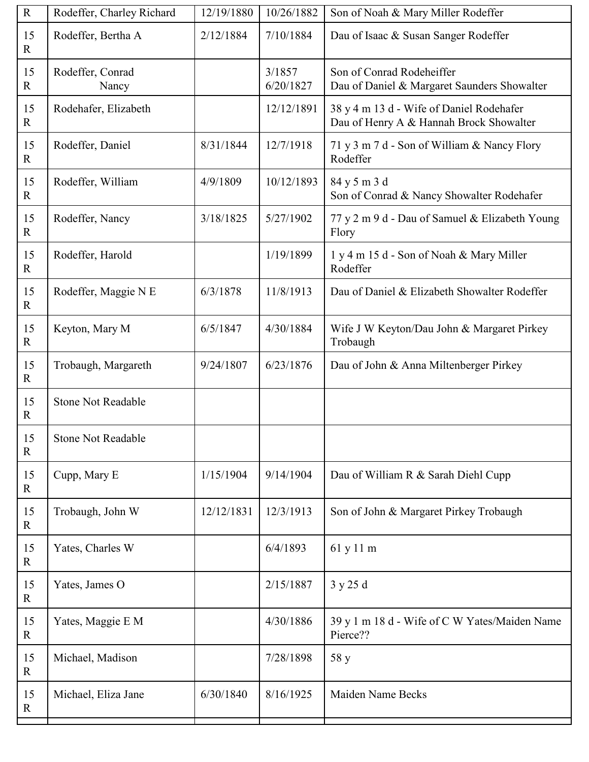| | | | | |
|---|---|---|---|---|
| R | Rodeffer, Charley Richard | 12/19/1880 | 10/26/1882 | Son of Noah & Mary Miller Rodeffer |
| 15 R | Rodeffer, Bertha A | 2/12/1884 | 7/10/1884 | Dau of Isaac & Susan Sanger Rodeffer |
| 15 R | Rodeffer, Conrad<br>Nancy | | 3/1857<br>6/20/1827 | Son of Conrad Rodeheiffer<br>Dau of Daniel & Margaret Saunders Showalter |
| 15 R | Rodehafer, Elizabeth | | 12/12/1891 | 38 y 4 m 13 d - Wife of Daniel Rodehafer<br>Dau of Henry A & Hannah Brock Showalter |
| 15 R | Rodeffer, Daniel | 8/31/1844 | 12/7/1918 | 71 y 3 m 7 d - Son of William & Nancy Flory Rodeffer |
| 15 R | Rodeffer, William | 4/9/1809 | 10/12/1893 | 84 y 5 m 3 d<br>Son of Conrad & Nancy Showalter Rodehafer |
| 15 R | Rodeffer, Nancy | 3/18/1825 | 5/27/1902 | 77 y 2 m 9 d - Dau of Samuel & Elizabeth Young Flory |
| 15 R | Rodeffer, Harold | | 1/19/1899 | 1 y 4 m 15 d - Son of Noah & Mary Miller Rodeffer |
| 15 R | Rodeffer, Maggie N E | 6/3/1878 | 11/8/1913 | Dau of Daniel & Elizabeth Showalter Rodeffer |
| 15 R | Keyton, Mary M | 6/5/1847 | 4/30/1884 | Wife J W Keyton/Dau John & Margaret Pirkey Trobaugh |
| 15 R | Trobaugh, Margareth | 9/24/1807 | 6/23/1876 | Dau of John & Anna Miltenberger Pirkey |
| 15 R | Stone Not Readable | | | |
| 15 R | Stone Not Readable | | | |
| 15 R | Cupp, Mary E | 1/15/1904 | 9/14/1904 | Dau of William R & Sarah Diehl Cupp |
| 15 R | Trobaugh, John W | 12/12/1831 | 12/3/1913 | Son of John & Margaret Pirkey Trobaugh |
| 15 R | Yates, Charles W | | 6/4/1893 | 61 y 11 m |
| 15 R | Yates, James O | | 2/15/1887 | 3 y 25 d |
| 15 R | Yates, Maggie E M | | 4/30/1886 | 39 y 1 m 18 d - Wife of C W Yates/Maiden Name Pierce?? |
| 15 R | Michael, Madison | | 7/28/1898 | 58 y |
| 15 R | Michael, Eliza Jane | 6/30/1840 | 8/16/1925 | Maiden Name Becks |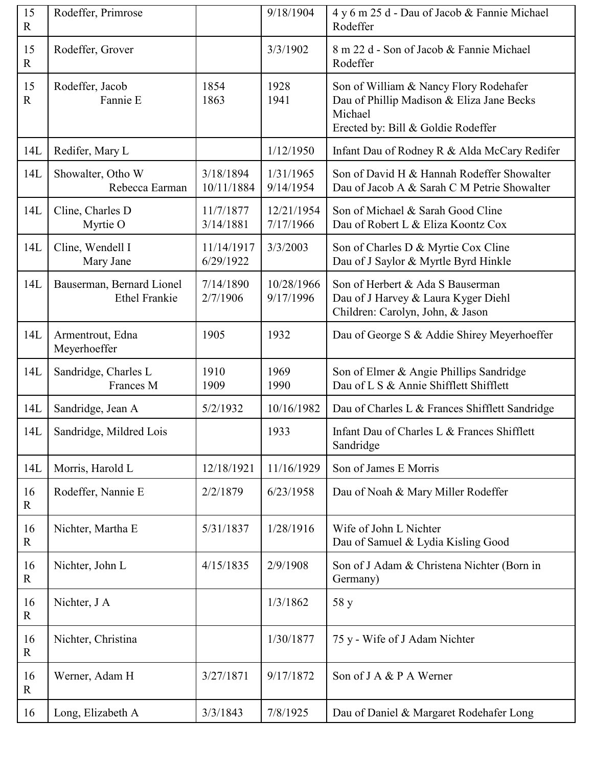| | | | | |
|---|---|---|---|---|
| 15 R | Rodeffer, Primrose | | 9/18/1904 | 4 y 6 m 25 d - Dau of Jacob & Fannie Michael Rodeffer |
| 15 R | Rodeffer, Grover | | 3/3/1902 | 8 m 22 d - Son of Jacob & Fannie Michael Rodeffer |
| 15 R | Rodeffer, Jacob<br>Fannie E | 1854<br>1863 | 1928<br>1941 | Son of William & Nancy Flory Rodehafer<br>Dau of Phillip Madison & Eliza Jane Becks Michael<br>Erected by: Bill & Goldie Rodeffer |
| 14L | Redifer, Mary L | | 1/12/1950 | Infant Dau of Rodney R & Alda McCary Redifer |
| 14L | Showalter, Otho W<br>Rebecca Earman | 3/18/1894<br>10/11/1884 | 1/31/1965<br>9/14/1954 | Son of David H & Hannah Rodeffer Showalter<br>Dau of Jacob A & Sarah C M Petrie Showalter |
| 14L | Cline, Charles D<br>Myrtie O | 11/7/1877<br>3/14/1881 | 12/21/1954<br>7/17/1966 | Son of Michael & Sarah Good Cline<br>Dau of Robert L & Eliza Koontz Cox |
| 14L | Cline, Wendell I<br>Mary Jane | 11/14/1917<br>6/29/1922 | 3/3/2003 | Son of Charles D & Myrtie Cox Cline<br>Dau of J Saylor & Myrtle Byrd Hinkle |
| 14L | Bauserman, Bernard Lionel<br>Ethel Frankie | 7/14/1890<br>2/7/1906 | 10/28/1966<br>9/17/1996 | Son of Herbert & Ada S Bauserman<br>Dau of J Harvey & Laura Kyger Diehl<br>Children: Carolyn, John, & Jason |
| 14L | Armentrout, Edna Meyerhoeffer | 1905 | 1932 | Dau of George S & Addie Shirey Meyerhoeffer |
| 14L | Sandridge, Charles L<br>Frances M | 1910<br>1909 | 1969<br>1990 | Son of Elmer & Angie Phillips Sandridge<br>Dau of L S & Annie Shifflett Shifflett |
| 14L | Sandridge, Jean A | 5/2/1932 | 10/16/1982 | Dau of Charles L & Frances Shifflett Sandridge |
| 14L | Sandridge, Mildred Lois | | 1933 | Infant Dau of Charles L & Frances Shifflett Sandridge |
| 14L | Morris, Harold L | 12/18/1921 | 11/16/1929 | Son of James E Morris |
| 16 R | Rodeffer, Nannie E | 2/2/1879 | 6/23/1958 | Dau of Noah & Mary Miller Rodeffer |
| 16 R | Nichter, Martha E | 5/31/1837 | 1/28/1916 | Wife of John L Nichter<br>Dau of Samuel & Lydia Kisling Good |
| 16 R | Nichter, John L | 4/15/1835 | 2/9/1908 | Son of J Adam & Christena Nichter (Born in Germany) |
| 16 R | Nichter, J A | | 1/3/1862 | 58 y |
| 16 R | Nichter, Christina | | 1/30/1877 | 75 y - Wife of J Adam Nichter |
| 16 R | Werner, Adam H | 3/27/1871 | 9/17/1872 | Son of J A & P A Werner |
| 16 | Long, Elizabeth A | 3/3/1843 | 7/8/1925 | Dau of Daniel & Margaret Rodehafer Long |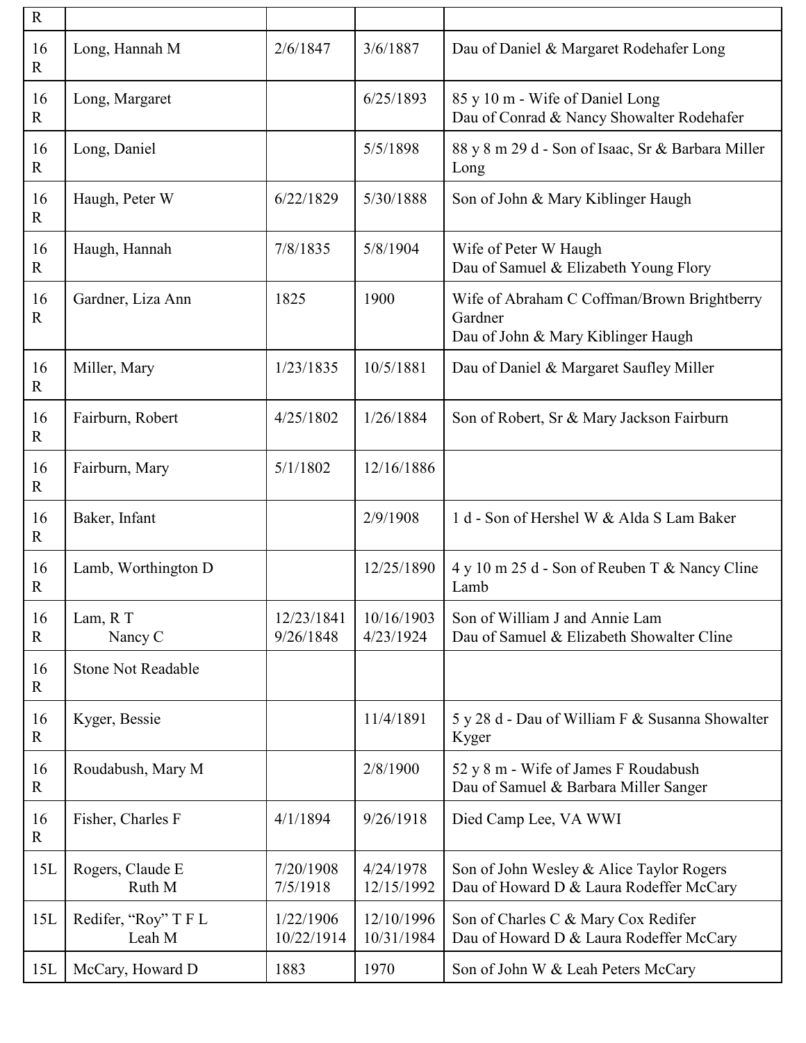| R | | | | |
|---|---|---|---|---|
| 16 R | Long, Hannah M | 2/6/1847 | 3/6/1887 | Dau of Daniel & Margaret Rodehafer Long |
| 16 R | Long, Margaret | | 6/25/1893 | 85 y 10 m - Wife of Daniel Long<br>Dau of Conrad & Nancy Showalter Rodehafer |
| 16 R | Long, Daniel | | 5/5/1898 | 88 y 8 m 29 d - Son of Isaac, Sr & Barbara Miller Long |
| 16 R | Haugh, Peter W | 6/22/1829 | 5/30/1888 | Son of John & Mary Kiblinger Haugh |
| 16 R | Haugh, Hannah | 7/8/1835 | 5/8/1904 | Wife of Peter W Haugh<br>Dau of Samuel & Elizabeth Young Flory |
| 16 R | Gardner, Liza Ann | 1825 | 1900 | Wife of Abraham C Coffman/Brown Brightberry Gardner<br>Dau of John & Mary Kiblinger Haugh |
| 16 R | Miller, Mary | 1/23/1835 | 10/5/1881 | Dau of Daniel & Margaret Saufley Miller |
| 16 R | Fairburn, Robert | 4/25/1802 | 1/26/1884 | Son of Robert, Sr & Mary Jackson Fairburn |
| 16 R | Fairburn, Mary | 5/1/1802 | 12/16/1886 | |
| 16 R | Baker, Infant | | 2/9/1908 | 1 d - Son of Hershel W & Alda S Lam Baker |
| 16 R | Lamb, Worthington D | | 12/25/1890 | 4 y 10 m 25 d - Son of Reuben T & Nancy Cline Lamb |
| 16 R | Lam, R T<br>Nancy C | 12/23/1841<br>9/26/1848 | 10/16/1903<br>4/23/1924 | Son of William J and Annie Lam<br>Dau of Samuel & Elizabeth Showalter Cline |
| 16 R | Stone Not Readable | | | |
| 16 R | Kyger, Bessie | | 11/4/1891 | 5 y 28 d - Dau of William F & Susanna Showalter Kyger |
| 16 R | Roudabush, Mary M | | 2/8/1900 | 52 y 8 m - Wife of James F Roudabush<br>Dau of Samuel & Barbara Miller Sanger |
| 16 R | Fisher, Charles F | 4/1/1894 | 9/26/1918 | Died Camp Lee, VA WWI |
| 15L | Rogers, Claude E<br>Ruth M | 7/20/1908<br>7/5/1918 | 4/24/1978<br>12/15/1992 | Son of John Wesley & Alice Taylor Rogers<br>Dau of Howard D & Laura Rodeffer McCary |
| 15L | Redifer, "Roy" T F L<br>Leah M | 1/22/1906<br>10/22/1914 | 12/10/1996<br>10/31/1984 | Son of Charles C & Mary Cox Redifer<br>Dau of Howard D & Laura Rodeffer McCary |
| 15L | McCary, Howard D | 1883 | 1970 | Son of John W & Leah Peters McCary |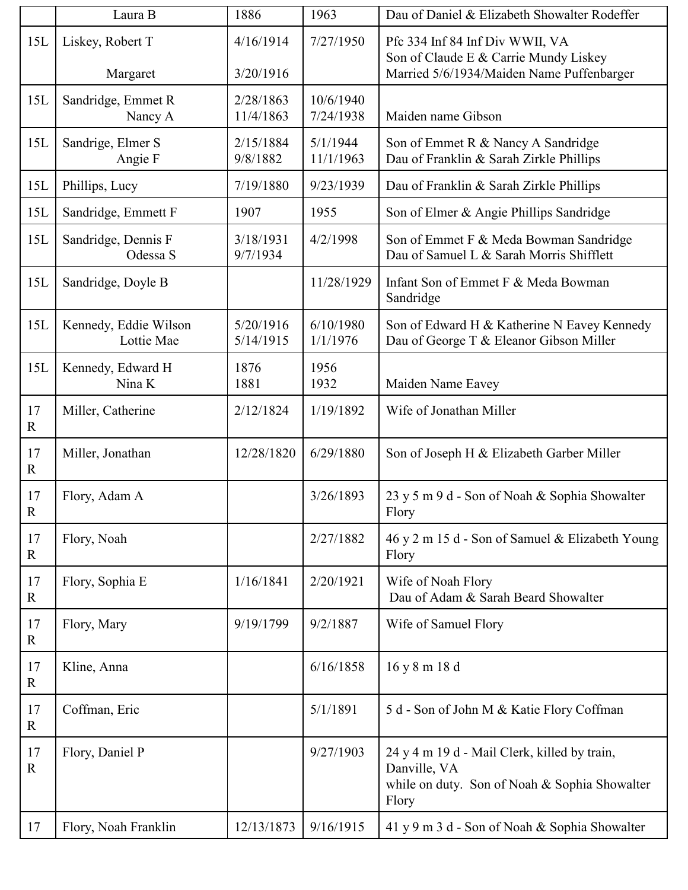| | | | | |
|---|---|---|---|---|
| | Laura B | 1886 | 1963 | Dau of Daniel & Elizabeth Showalter Rodeffer |
| 15L | Liskey, Robert T<br><br>Margaret | 4/16/1914<br><br>3/20/1916 | 7/27/1950 | Pfc 334 Inf 84 Inf Div WWII, VA<br>Son of Claude E & Carrie Mundy Liskey<br>Married 5/6/1934/Maiden Name Puffenbarger |
| 15L | Sandridge, Emmet R<br>Nancy A | 2/28/1863<br>11/4/1863 | 10/6/1940<br>7/24/1938 | <br>Maiden name Gibson |
| 15L | Sandrige, Elmer S<br>Angie F | 2/15/1884<br>9/8/1882 | 5/1/1944<br>11/1/1963 | Son of Emmet R & Nancy A Sandridge<br>Dau of Franklin & Sarah Zirkle Phillips |
| 15L | Phillips, Lucy | 7/19/1880 | 9/23/1939 | Dau of Franklin & Sarah Zirkle Phillips |
| 15L | Sandridge, Emmett F | 1907 | 1955 | Son of Elmer & Angie Phillips Sandridge |
| 15L | Sandridge, Dennis F<br>Odessa S | 3/18/1931<br>9/7/1934 | 4/2/1998 | Son of Emmet F & Meda Bowman Sandridge<br>Dau of Samuel L & Sarah Morris Shifflett |
| 15L | Sandridge, Doyle B | | 11/28/1929 | Infant Son of Emmet F & Meda Bowman Sandridge |
| 15L | Kennedy, Eddie Wilson<br>Lottie Mae | 5/20/1916<br>5/14/1915 | 6/10/1980<br>1/1/1976 | Son of Edward H & Katherine N Eavey Kennedy<br>Dau of George T & Eleanor Gibson Miller |
| 15L | Kennedy, Edward H<br>Nina K | 1876<br>1881 | 1956<br>1932 | <br>Maiden Name Eavey |
| 17 R | Miller, Catherine | 2/12/1824 | 1/19/1892 | Wife of Jonathan Miller |
| 17 R | Miller, Jonathan | 12/28/1820 | 6/29/1880 | Son of Joseph H & Elizabeth Garber Miller |
| 17 R | Flory, Adam A | | 3/26/1893 | 23 y 5 m 9 d - Son of Noah & Sophia Showalter Flory |
| 17 R | Flory, Noah | | 2/27/1882 | 46 y 2 m 15 d - Son of Samuel & Elizabeth Young Flory |
| 17 R | Flory, Sophia E | 1/16/1841 | 2/20/1921 | Wife of Noah Flory<br>Dau of Adam & Sarah Beard Showalter |
| 17 R | Flory, Mary | 9/19/1799 | 9/2/1887 | Wife of Samuel Flory |
| 17 R | Kline, Anna | | 6/16/1858 | 16 y 8 m 18 d |
| 17 R | Coffman, Eric | | 5/1/1891 | 5 d - Son of John M & Katie Flory Coffman |
| 17 R | Flory, Daniel P | | 9/27/1903 | 24 y 4 m 19 d - Mail Clerk, killed by train, Danville, VA<br>while on duty. Son of Noah & Sophia Showalter Flory |
| 17 | Flory, Noah Franklin | 12/13/1873 | 9/16/1915 | 41 y 9 m 3 d - Son of Noah & Sophia Showalter |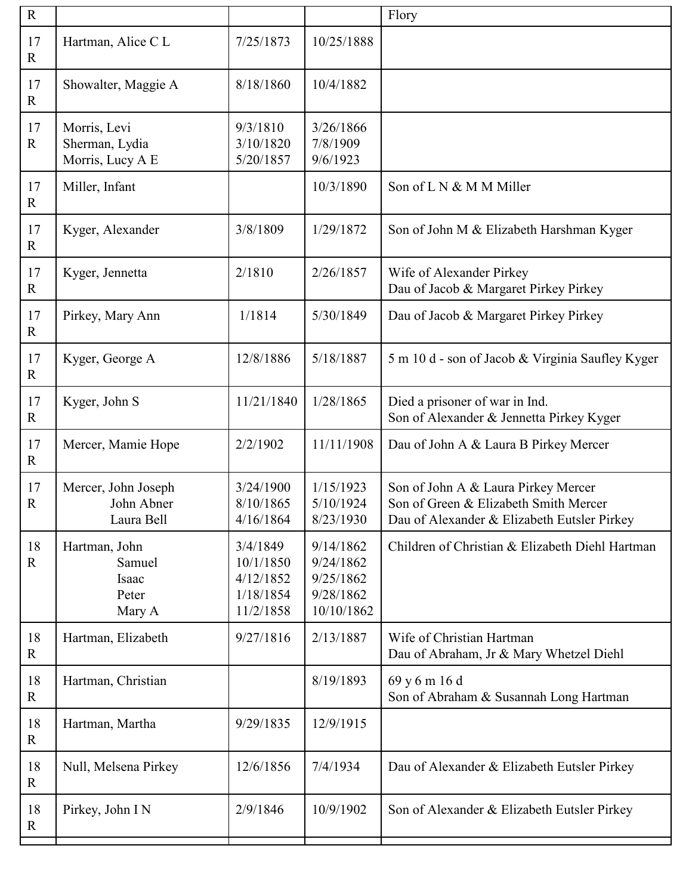| | | | | |
|---|---|---|---|---|
| R | | | | Flory |
| 17 R | Hartman, Alice C L | 7/25/1873 | 10/25/1888 | |
| 17 R | Showalter, Maggie A | 8/18/1860 | 10/4/1882 | |
| 17 R | Morris, Levi<br>Sherman, Lydia<br>Morris, Lucy A E | 9/3/1810<br>3/10/1820<br>5/20/1857 | 3/26/1866<br>7/8/1909<br>9/6/1923 | |
| 17 R | Miller, Infant | | 10/3/1890 | Son of L N & M M Miller |
| 17 R | Kyger, Alexander | 3/8/1809 | 1/29/1872 | Son of John M & Elizabeth Harshman Kyger |
| 17 R | Kyger, Jennetta | 2/1810 | 2/26/1857 | Wife of Alexander Pirkey<br>Dau of Jacob & Margaret Pirkey Pirkey |
| 17 R | Pirkey, Mary Ann | 1/1814 | 5/30/1849 | Dau of Jacob & Margaret Pirkey Pirkey |
| 17 R | Kyger, George A | 12/8/1886 | 5/18/1887 | 5 m 10 d - son of Jacob & Virginia Saufley Kyger |
| 17 R | Kyger, John S | 11/21/1840 | 1/28/1865 | Died a prisoner of war in Ind.<br>Son of Alexander & Jennetta Pirkey Kyger |
| 17 R | Mercer, Mamie Hope | 2/2/1902 | 11/11/1908 | Dau of John A & Laura B Pirkey Mercer |
| 17 R | Mercer, John Joseph<br>John Abner<br>Laura Bell | 3/24/1900<br>8/10/1865<br>4/16/1864 | 1/15/1923<br>5/10/1924<br>8/23/1930 | Son of John A & Laura Pirkey Mercer<br>Son of Green & Elizabeth Smith Mercer<br>Dau of Alexander & Elizabeth Eutsler Pirkey |
| 18 R | Hartman, John<br>Samuel<br>Isaac<br>Peter<br>Mary A | 3/4/1849<br>10/1/1850<br>4/12/1852<br>1/18/1854<br>11/2/1858 | 9/14/1862<br>9/24/1862<br>9/25/1862<br>9/28/1862<br>10/10/1862 | Children of Christian & Elizabeth Diehl Hartman |
| 18 R | Hartman, Elizabeth | 9/27/1816 | 2/13/1887 | Wife of Christian Hartman<br>Dau of Abraham, Jr & Mary Whetzel Diehl |
| 18 R | Hartman, Christian | | 8/19/1893 | 69 y 6 m 16 d<br>Son of Abraham & Susannah Long Hartman |
| 18 R | Hartman, Martha | 9/29/1835 | 12/9/1915 | |
| 18 R | Null, Melsena Pirkey | 12/6/1856 | 7/4/1934 | Dau of Alexander & Elizabeth Eutsler Pirkey |
| 18 R | Pirkey, John I N | 2/9/1846 | 10/9/1902 | Son of Alexander & Elizabeth Eutsler Pirkey |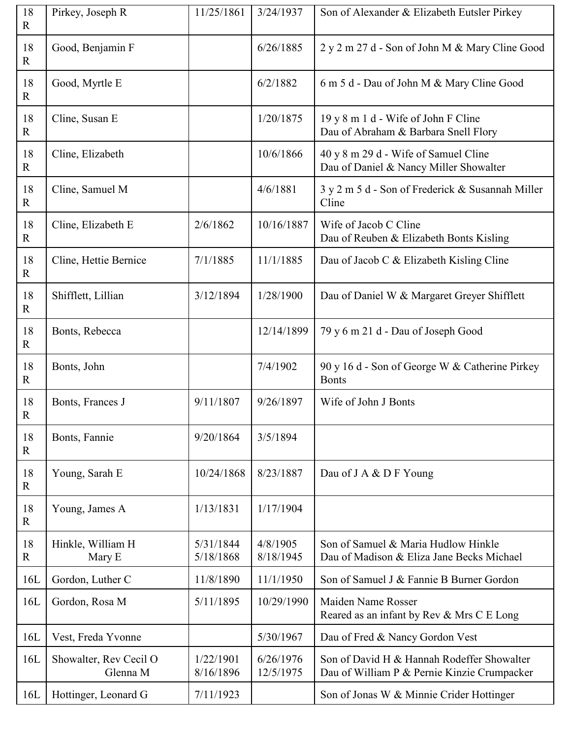| 18 R | Pirkey, Joseph R | 11/25/1861 | 3/24/1937 | Son of Alexander & Elizabeth Eutsler Pirkey |
|---|---|---|---|---|
| 18 R | Good, Benjamin F | | 6/26/1885 | 2 y 2 m 27 d - Son of John M & Mary Cline Good |
| 18 R | Good, Myrtle E | | 6/2/1882 | 6 m 5 d - Dau of John M & Mary Cline Good |
| 18 R | Cline, Susan E | | 1/20/1875 | 19 y 8 m 1 d - Wife of John F Cline<br>Dau of Abraham & Barbara Snell Flory |
| 18 R | Cline, Elizabeth | | 10/6/1866 | 40 y 8 m 29 d - Wife of Samuel Cline<br>Dau of Daniel & Nancy Miller Showalter |
| 18 R | Cline, Samuel M | | 4/6/1881 | 3 y 2 m 5 d - Son of Frederick & Susannah Miller Cline |
| 18 R | Cline, Elizabeth E | 2/6/1862 | 10/16/1887 | Wife of Jacob C Cline<br>Dau of Reuben & Elizabeth Bonts Kisling |
| 18 R | Cline, Hettie Bernice | 7/1/1885 | 11/1/1885 | Dau of Jacob C & Elizabeth Kisling Cline |
| 18 R | Shifflett, Lillian | 3/12/1894 | 1/28/1900 | Dau of Daniel W & Margaret Greyer Shifflett |
| 18 R | Bonts, Rebecca | | 12/14/1899 | 79 y 6 m 21 d - Dau of Joseph Good |
| 18 R | Bonts, John | | 7/4/1902 | 90 y 16 d - Son of George W & Catherine Pirkey Bonts |
| 18 R | Bonts, Frances J | 9/11/1807 | 9/26/1897 | Wife of John J Bonts |
| 18 R | Bonts, Fannie | 9/20/1864 | 3/5/1894 | |
| 18 R | Young, Sarah E | 10/24/1868 | 8/23/1887 | Dau of J A & D F Young |
| 18 R | Young, James A | 1/13/1831 | 1/17/1904 | |
| 18 R | Hinkle, William H<br>Mary E | 5/31/1844<br>5/18/1868 | 4/8/1905<br>8/18/1945 | Son of Samuel & Maria Hudlow Hinkle<br>Dau of Madison & Eliza Jane Becks Michael |
| 16L | Gordon, Luther C | 11/8/1890 | 11/1/1950 | Son of Samuel J & Fannie B Burner Gordon |
| 16L | Gordon, Rosa M | 5/11/1895 | 10/29/1990 | Maiden Name Rosser<br>Reared as an infant by Rev & Mrs C E Long |
| 16L | Vest, Freda Yvonne | | 5/30/1967 | Dau of Fred & Nancy Gordon Vest |
| 16L | Showalter, Rev Cecil O<br>Glenna M | 1/22/1901<br>8/16/1896 | 6/26/1976<br>12/5/1975 | Son of David H & Hannah Rodeffer Showalter<br>Dau of William P & Pernie Kinzie Crumpacker |
| 16L | Hottinger, Leonard G | 7/11/1923 | | Son of Jonas W & Minnie Crider Hottinger |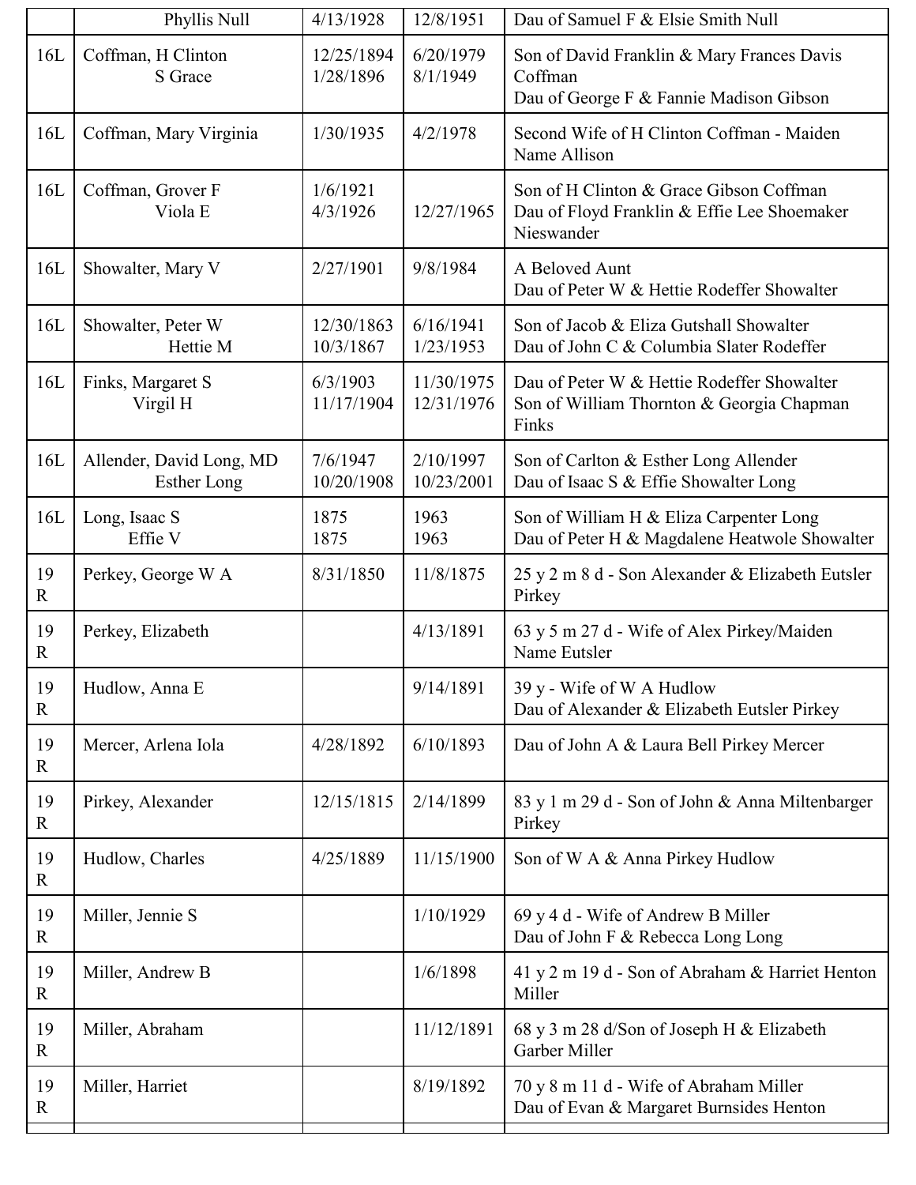| | | | | |
|---|---|---|---|---|
| | Phyllis Null | 4/13/1928 | 12/8/1951 | Dau of Samuel F & Elsie Smith Null |
| 16L | Coffman, H Clinton<br>S Grace | 12/25/1894<br>1/28/1896 | 6/20/1979<br>8/1/1949 | Son of David Franklin & Mary Frances Davis Coffman<br>Dau of George F & Fannie Madison Gibson |
| 16L | Coffman, Mary Virginia | 1/30/1935 | 4/2/1978 | Second Wife of H Clinton Coffman - Maiden Name Allison |
| 16L | Coffman, Grover F<br>Viola E | 1/6/1921<br>4/3/1926 | <br>12/27/1965 | Son of H Clinton & Grace Gibson Coffman<br>Dau of Floyd Franklin & Effie Lee Shoemaker Nieswander |
| 16L | Showalter, Mary V | 2/27/1901 | 9/8/1984 | A Beloved Aunt<br>Dau of Peter W & Hettie Rodeffer Showalter |
| 16L | Showalter, Peter W<br>Hettie M | 12/30/1863<br>10/3/1867 | 6/16/1941<br>1/23/1953 | Son of Jacob & Eliza Gutshall Showalter<br>Dau of John C & Columbia Slater Rodeffer |
| 16L | Finks, Margaret S<br>Virgil H | 6/3/1903<br>11/17/1904 | 11/30/1975<br>12/31/1976 | Dau of Peter W & Hettie Rodeffer Showalter<br>Son of William Thornton & Georgia Chapman Finks |
| 16L | Allender, David Long, MD<br>Esther Long | 7/6/1947<br>10/20/1908 | 2/10/1997<br>10/23/2001 | Son of Carlton & Esther Long Allender<br>Dau of Isaac S & Effie Showalter Long |
| 16L | Long, Isaac S<br>Effie V | 1875<br>1875 | 1963<br>1963 | Son of William H & Eliza Carpenter Long<br>Dau of Peter H & Magdalene Heatwole Showalter |
| 19 R | Perkey, George W A | 8/31/1850 | 11/8/1875 | 25 y 2 m 8 d - Son Alexander & Elizabeth Eutsler Pirkey |
| 19 R | Perkey, Elizabeth | | 4/13/1891 | 63 y 5 m 27 d - Wife of Alex Pirkey/Maiden Name Eutsler |
| 19 R | Hudlow, Anna E | | 9/14/1891 | 39 y - Wife of W A Hudlow<br>Dau of Alexander & Elizabeth Eutsler Pirkey |
| 19 R | Mercer, Arlena Iola | 4/28/1892 | 6/10/1893 | Dau of John A & Laura Bell Pirkey Mercer |
| 19 R | Pirkey, Alexander | 12/15/1815 | 2/14/1899 | 83 y 1 m 29 d - Son of John & Anna Miltenbarger Pirkey |
| 19 R | Hudlow, Charles | 4/25/1889 | 11/15/1900 | Son of W A & Anna Pirkey Hudlow |
| 19 R | Miller, Jennie S | | 1/10/1929 | 69 y 4 d - Wife of Andrew B Miller<br>Dau of John F & Rebecca Long Long |
| 19 R | Miller, Andrew B | | 1/6/1898 | 41 y 2 m 19 d - Son of Abraham & Harriet Henton Miller |
| 19 R | Miller, Abraham | | 11/12/1891 | 68 y 3 m 28 d/Son of Joseph H & Elizabeth Garber Miller |
| 19 R | Miller, Harriet | | 8/19/1892 | 70 y 8 m 11 d - Wife of Abraham Miller<br>Dau of Evan & Margaret Burnsides Henton |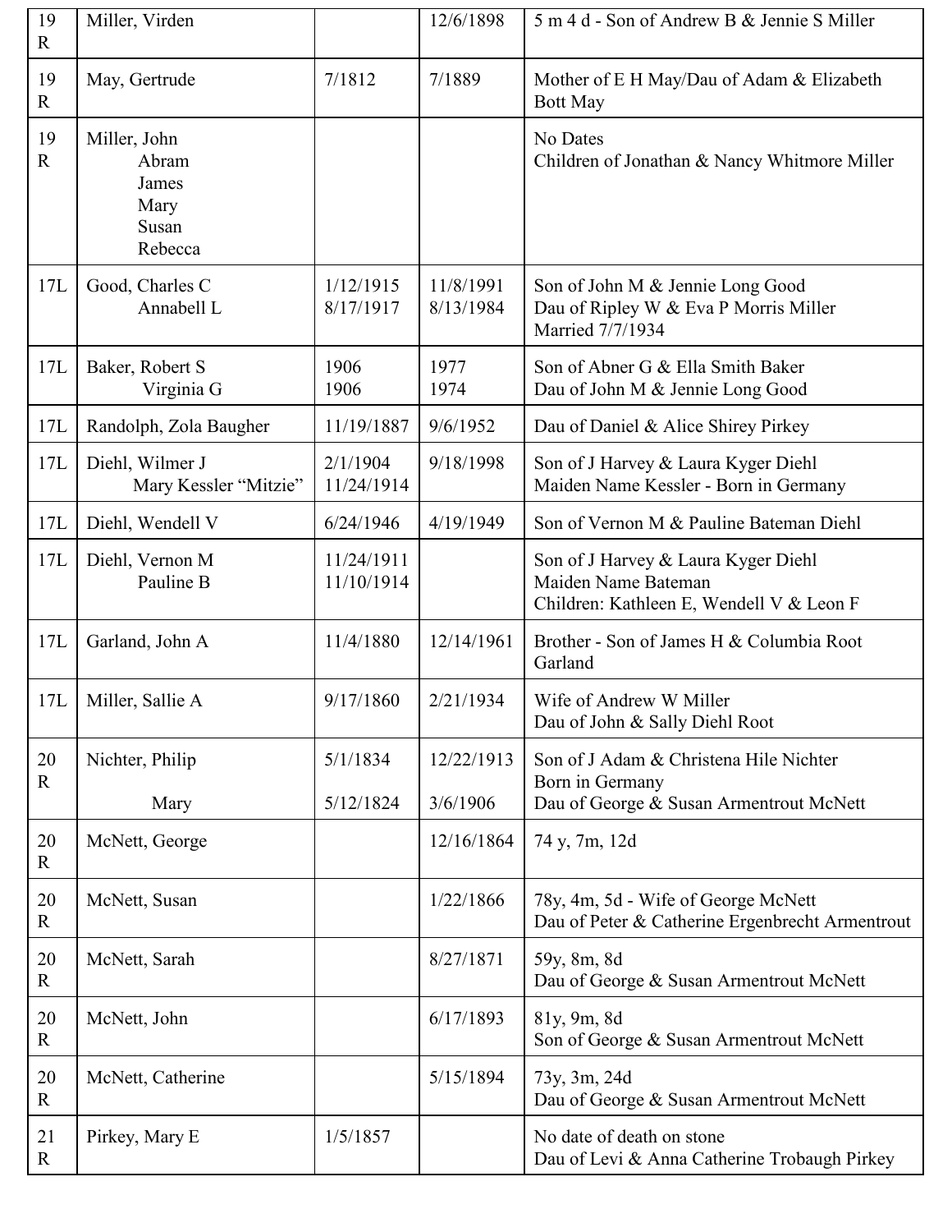| | | | | |
|---|---|---|---|---|
| 19 R | Miller, Virden | | 12/6/1898 | 5 m 4 d - Son of Andrew B & Jennie S Miller |
| 19 R | May, Gertrude | 7/1812 | 7/1889 | Mother of E H May/Dau of Adam & Elizabeth Bott May |
| 19 R | Miller, John<br>Abram<br>James<br>Mary<br>Susan<br>Rebecca | | | No Dates<br>Children of Jonathan & Nancy Whitmore Miller |
| 17L | Good, Charles C<br>Annabell L | 1/12/1915<br>8/17/1917 | 11/8/1991<br>8/13/1984 | Son of John M & Jennie Long Good<br>Dau of Ripley W & Eva P Morris Miller<br>Married 7/7/1934 |
| 17L | Baker, Robert S<br>Virginia G | 1906<br>1906 | 1977<br>1974 | Son of Abner G & Ella Smith Baker<br>Dau of John M & Jennie Long Good |
| 17L | Randolph, Zola Baugher | 11/19/1887 | 9/6/1952 | Dau of Daniel & Alice Shirey Pirkey |
| 17L | Diehl, Wilmer J<br>Mary Kessler "Mitzie" | 2/1/1904<br>11/24/1914 | 9/18/1998 | Son of J Harvey & Laura Kyger Diehl<br>Maiden Name Kessler - Born in Germany |
| 17L | Diehl, Wendell V | 6/24/1946 | 4/19/1949 | Son of Vernon M & Pauline Bateman Diehl |
| 17L | Diehl, Vernon M<br>Pauline B | 11/24/1911<br>11/10/1914 | | Son of J Harvey & Laura Kyger Diehl<br>Maiden Name Bateman<br>Children: Kathleen E, Wendell V & Leon F |
| 17L | Garland, John A | 11/4/1880 | 12/14/1961 | Brother - Son of James H & Columbia Root Garland |
| 17L | Miller, Sallie A | 9/17/1860 | 2/21/1934 | Wife of Andrew W Miller<br>Dau of John & Sally Diehl Root |
| 20 R | Nichter, Philip<br><br>Mary | 5/1/1834<br><br>5/12/1824 | 12/22/1913<br><br>3/6/1906 | Son of J Adam & Christena Hile Nichter<br>Born in Germany<br>Dau of George & Susan Armentrout McNett |
| 20 R | McNett, George | | 12/16/1864 | 74 y, 7m, 12d |
| 20 R | McNett, Susan | | 1/22/1866 | 78y, 4m, 5d - Wife of George McNett<br>Dau of Peter & Catherine Ergenbrecht Armentrout |
| 20 R | McNett, Sarah | | 8/27/1871 | 59y, 8m, 8d<br>Dau of George & Susan Armentrout McNett |
| 20 R | McNett, John | | 6/17/1893 | 81y, 9m, 8d<br>Son of George & Susan Armentrout McNett |
| 20 R | McNett, Catherine | | 5/15/1894 | 73y, 3m, 24d<br>Dau of George & Susan Armentrout McNett |
| 21 R | Pirkey, Mary E | 1/5/1857 | | No date of death on stone<br>Dau of Levi & Anna Catherine Trobaugh Pirkey |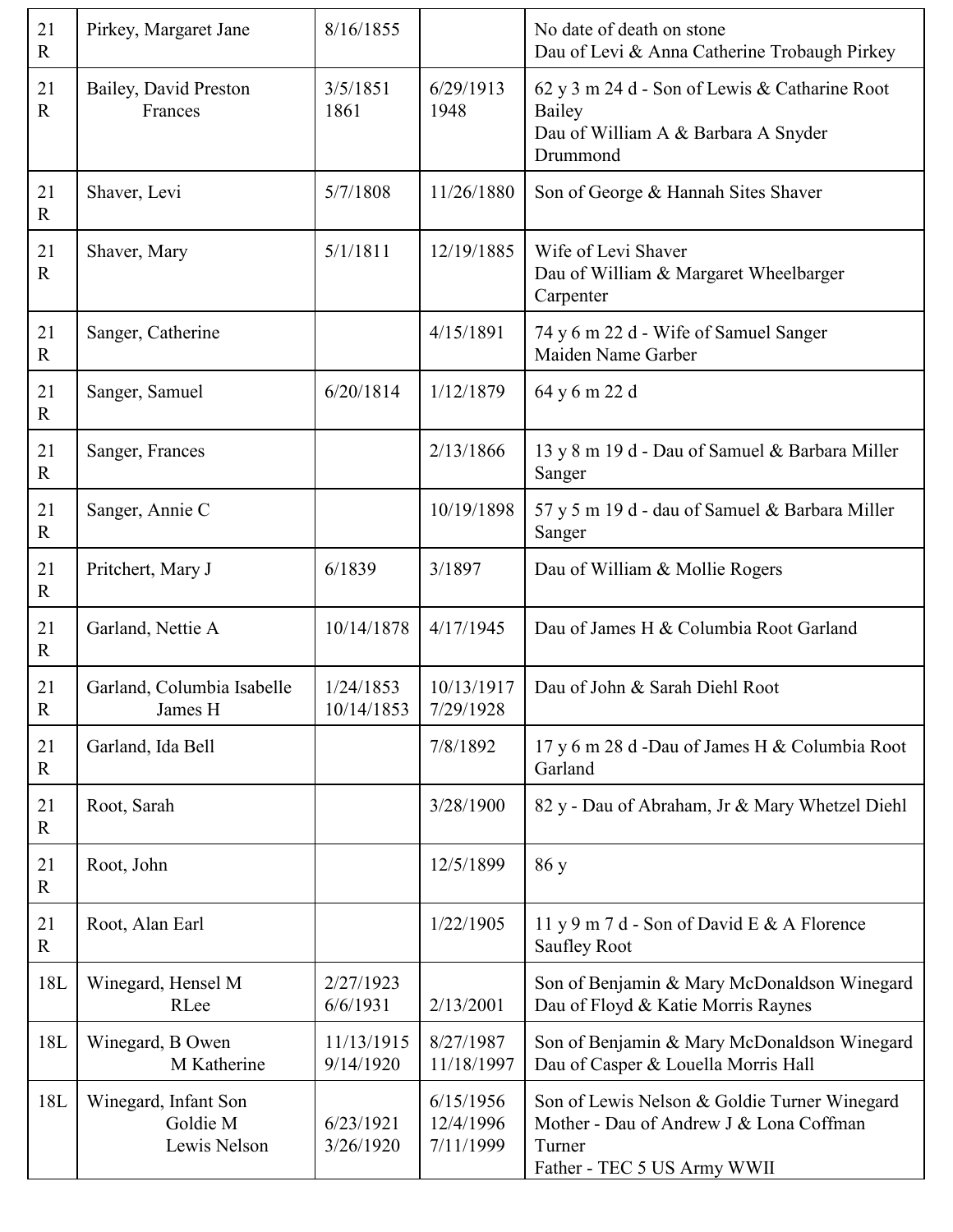| 21 R | Pirkey, Margaret Jane | 8/16/1855 | | No date of death on stone<br>Dau of Levi & Anna Catherine Trobaugh Pirkey |
|---|---|---|---|---|
| 21 R | Bailey, David Preston<br>Frances | 3/5/1851<br>1861 | 6/29/1913<br>1948 | 62 y 3 m 24 d - Son of Lewis & Catharine Root Bailey<br>Dau of William A & Barbara A Snyder Drummond |
| 21 R | Shaver, Levi | 5/7/1808 | 11/26/1880 | Son of George & Hannah Sites Shaver |
| 21 R | Shaver, Mary | 5/1/1811 | 12/19/1885 | Wife of Levi Shaver<br>Dau of William & Margaret Wheelbarger Carpenter |
| 21 R | Sanger, Catherine | | 4/15/1891 | 74 y 6 m 22 d - Wife of Samuel Sanger<br>Maiden Name Garber |
| 21 R | Sanger, Samuel | 6/20/1814 | 1/12/1879 | 64 y 6 m 22 d |
| 21 R | Sanger, Frances | | 2/13/1866 | 13 y 8 m 19 d - Dau of Samuel & Barbara Miller Sanger |
| 21 R | Sanger, Annie C | | 10/19/1898 | 57 y 5 m 19 d - dau of Samuel & Barbara Miller Sanger |
| 21 R | Pritchert, Mary J | 6/1839 | 3/1897 | Dau of William & Mollie Rogers |
| 21 R | Garland, Nettie A | 10/14/1878 | 4/17/1945 | Dau of James H & Columbia Root Garland |
| 21 R | Garland, Columbia Isabelle<br>James H | 1/24/1853<br>10/14/1853 | 10/13/1917<br>7/29/1928 | Dau of John & Sarah Diehl Root |
| 21 R | Garland, Ida Bell | | 7/8/1892 | 17 y 6 m 28 d -Dau of James H & Columbia Root Garland |
| 21 R | Root, Sarah | | 3/28/1900 | 82 y - Dau of Abraham, Jr & Mary Whetzel Diehl |
| 21 R | Root, John | | 12/5/1899 | 86 y |
| 21 R | Root, Alan Earl | | 1/22/1905 | 11 y 9 m 7 d - Son of David E & A Florence Saufley Root |
| 18L | Winegard, Hensel M<br>RLee | 2/27/1923<br>6/6/1931 | <br>2/13/2001 | Son of Benjamin & Mary McDonaldson Winegard<br>Dau of Floyd & Katie Morris Raynes |
| 18L | Winegard, B Owen<br>M Katherine | 11/13/1915<br>9/14/1920 | 8/27/1987<br>11/18/1997 | Son of Benjamin & Mary McDonaldson Winegard<br>Dau of Casper & Louella Morris Hall |
| 18L | Winegard, Infant Son<br>Goldie M<br>Lewis Nelson | <br>6/23/1921<br>3/26/1920 | 6/15/1956<br>12/4/1996<br>7/11/1999 | Son of Lewis Nelson & Goldie Turner Winegard<br>Mother - Dau of Andrew J & Lona Coffman Turner<br>Father - TEC 5 US Army WWII |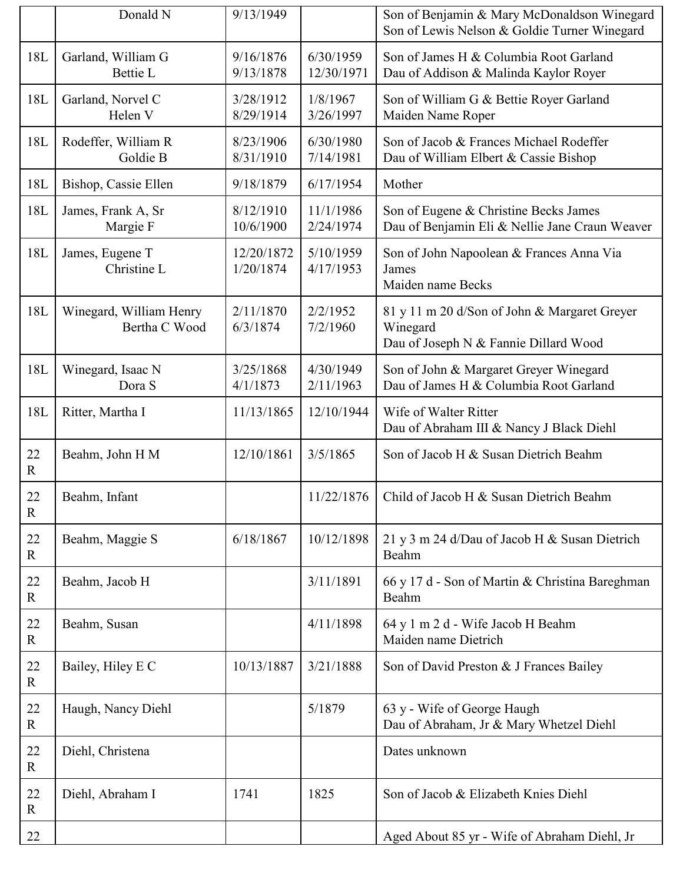| | | | | |
|---|---|---|---|---|
| | Donald N | 9/13/1949 | | Son of Benjamin & Mary McDonaldson Winegard<br>Son of Lewis Nelson & Goldie Turner Winegard |
| 18L | Garland, William G<br>Bettie L | 9/16/1876<br>9/13/1878 | 6/30/1959<br>12/30/1971 | Son of James H & Columbia Root Garland<br>Dau of Addison & Malinda Kaylor Royer |
| 18L | Garland, Norvel C<br>Helen V | 3/28/1912<br>8/29/1914 | 1/8/1967<br>3/26/1997 | Son of William G & Bettie Royer Garland<br>Maiden Name Roper |
| 18L | Rodeffer, William R<br>Goldie B | 8/23/1906<br>8/31/1910 | 6/30/1980<br>7/14/1981 | Son of Jacob & Frances Michael Rodeffer<br>Dau of William Elbert & Cassie Bishop |
| 18L | Bishop, Cassie Ellen | 9/18/1879 | 6/17/1954 | Mother |
| 18L | James, Frank A, Sr<br>Margie F | 8/12/1910<br>10/6/1900 | 11/1/1986<br>2/24/1974 | Son of Eugene & Christine Becks James<br>Dau of Benjamin Eli & Nellie Jane Craun Weaver |
| 18L | James, Eugene T<br>Christine L | 12/20/1872<br>1/20/1874 | 5/10/1959<br>4/17/1953 | Son of John Napoolean & Frances Anna Via James<br>Maiden name Becks |
| 18L | Winegard, William Henry<br>Bertha C Wood | 2/11/1870<br>6/3/1874 | 2/2/1952<br>7/2/1960 | 81 y 11 m 20 d/Son of John & Margaret Greyer Winegard<br>Dau of Joseph N & Fannie Dillard Wood |
| 18L | Winegard, Isaac N<br>Dora S | 3/25/1868<br>4/1/1873 | 4/30/1949<br>2/11/1963 | Son of John & Margaret Greyer Winegard<br>Dau of James H & Columbia Root Garland |
| 18L | Ritter, Martha I | 11/13/1865 | 12/10/1944 | Wife of Walter Ritter<br>Dau of Abraham III & Nancy J Black Diehl |
| 22 R | Beahm, John H M | 12/10/1861 | 3/5/1865 | Son of Jacob H & Susan Dietrich Beahm |
| 22 R | Beahm, Infant | | 11/22/1876 | Child of Jacob H & Susan Dietrich Beahm |
| 22 R | Beahm, Maggie S | 6/18/1867 | 10/12/1898 | 21 y 3 m 24 d/Dau of Jacob H & Susan Dietrich Beahm |
| 22 R | Beahm, Jacob H | | 3/11/1891 | 66 y 17 d - Son of Martin & Christina Bareghman Beahm |
| 22 R | Beahm, Susan | | 4/11/1898 | 64 y 1 m 2 d - Wife Jacob H Beahm<br>Maiden name Dietrich |
| 22 R | Bailey, Hiley E C | 10/13/1887 | 3/21/1888 | Son of David Preston & J Frances Bailey |
| 22 R | Haugh, Nancy Diehl | | 5/1879 | 63 y - Wife of George Haugh<br>Dau of Abraham, Jr & Mary Whetzel Diehl |
| 22 R | Diehl, Christena | | | Dates unknown |
| 22 R | Diehl, Abraham I | 1741 | 1825 | Son of Jacob & Elizabeth Knies Diehl |
| 22 | | | | Aged About 85 yr - Wife of Abraham Diehl, Jr |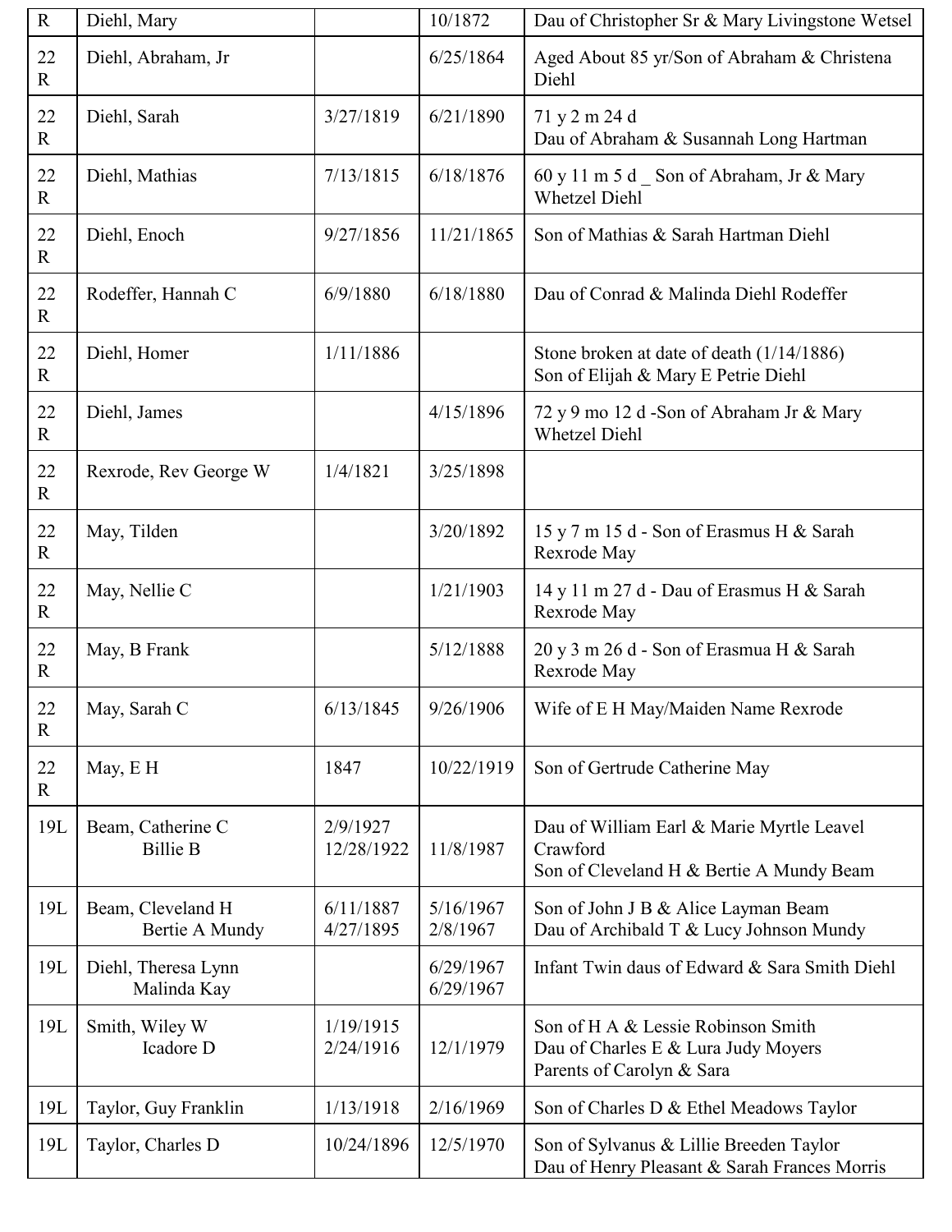| R | Diehl, Mary | | 10/1872 | Dau of Christopher Sr & Mary Livingstone Wetsel |
|---|---|---|---|---|
| 22 R | Diehl, Abraham, Jr | | 6/25/1864 | Aged About 85 yr/Son of Abraham & Christena Diehl |
| 22 R | Diehl, Sarah | 3/27/1819 | 6/21/1890 | 71 y 2 m 24 d<br>Dau of Abraham & Susannah Long Hartman |
| 22 R | Diehl, Mathias | 7/13/1815 | 6/18/1876 | 60 y 11 m 5 d _ Son of Abraham, Jr & Mary Whetzel Diehl |
| 22 R | Diehl, Enoch | 9/27/1856 | 11/21/1865 | Son of Mathias & Sarah Hartman Diehl |
| 22 R | Rodeffer, Hannah C | 6/9/1880 | 6/18/1880 | Dau of Conrad & Malinda Diehl Rodeffer |
| 22 R | Diehl, Homer | 1/11/1886 | | Stone broken at date of death (1/14/1886)<br>Son of Elijah & Mary E Petrie Diehl |
| 22 R | Diehl, James | | 4/15/1896 | 72 y 9 mo 12 d -Son of Abraham Jr & Mary Whetzel Diehl |
| 22 R | Rexrode, Rev George W | 1/4/1821 | 3/25/1898 | |
| 22 R | May, Tilden | | 3/20/1892 | 15 y 7 m 15 d - Son of Erasmus H & Sarah Rexrode May |
| 22 R | May, Nellie C | | 1/21/1903 | 14 y 11 m 27 d - Dau of Erasmus H & Sarah Rexrode May |
| 22 R | May, B Frank | | 5/12/1888 | 20 y 3 m 26 d - Son of Erasmua H & Sarah Rexrode May |
| 22 R | May, Sarah C | 6/13/1845 | 9/26/1906 | Wife of E H May/Maiden Name Rexrode |
| 22 R | May, E H | 1847 | 10/22/1919 | Son of Gertrude Catherine May |
| 19L | Beam, Catherine C<br>Billie B | 2/9/1927<br>12/28/1922 | <br>11/8/1987 | Dau of William Earl & Marie Myrtle Leavel Crawford<br>Son of Cleveland H & Bertie A Mundy Beam |
| 19L | Beam, Cleveland H<br>Bertie A Mundy | 6/11/1887<br>4/27/1895 | 5/16/1967<br>2/8/1967 | Son of John J B & Alice Layman Beam<br>Dau of Archibald T & Lucy Johnson Mundy |
| 19L | Diehl, Theresa Lynn<br>Malinda Kay | | 6/29/1967<br>6/29/1967 | Infant Twin daus of Edward & Sara Smith Diehl |
| 19L | Smith, Wiley W<br>Icadore D | 1/19/1915<br>2/24/1916 | <br>12/1/1979 | Son of H A & Lessie Robinson Smith<br>Dau of Charles E & Lura Judy Moyers<br>Parents of Carolyn & Sara |
| 19L | Taylor, Guy Franklin | 1/13/1918 | 2/16/1969 | Son of Charles D & Ethel Meadows Taylor |
| 19L | Taylor, Charles D | 10/24/1896 | 12/5/1970 | Son of Sylvanus & Lillie Breeden Taylor<br>Dau of Henry Pleasant & Sarah Frances Morris |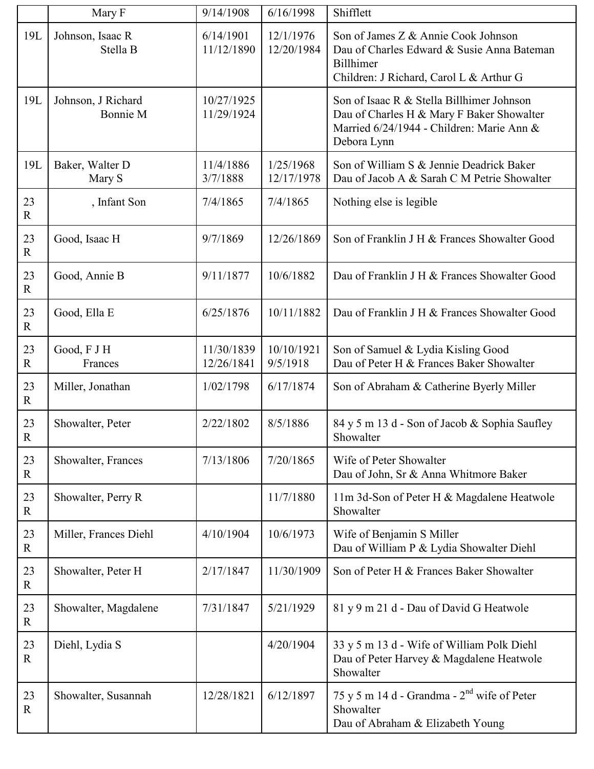| | | | | |
|---|---|---|---|---|
| | Mary F | 9/14/1908 | 6/16/1998 | Shifflett |
| 19L | Johnson, Isaac R<br>Stella B | 6/14/1901<br>11/12/1890 | 12/1/1976<br>12/20/1984 | Son of James Z & Annie Cook Johnson<br>Dau of Charles Edward & Susie Anna Bateman Billhimer<br>Children: J Richard, Carol L & Arthur G |
| 19L | Johnson, J Richard<br>Bonnie M | 10/27/1925<br>11/29/1924 | | Son of Isaac R & Stella Billhimer Johnson<br>Dau of Charles H & Mary F Baker Showalter<br>Married 6/24/1944 - Children: Marie Ann & Debora Lynn |
| 19L | Baker, Walter D<br>Mary S | 11/4/1886<br>3/7/1888 | 1/25/1968<br>12/17/1978 | Son of William S & Jennie Deadrick Baker<br>Dau of Jacob A & Sarah C M Petrie Showalter |
| 23 R | , Infant Son | 7/4/1865 | 7/4/1865 | Nothing else is legible |
| 23 R | Good, Isaac H | 9/7/1869 | 12/26/1869 | Son of Franklin J H & Frances Showalter Good |
| 23 R | Good, Annie B | 9/11/1877 | 10/6/1882 | Dau of Franklin J H & Frances Showalter Good |
| 23 R | Good, Ella E | 6/25/1876 | 10/11/1882 | Dau of Franklin J H & Frances Showalter Good |
| 23 R | Good, F J H<br>Frances | 11/30/1839<br>12/26/1841 | 10/10/1921<br>9/5/1918 | Son of Samuel & Lydia Kisling Good<br>Dau of Peter H & Frances Baker Showalter |
| 23 R | Miller, Jonathan | 1/02/1798 | 6/17/1874 | Son of Abraham & Catherine Byerly Miller |
| 23 R | Showalter, Peter | 2/22/1802 | 8/5/1886 | 84 y 5 m 13 d - Son of Jacob & Sophia Saufley Showalter |
| 23 R | Showalter, Frances | 7/13/1806 | 7/20/1865 | Wife of Peter Showalter<br>Dau of John, Sr & Anna Whitmore Baker |
| 23 R | Showalter, Perry R | | 11/7/1880 | 11m 3d-Son of Peter H & Magdalene Heatwole Showalter |
| 23 R | Miller, Frances Diehl | 4/10/1904 | 10/6/1973 | Wife of Benjamin S Miller<br>Dau of William P & Lydia Showalter Diehl |
| 23 R | Showalter, Peter H | 2/17/1847 | 11/30/1909 | Son of Peter H & Frances Baker Showalter |
| 23 R | Showalter, Magdalene | 7/31/1847 | 5/21/1929 | 81 y 9 m 21 d - Dau of David G Heatwole |
| 23 R | Diehl, Lydia S | | 4/20/1904 | 33 y 5 m 13 d - Wife of William Polk Diehl<br>Dau of Peter Harvey & Magdalene Heatwole Showalter |
| 23 R | Showalter, Susannah | 12/28/1821 | 6/12/1897 | 75 y 5 m 14 d - Grandma - 2nd wife of Peter Showalter<br>Dau of Abraham & Elizabeth Young |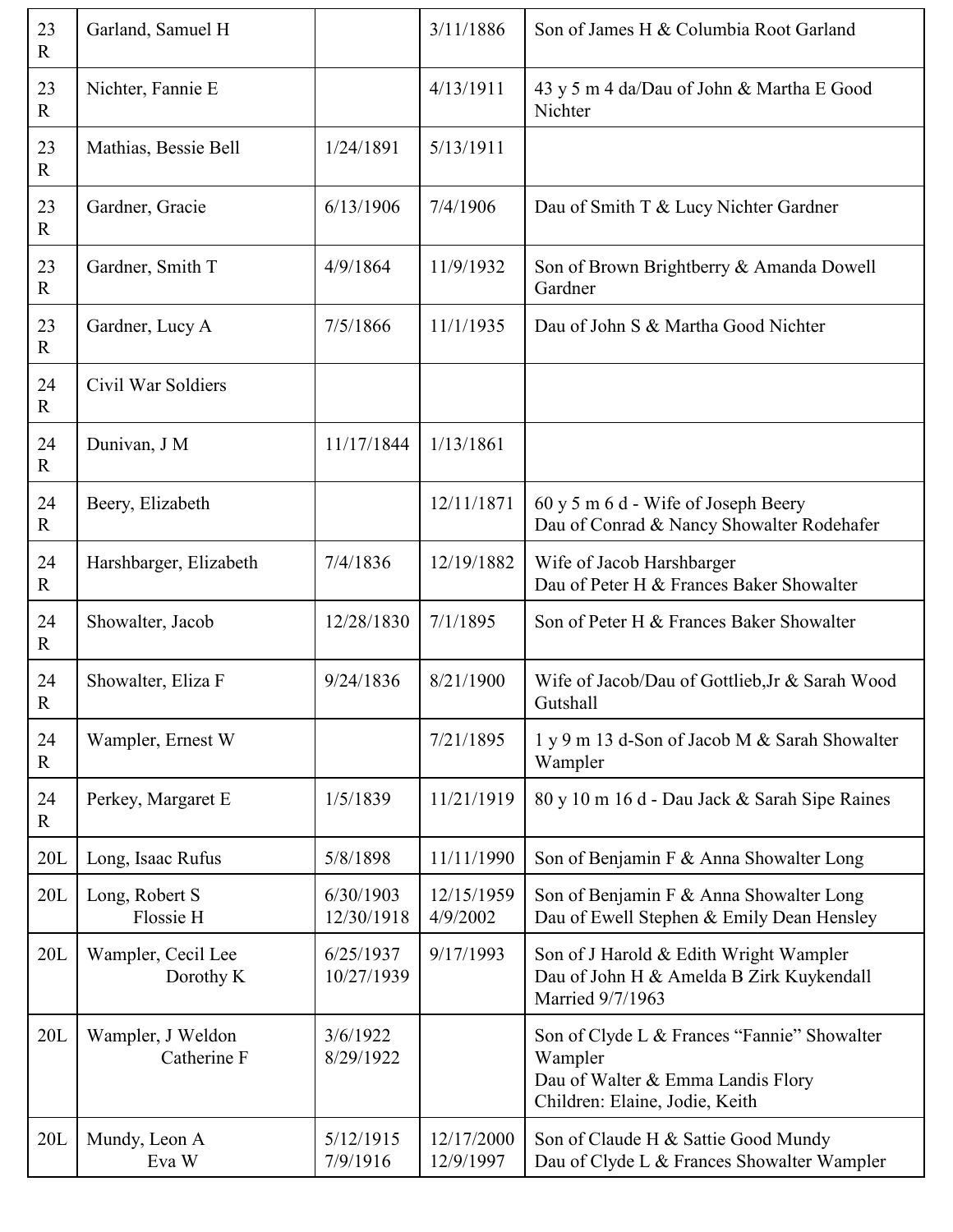| | | | | |
|---|---|---|---|---|
| 23 R | Garland, Samuel H | | 3/11/1886 | Son of James H & Columbia Root Garland |
| 23 R | Nichter, Fannie E | | 4/13/1911 | 43 y 5 m 4 da/Dau of John & Martha E Good Nichter |
| 23 R | Mathias, Bessie Bell | 1/24/1891 | 5/13/1911 | |
| 23 R | Gardner, Gracie | 6/13/1906 | 7/4/1906 | Dau of Smith T & Lucy Nichter Gardner |
| 23 R | Gardner, Smith T | 4/9/1864 | 11/9/1932 | Son of Brown Brightberry & Amanda Dowell Gardner |
| 23 R | Gardner, Lucy A | 7/5/1866 | 11/1/1935 | Dau of John S & Martha Good Nichter |
| 24 R | Civil War Soldiers | | | |
| 24 R | Dunivan, J M | 11/17/1844 | 1/13/1861 | |
| 24 R | Beery, Elizabeth | | 12/11/1871 | 60 y 5 m 6 d - Wife of Joseph Beery<br>Dau of Conrad & Nancy Showalter Rodehafer |
| 24 R | Harshbarger, Elizabeth | 7/4/1836 | 12/19/1882 | Wife of Jacob Harshbarger<br>Dau of Peter H & Frances Baker Showalter |
| 24 R | Showalter, Jacob | 12/28/1830 | 7/1/1895 | Son of Peter H & Frances Baker Showalter |
| 24 R | Showalter, Eliza F | 9/24/1836 | 8/21/1900 | Wife of Jacob/Dau of Gottlieb,Jr & Sarah Wood Gutshall |
| 24 R | Wampler, Ernest W | | 7/21/1895 | 1 y 9 m 13 d-Son of Jacob M & Sarah Showalter Wampler |
| 24 R | Perkey, Margaret E | 1/5/1839 | 11/21/1919 | 80 y 10 m 16 d - Dau Jack & Sarah Sipe Raines |
| 20L | Long, Isaac Rufus | 5/8/1898 | 11/11/1990 | Son of Benjamin F & Anna Showalter Long |
| 20L | Long, Robert S<br>Flossie H | 6/30/1903<br>12/30/1918 | 12/15/1959<br>4/9/2002 | Son of Benjamin F & Anna Showalter Long<br>Dau of Ewell Stephen & Emily Dean Hensley |
| 20L | Wampler, Cecil Lee<br>Dorothy K | 6/25/1937<br>10/27/1939 | 9/17/1993 | Son of J Harold & Edith Wright Wampler<br>Dau of John H & Amelda B Zirk Kuykendall<br>Married 9/7/1963 |
| 20L | Wampler, J Weldon<br>Catherine F | 3/6/1922<br>8/29/1922 | | Son of Clyde L & Frances "Fannie" Showalter Wampler<br>Dau of Walter & Emma Landis Flory<br>Children: Elaine, Jodie, Keith |
| 20L | Mundy, Leon A<br>Eva W | 5/12/1915<br>7/9/1916 | 12/17/2000<br>12/9/1997 | Son of Claude H & Sattie Good Mundy<br>Dau of Clyde L & Frances Showalter Wampler |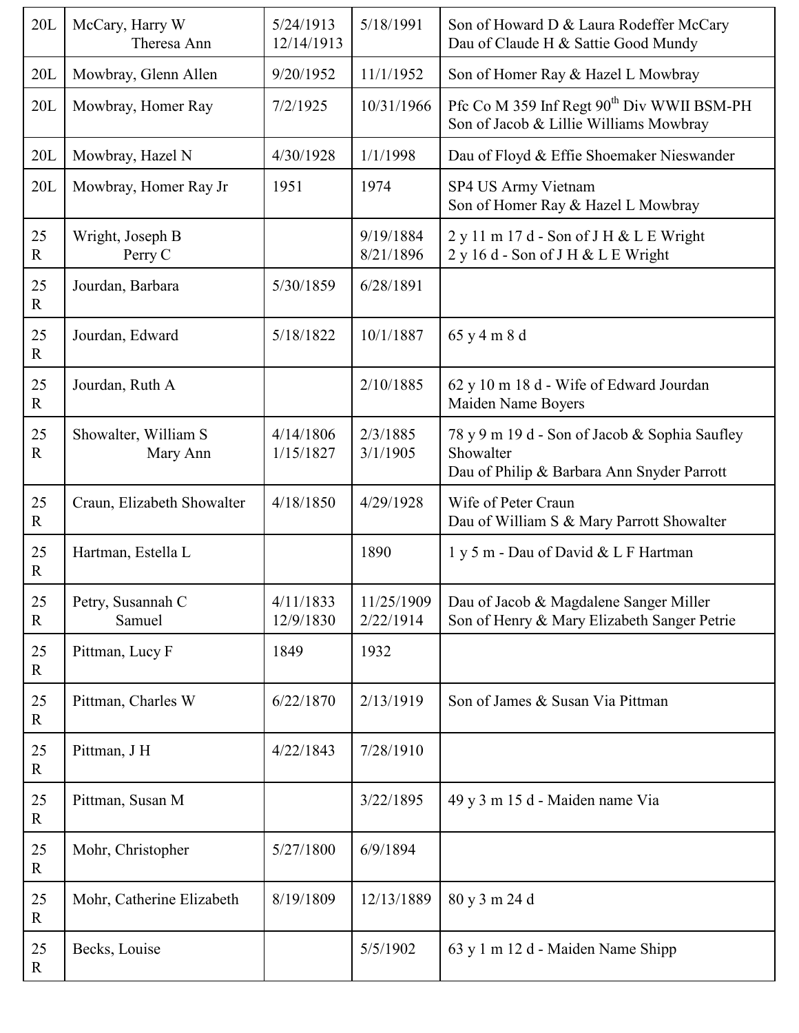| | | | | |
|---|---|---|---|---|
| 20L | McCary, Harry W<br>Theresa Ann | 5/24/1913<br>12/14/1913 | 5/18/1991 | Son of Howard D & Laura Rodeffer McCary<br>Dau of Claude H & Sattie Good Mundy |
| 20L | Mowbray, Glenn Allen | 9/20/1952 | 11/1/1952 | Son of Homer Ray & Hazel L Mowbray |
| 20L | Mowbray, Homer Ray | 7/2/1925 | 10/31/1966 | Pfc Co M 359 Inf Regt 90th Div WWII BSM-PH<br>Son of Jacob & Lillie Williams Mowbray |
| 20L | Mowbray, Hazel N | 4/30/1928 | 1/1/1998 | Dau of Floyd & Effie Shoemaker Nieswander |
| 20L | Mowbray, Homer Ray Jr | 1951 | 1974 | SP4 US Army Vietnam<br>Son of Homer Ray & Hazel L Mowbray |
| 25 R | Wright, Joseph B<br>Perry C | | 9/19/1884<br>8/21/1896 | 2 y 11 m 17 d - Son of J H & L E Wright<br>2 y 16 d - Son of J H & L E Wright |
| 25 R | Jourdan, Barbara | 5/30/1859 | 6/28/1891 | |
| 25 R | Jourdan, Edward | 5/18/1822 | 10/1/1887 | 65 y 4 m 8 d |
| 25 R | Jourdan, Ruth A | | 2/10/1885 | 62 y 10 m 18 d - Wife of Edward Jourdan<br>Maiden Name Boyers |
| 25 R | Showalter, William S<br>Mary Ann | 4/14/1806<br>1/15/1827 | 2/3/1885<br>3/1/1905 | 78 y 9 m 19 d - Son of Jacob & Sophia Saufley Showalter<br>Dau of Philip & Barbara Ann Snyder Parrott |
| 25 R | Craun, Elizabeth Showalter | 4/18/1850 | 4/29/1928 | Wife of Peter Craun<br>Dau of William S & Mary Parrott Showalter |
| 25 R | Hartman, Estella L | | 1890 | 1 y 5 m - Dau of David & L F Hartman |
| 25 R | Petry, Susannah C<br>Samuel | 4/11/1833<br>12/9/1830 | 11/25/1909<br>2/22/1914 | Dau of Jacob & Magdalene Sanger Miller<br>Son of Henry & Mary Elizabeth Sanger Petrie |
| 25 R | Pittman, Lucy F | 1849 | 1932 | |
| 25 R | Pittman, Charles W | 6/22/1870 | 2/13/1919 | Son of James & Susan Via Pittman |
| 25 R | Pittman, J H | 4/22/1843 | 7/28/1910 | |
| 25 R | Pittman, Susan M | | 3/22/1895 | 49 y 3 m 15 d - Maiden name Via |
| 25 R | Mohr, Christopher | 5/27/1800 | 6/9/1894 | |
| 25 R | Mohr, Catherine Elizabeth | 8/19/1809 | 12/13/1889 | 80 y 3 m 24 d |
| 25 R | Becks, Louise | | 5/5/1902 | 63 y 1 m 12 d - Maiden Name Shipp |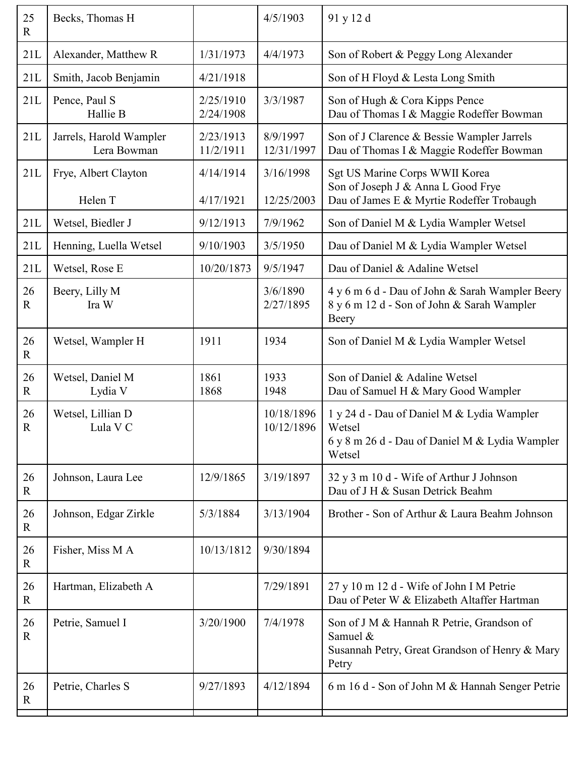| 25 R | Becks, Thomas H | | 4/5/1903 | 91 y 12 d |
|---|---|---|---|---|
| 21L | Alexander, Matthew R | 1/31/1973 | 4/4/1973 | Son of Robert & Peggy Long Alexander |
| 21L | Smith, Jacob Benjamin | 4/21/1918 | | Son of H Floyd & Lesta Long Smith |
| 21L | Pence, Paul S<br>Hallie B | 2/25/1910<br>2/24/1908 | 3/3/1987 | Son of Hugh & Cora Kipps Pence<br>Dau of Thomas I & Maggie Rodeffer Bowman |
| 21L | Jarrels, Harold Wampler<br>Lera Bowman | 2/23/1913<br>11/2/1911 | 8/9/1997<br>12/31/1997 | Son of J Clarence & Bessie Wampler Jarrels<br>Dau of Thomas I & Maggie Rodeffer Bowman |
| 21L | Frye, Albert Clayton<br><br>Helen T | 4/14/1914<br><br>4/17/1921 | 3/16/1998<br><br>12/25/2003 | Sgt US Marine Corps WWII Korea<br>Son of Joseph J & Anna L Good Frye<br>Dau of James E & Myrtie Rodeffer Trobaugh |
| 21L | Wetsel, Biedler J | 9/12/1913 | 7/9/1962 | Son of Daniel M & Lydia Wampler Wetsel |
| 21L | Henning, Luella Wetsel | 9/10/1903 | 3/5/1950 | Dau of Daniel M & Lydia Wampler Wetsel |
| 21L | Wetsel, Rose E | 10/20/1873 | 9/5/1947 | Dau of Daniel & Adaline Wetsel |
| 26 R | Beery, Lilly M<br>Ira W | | 3/6/1890<br>2/27/1895 | 4 y 6 m 6 d - Dau of John & Sarah Wampler Beery<br>8 y 6 m 12 d - Son of John & Sarah Wampler Beery |
| 26 R | Wetsel, Wampler H | 1911 | 1934 | Son of Daniel M & Lydia Wampler Wetsel |
| 26 R | Wetsel, Daniel M<br>Lydia V | 1861<br>1868 | 1933<br>1948 | Son of Daniel & Adaline Wetsel<br>Dau of Samuel H & Mary Good Wampler |
| 26 R | Wetsel, Lillian D<br>Lula V C | | 10/18/1896<br>10/12/1896 | 1 y 24 d - Dau of Daniel M & Lydia Wampler Wetsel<br>6 y 8 m 26 d - Dau of Daniel M & Lydia Wampler Wetsel |
| 26 R | Johnson, Laura Lee | 12/9/1865 | 3/19/1897 | 32 y 3 m 10 d - Wife of Arthur J Johnson<br>Dau of J H & Susan Detrick Beahm |
| 26 R | Johnson, Edgar Zirkle | 5/3/1884 | 3/13/1904 | Brother - Son of Arthur & Laura Beahm Johnson |
| 26 R | Fisher, Miss M A | 10/13/1812 | 9/30/1894 | |
| 26 R | Hartman, Elizabeth A | | 7/29/1891 | 27 y 10 m 12 d - Wife of John I M Petrie<br>Dau of Peter W & Elizabeth Altaffer Hartman |
| 26 R | Petrie, Samuel I | 3/20/1900 | 7/4/1978 | Son of J M & Hannah R Petrie, Grandson of Samuel &<br>Susannah Petry, Great Grandson of Henry & Mary Petry |
| 26 R | Petrie, Charles S | 9/27/1893 | 4/12/1894 | 6 m 16 d - Son of John M & Hannah Senger Petrie |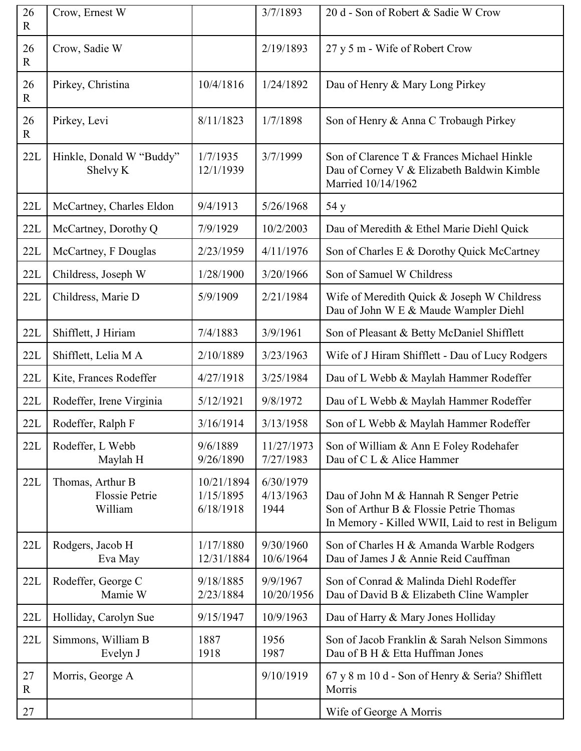| 26 R | Crow, Ernest W | | 3/7/1893 | 20 d - Son of Robert & Sadie W Crow |
|---|---|---|---|---|
| 26 R | Crow, Sadie W | | 2/19/1893 | 27 y 5 m - Wife of Robert Crow |
| 26 R | Pirkey, Christina | 10/4/1816 | 1/24/1892 | Dau of Henry & Mary Long Pirkey |
| 26 R | Pirkey, Levi | 8/11/1823 | 1/7/1898 | Son of Henry & Anna C Trobaugh Pirkey |
| 22L | Hinkle, Donald W "Buddy"<br>Shelvy K | 1/7/1935<br>12/1/1939 | 3/7/1999 | Son of Clarence T & Frances Michael Hinkle<br>Dau of Corney V & Elizabeth Baldwin Kimble<br>Married 10/14/1962 |
| 22L | McCartney, Charles Eldon | 9/4/1913 | 5/26/1968 | 54 y |
| 22L | McCartney, Dorothy Q | 7/9/1929 | 10/2/2003 | Dau of Meredith & Ethel Marie Diehl Quick |
| 22L | McCartney, F Douglas | 2/23/1959 | 4/11/1976 | Son of Charles E & Dorothy Quick McCartney |
| 22L | Childress, Joseph W | 1/28/1900 | 3/20/1966 | Son of Samuel W Childress |
| 22L | Childress, Marie D | 5/9/1909 | 2/21/1984 | Wife of Meredith Quick & Joseph W Childress<br>Dau of John W E & Maude Wampler Diehl |
| 22L | Shifflett, J Hiriam | 7/4/1883 | 3/9/1961 | Son of Pleasant & Betty McDaniel Shifflett |
| 22L | Shifflett, Lelia M A | 2/10/1889 | 3/23/1963 | Wife of J Hiram Shifflett - Dau of Lucy Rodgers |
| 22L | Kite, Frances Rodeffer | 4/27/1918 | 3/25/1984 | Dau of L Webb & Maylah Hammer Rodeffer |
| 22L | Rodeffer, Irene Virginia | 5/12/1921 | 9/8/1972 | Dau of L Webb & Maylah Hammer Rodeffer |
| 22L | Rodeffer, Ralph F | 3/16/1914 | 3/13/1958 | Son of L Webb & Maylah Hammer Rodeffer |
| 22L | Rodeffer, L Webb<br>Maylah H | 9/6/1889<br>9/26/1890 | 11/27/1973<br>7/27/1983 | Son of William & Ann E Foley Rodehafer<br>Dau of C L & Alice Hammer |
| 22L | Thomas, Arthur B<br>Flossie Petrie<br>William | 10/21/1894<br>1/15/1895<br>6/18/1918 | 6/30/1979<br>4/13/1963<br>1944 | <br>Dau of John M & Hannah R Senger Petrie<br>Son of Arthur B & Flossie Petrie Thomas<br>In Memory - Killed WWII, Laid to rest in Beligum |
| 22L | Rodgers, Jacob H<br>Eva May | 1/17/1880<br>12/31/1884 | 9/30/1960<br>10/6/1964 | Son of Charles H & Amanda Warble Rodgers<br>Dau of James J & Annie Reid Cauffman |
| 22L | Rodeffer, George C<br>Mamie W | 9/18/1885<br>2/23/1884 | 9/9/1967<br>10/20/1956 | Son of Conrad & Malinda Diehl Rodeffer<br>Dau of David B & Elizabeth Cline Wampler |
| 22L | Holliday, Carolyn Sue | 9/15/1947 | 10/9/1963 | Dau of Harry & Mary Jones Holliday |
| 22L | Simmons, William B<br>Evelyn J | 1887<br>1918 | 1956<br>1987 | Son of Jacob Franklin & Sarah Nelson Simmons<br>Dau of B H & Etta Huffman Jones |
| 27 R | Morris, George A | | 9/10/1919 | 67 y 8 m 10 d - Son of Henry & Seria? Shifflett Morris |
| 27 | | | | Wife of George A Morris |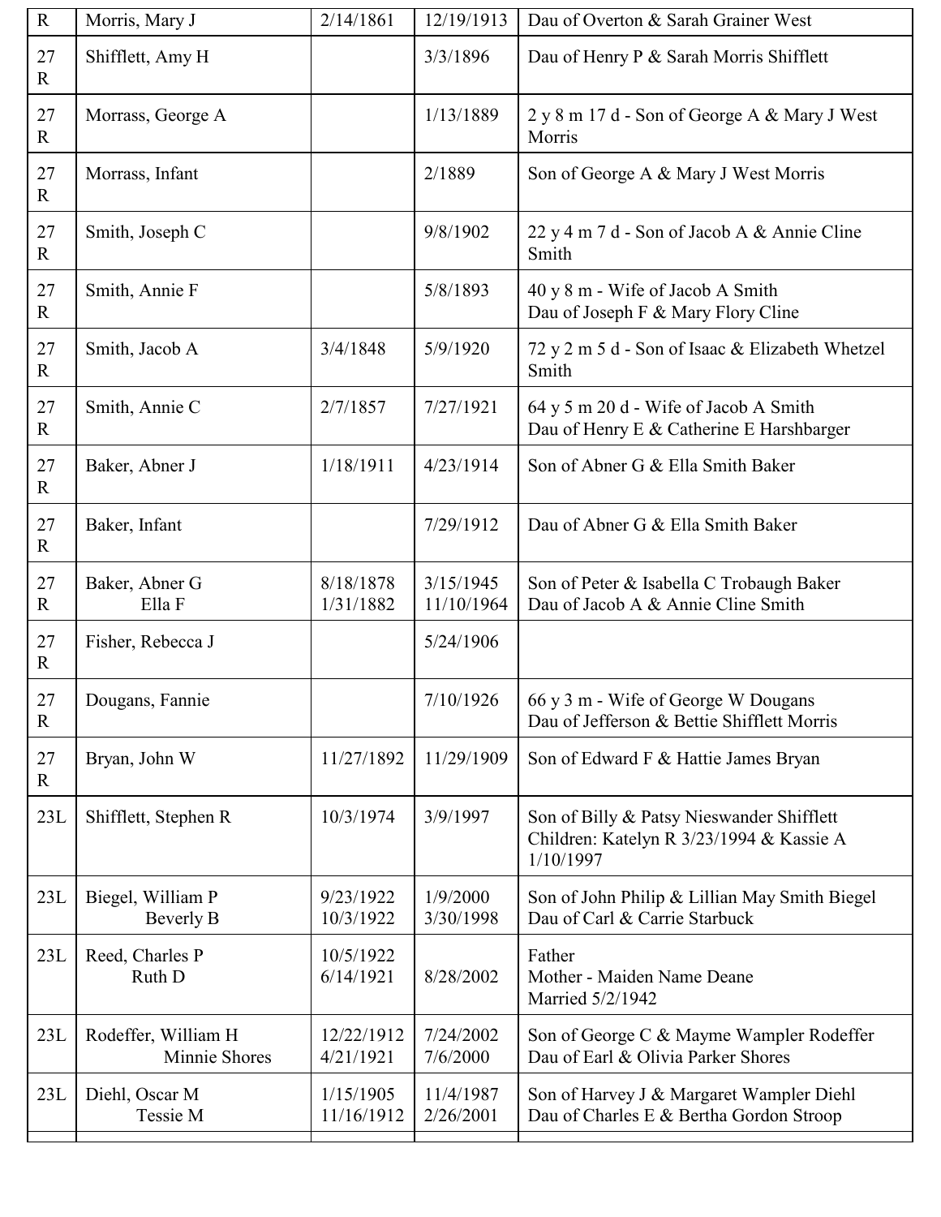| R | Morris, Mary J | 2/14/1861 | 12/19/1913 | Dau of Overton & Sarah Grainer West |
|---|---|---|---|---|
| 27 R | Shifflett, Amy H | | 3/3/1896 | Dau of Henry P & Sarah Morris Shifflett |
| 27 R | Morrass, George A | | 1/13/1889 | 2 y 8 m 17 d - Son of George A & Mary J West Morris |
| 27 R | Morrass, Infant | | 2/1889 | Son of George A & Mary J West Morris |
| 27 R | Smith, Joseph C | | 9/8/1902 | 22 y 4 m 7 d - Son of Jacob A & Annie Cline Smith |
| 27 R | Smith, Annie F | | 5/8/1893 | 40 y 8 m - Wife of Jacob A Smith<br>Dau of Joseph F & Mary Flory Cline |
| 27 R | Smith, Jacob A | 3/4/1848 | 5/9/1920 | 72 y 2 m 5 d - Son of Isaac & Elizabeth Whetzel Smith |
| 27 R | Smith, Annie C | 2/7/1857 | 7/27/1921 | 64 y 5 m 20 d - Wife of Jacob A Smith<br>Dau of Henry E & Catherine E Harshbarger |
| 27 R | Baker, Abner J | 1/18/1911 | 4/23/1914 | Son of Abner G & Ella Smith Baker |
| 27 R | Baker, Infant | | 7/29/1912 | Dau of Abner G & Ella Smith Baker |
| 27 R | Baker, Abner G<br>Ella F | 8/18/1878<br>1/31/1882 | 3/15/1945<br>11/10/1964 | Son of Peter & Isabella C Trobaugh Baker<br>Dau of Jacob A & Annie Cline Smith |
| 27 R | Fisher, Rebecca J | | 5/24/1906 | |
| 27 R | Dougans, Fannie | | 7/10/1926 | 66 y 3 m - Wife of George W Dougans<br>Dau of Jefferson & Bettie Shifflett Morris |
| 27 R | Bryan, John W | 11/27/1892 | 11/29/1909 | Son of Edward F & Hattie James Bryan |
| 23L | Shifflett, Stephen R | 10/3/1974 | 3/9/1997 | Son of Billy & Patsy Nieswander Shifflett<br>Children: Katelyn R 3/23/1994 & Kassie A 1/10/1997 |
| 23L | Biegel, William P<br>Beverly B | 9/23/1922<br>10/3/1922 | 1/9/2000<br>3/30/1998 | Son of John Philip & Lillian May Smith Biegel<br>Dau of Carl & Carrie Starbuck |
| 23L | Reed, Charles P<br>Ruth D | 10/5/1922<br>6/14/1921 | <br>8/28/2002 | Father<br>Mother - Maiden Name Deane<br>Married 5/2/1942 |
| 23L | Rodeffer, William H<br>Minnie Shores | 12/22/1912<br>4/21/1921 | 7/24/2002<br>7/6/2000 | Son of George C & Mayme Wampler Rodeffer<br>Dau of Earl & Olivia Parker Shores |
| 23L | Diehl, Oscar M<br>Tessie M | 1/15/1905<br>11/16/1912 | 11/4/1987<br>2/26/2001 | Son of Harvey J & Margaret Wampler Diehl<br>Dau of Charles E & Bertha Gordon Stroop |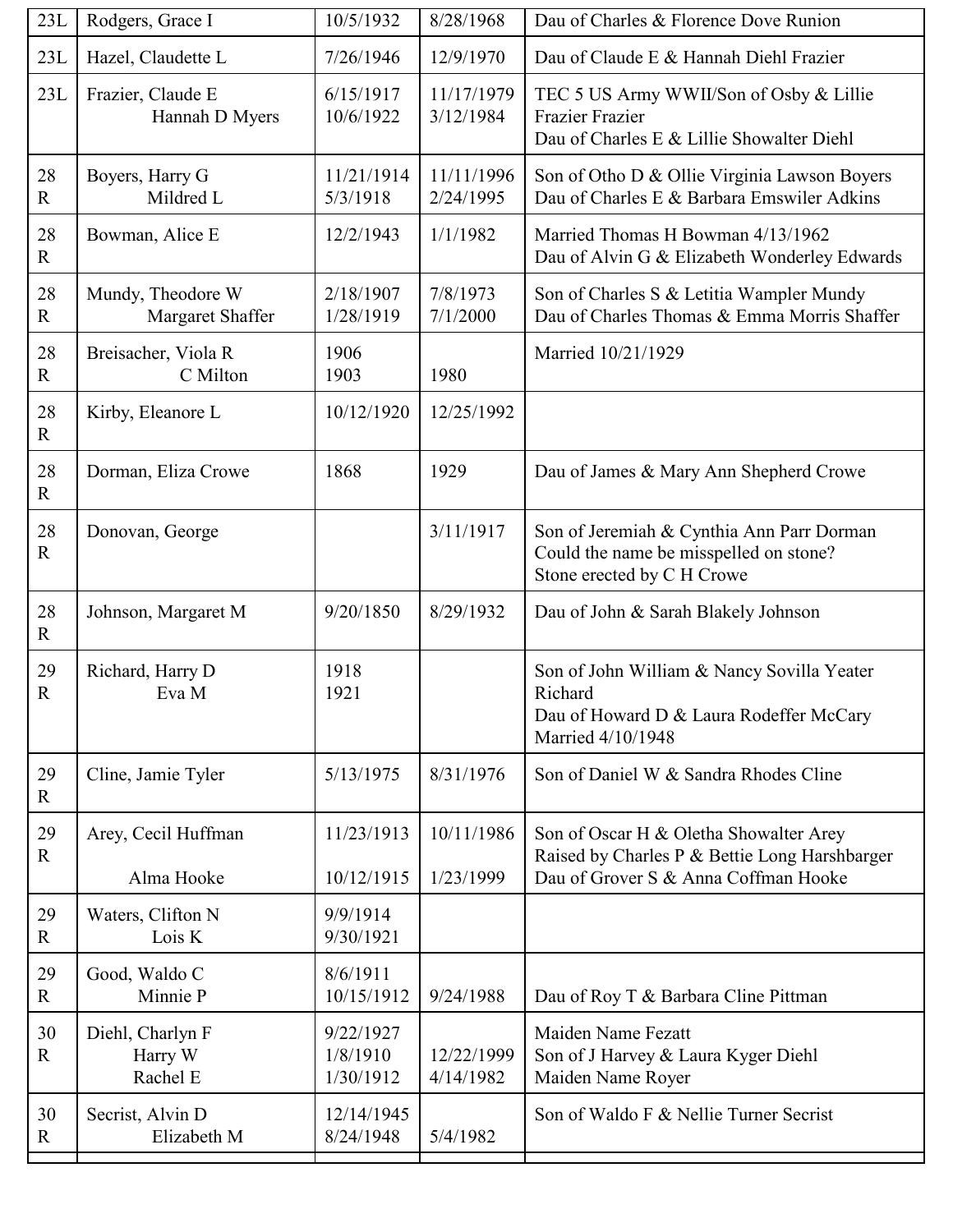| 23L | Rodgers, Grace I | 10/5/1932 | 8/28/1968 | Dau of Charles & Florence Dove Runion |
|---|---|---|---|---|
| 23L | Hazel, Claudette L | 7/26/1946 | 12/9/1970 | Dau of Claude E & Hannah Diehl Frazier |
| 23L | Frazier, Claude E<br>Hannah D Myers | 6/15/1917<br>10/6/1922 | 11/17/1979<br>3/12/1984 | TEC 5 US Army WWII/Son of Osby & Lillie Frazier Frazier<br>Dau of Charles E & Lillie Showalter Diehl |
| 28 R | Boyers, Harry G<br>Mildred L | 11/21/1914<br>5/3/1918 | 11/11/1996<br>2/24/1995 | Son of Otho D & Ollie Virginia Lawson Boyers<br>Dau of Charles E & Barbara Emswiler Adkins |
| 28 R | Bowman, Alice E | 12/2/1943 | 1/1/1982 | Married Thomas H Bowman 4/13/1962<br>Dau of Alvin G & Elizabeth Wonderley Edwards |
| 28 R | Mundy, Theodore W<br>Margaret Shaffer | 2/18/1907<br>1/28/1919 | 7/8/1973<br>7/1/2000 | Son of Charles S & Letitia Wampler Mundy<br>Dau of Charles Thomas & Emma Morris Shaffer |
| 28 R | Breisacher, Viola R<br>C Milton | 1906<br>1903 | <br>1980 | Married 10/21/1929 |
| 28 R | Kirby, Eleanore L | 10/12/1920 | 12/25/1992 | |
| 28 R | Dorman, Eliza Crowe | 1868 | 1929 | Dau of James & Mary Ann Shepherd Crowe |
| 28 R | Donovan, George | | 3/11/1917 | Son of Jeremiah & Cynthia Ann Parr Dorman<br>Could the name be misspelled on stone?<br>Stone erected by C H Crowe |
| 28 R | Johnson, Margaret M | 9/20/1850 | 8/29/1932 | Dau of John & Sarah Blakely Johnson |
| 29 R | Richard, Harry D<br>Eva M | 1918<br>1921 | | Son of John William & Nancy Sovilla Yeater Richard<br>Dau of Howard D & Laura Rodeffer McCary<br>Married 4/10/1948 |
| 29 R | Cline, Jamie Tyler | 5/13/1975 | 8/31/1976 | Son of Daniel W & Sandra Rhodes Cline |
| 29 R | Arey, Cecil Huffman<br><br>Alma Hooke | 11/23/1913<br><br>10/12/1915 | 10/11/1986<br><br>1/23/1999 | Son of Oscar H & Oletha Showalter Arey<br>Raised by Charles P & Bettie Long Harshbarger<br>Dau of Grover S & Anna Coffman Hooke |
| 29 R | Waters, Clifton N<br>Lois K | 9/9/1914<br>9/30/1921 | | |
| 29 R | Good, Waldo C<br>Minnie P | 8/6/1911<br>10/15/1912 | <br>9/24/1988 | <br>Dau of Roy T & Barbara Cline Pittman |
| 30 R | Diehl, Charlyn F<br>Harry W<br>Rachel E | 9/22/1927<br>1/8/1910<br>1/30/1912 | <br>12/22/1999<br>4/14/1982 | Maiden Name Fezatt<br>Son of J Harvey & Laura Kyger Diehl<br>Maiden Name Royer |
| 30 R | Secrist, Alvin D<br>Elizabeth M | 12/14/1945<br>8/24/1948 | <br>5/4/1982 | Son of Waldo F & Nellie Turner Secrist |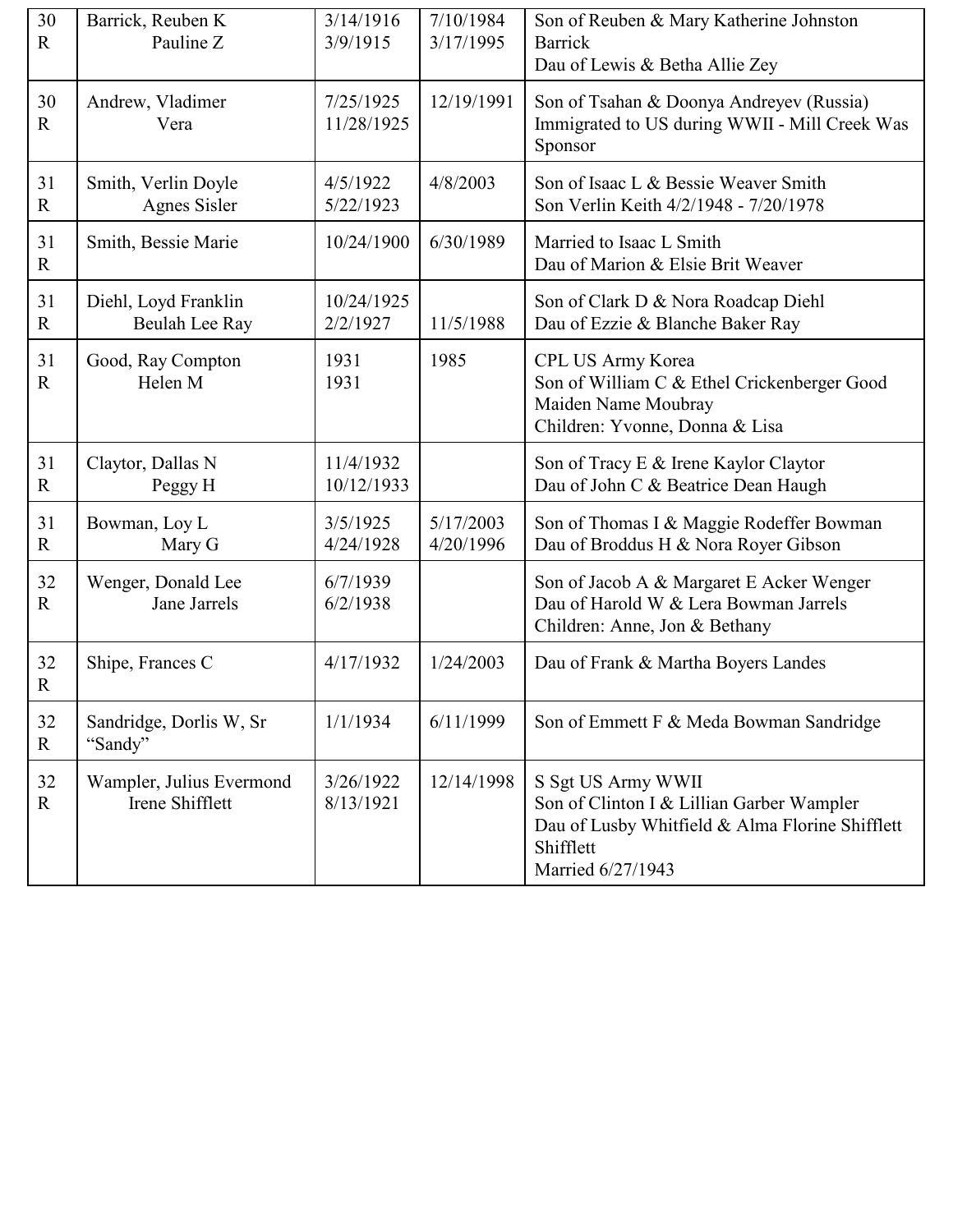| | | | | |
|---|---|---|---|---|
| 30 R | Barrick, Reuben K<br>Pauline Z | 3/14/1916<br>3/9/1915 | 7/10/1984<br>3/17/1995 | Son of Reuben & Mary Katherine Johnston Barrick<br>Dau of Lewis & Betha Allie Zey |
| 30 R | Andrew, Vladimer<br>Vera | 7/25/1925<br>11/28/1925 | 12/19/1991 | Son of Tsahan & Doonya Andreyev (Russia)<br>Immigrated to US during WWII - Mill Creek Was Sponsor |
| 31 R | Smith, Verlin Doyle<br>Agnes Sisler | 4/5/1922<br>5/22/1923 | 4/8/2003 | Son of Isaac L & Bessie Weaver Smith<br>Son Verlin Keith 4/2/1948 - 7/20/1978 |
| 31 R | Smith, Bessie Marie | 10/24/1900 | 6/30/1989 | Married to Isaac L Smith<br>Dau of Marion & Elsie Brit Weaver |
| 31 R | Diehl, Loyd Franklin<br>Beulah Lee Ray | 10/24/1925<br>2/2/1927 | <br>11/5/1988 | Son of Clark D & Nora Roadcap Diehl<br>Dau of Ezzie & Blanche Baker Ray |
| 31 R | Good, Ray Compton<br>Helen M | 1931<br>1931 | 1985 | CPL US Army Korea<br>Son of William C & Ethel Crickenberger Good<br>Maiden Name Moubray<br>Children: Yvonne, Donna & Lisa |
| 31 R | Claytor, Dallas N<br>Peggy H | 11/4/1932<br>10/12/1933 | | Son of Tracy E & Irene Kaylor Claytor<br>Dau of John C & Beatrice Dean Haugh |
| 31 R | Bowman, Loy L<br>Mary G | 3/5/1925<br>4/24/1928 | 5/17/2003<br>4/20/1996 | Son of Thomas I & Maggie Rodeffer Bowman<br>Dau of Broddus H & Nora Royer Gibson |
| 32 R | Wenger, Donald Lee<br>Jane Jarrels | 6/7/1939<br>6/2/1938 | | Son of Jacob A & Margaret E Acker Wenger<br>Dau of Harold W & Lera Bowman Jarrels<br>Children: Anne, Jon & Bethany |
| 32 R | Shipe, Frances C | 4/17/1932 | 1/24/2003 | Dau of Frank & Martha Boyers Landes |
| 32 R | Sandridge, Dorlis W, Sr "Sandy" | 1/1/1934 | 6/11/1999 | Son of Emmett F & Meda Bowman Sandridge |
| 32 R | Wampler, Julius Evermond<br>Irene Shifflett | 3/26/1922<br>8/13/1921 | 12/14/1998 | S Sgt US Army WWII<br>Son of Clinton I & Lillian Garber Wampler<br>Dau of Lusby Whitfield & Alma Florine Shifflett Shifflett<br>Married 6/27/1943 |